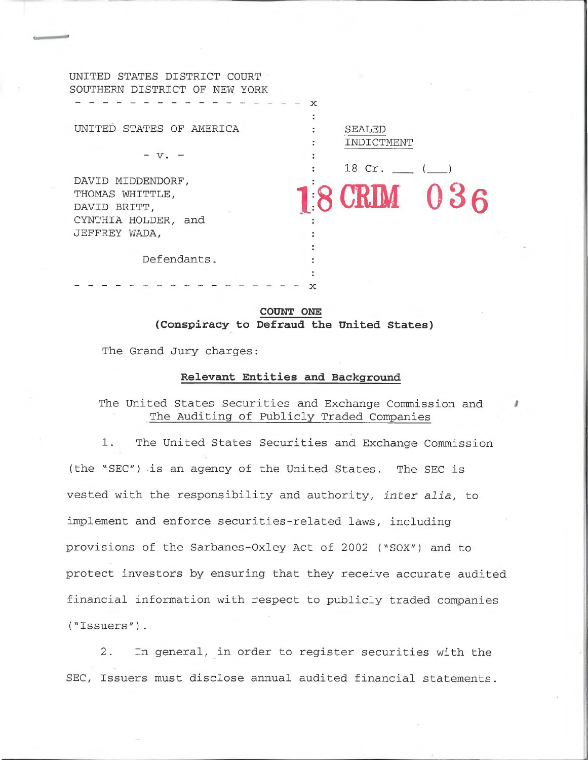UNITED STATES DISTRICT COURT
SOUTHERN DISTRICT OF NEW YORK

| | |
|---|---|
| UNITED STATES OF AMERICA | SEALED INDICTMENT |
| - v. - | 18 Cr. ___ (___) |
| DAVID MIDDENDORF, THOMAS WHITTLE, DAVID BRITT, CYNTHIA HOLDER, and JEFFREY WADA, | 18 CRIM 036 |
| Defendants. | |

**COUNT ONE**
**(Conspiracy to Defraud the United States)**

The Grand Jury charges:

**Relevant Entities and Background**

The United States Securities and Exchange Commission and The Auditing of Publicly Traded Companies

1. The United States Securities and Exchange Commission (the "SEC") is an agency of the United States. The SEC is vested with the responsibility and authority, *inter alia*, to implement and enforce securities-related laws, including provisions of the Sarbanes-Oxley Act of 2002 ("SOX") and to protect investors by ensuring that they receive accurate audited financial information with respect to publicly traded companies ("Issuers").

2. In general, in order to register securities with the SEC, Issuers must disclose annual audited financial statements.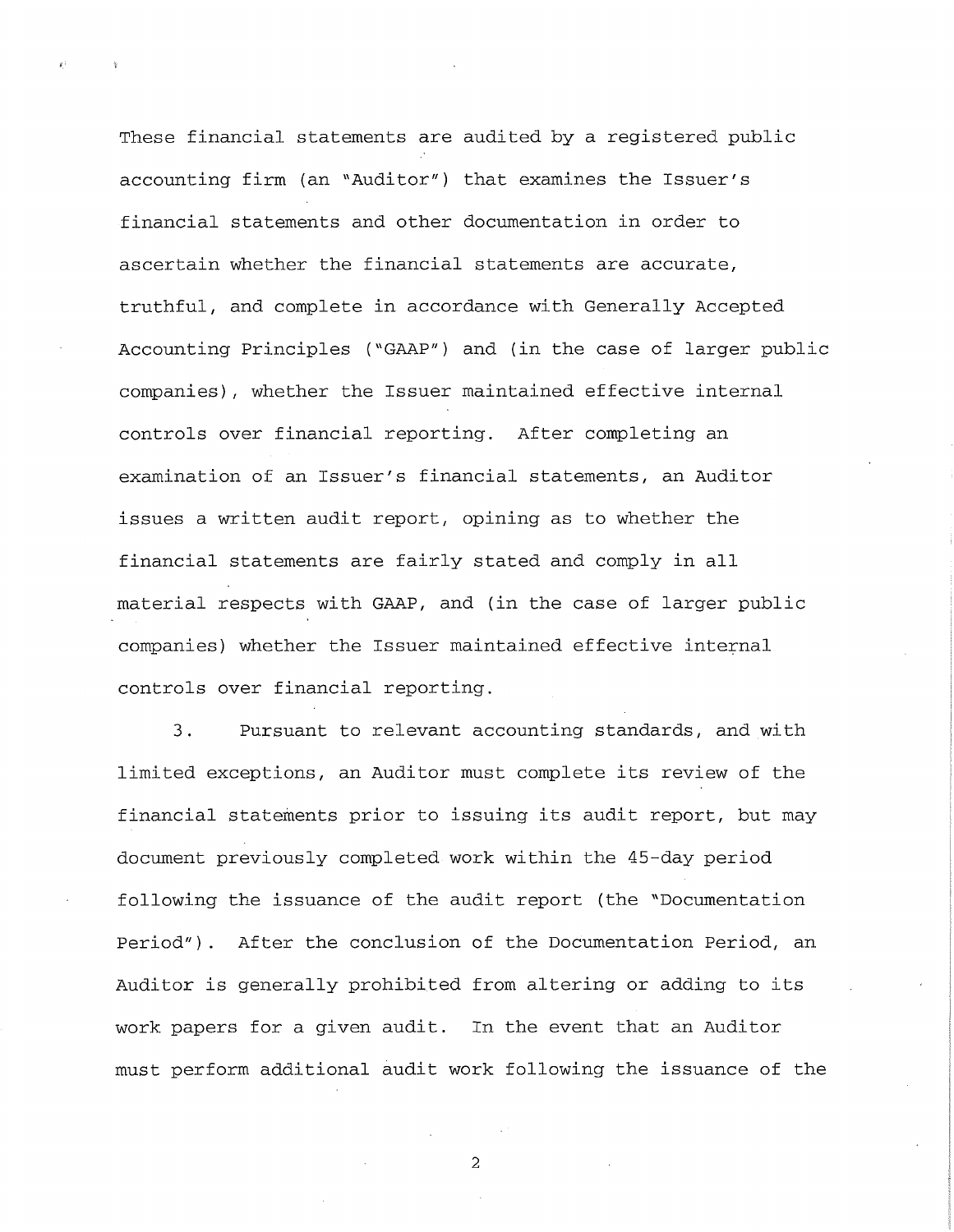These financial statements are audited by a registered public accounting firm (an "Auditor") that examines the Issuer's financial statements and other documentation in order to ascertain whether the financial statements are accurate, truthful, and complete in accordance with Generally Accepted Accounting Principles ("GAAP") and (in the case of larger public companies), whether the Issuer maintained effective internal controls over financial reporting. After completing an examination of an Issuer's financial statements, an Auditor issues a written audit report, opining as to whether the financial statements are fairly stated and comply in all material respects with GAAP, and (in the case of larger public companies) whether the Issuer maintained effective internal controls over financial reporting.

3. Pursuant to relevant accounting standards, and with limited exceptions, an Auditor must complete its review of the financial statements prior to issuing its audit report, but may document previously completed work within the 45-day period following the issuance of the audit report (the "Documentation Period"). After the conclusion of the Documentation Period, an Auditor is generally prohibited from altering or adding to its work papers for a given audit. In the event that an Auditor must perform additional audit work following the issuance of the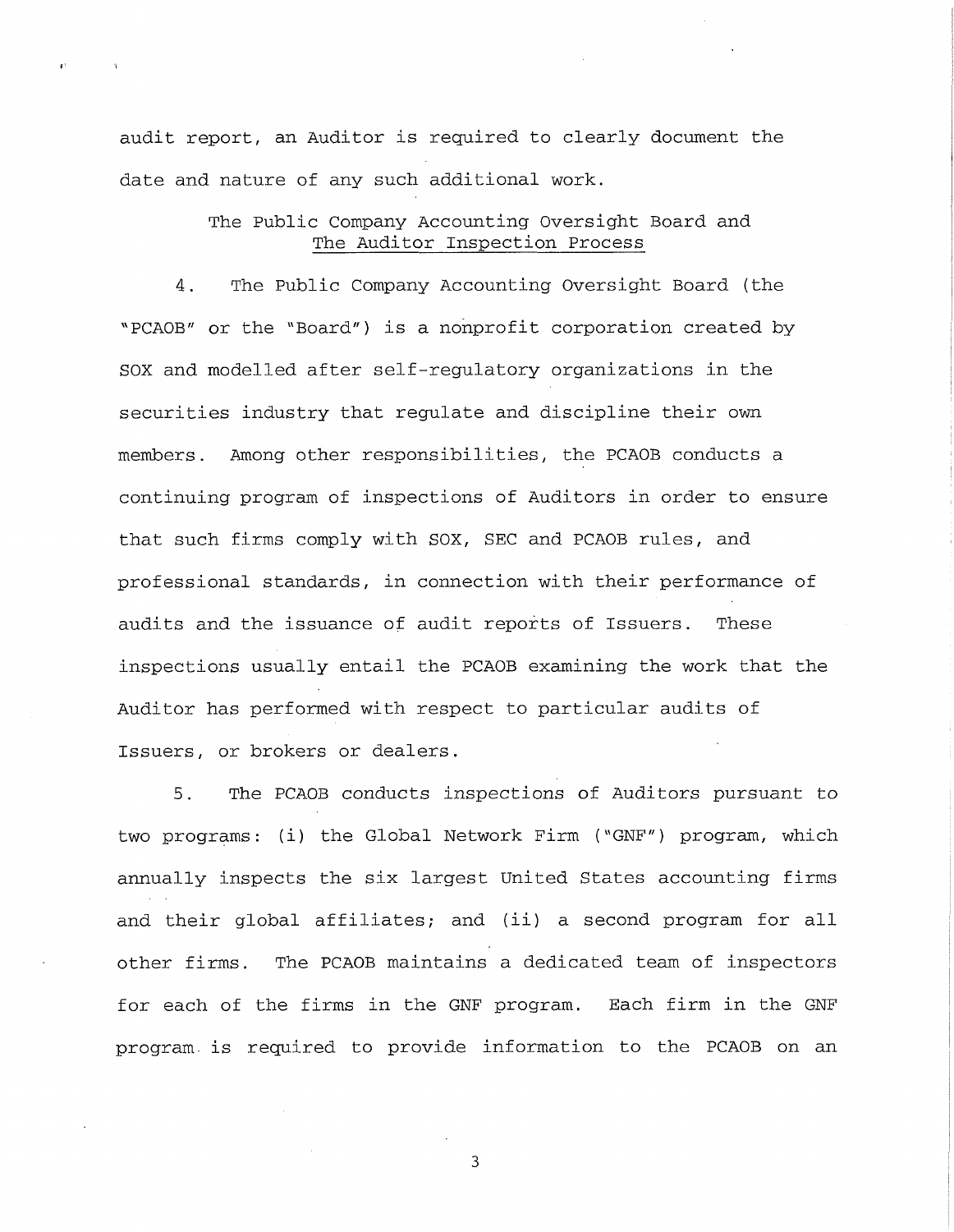audit report, an Auditor is required to clearly document the date and nature of any such additional work.

## The Public Company Accounting Oversight Board and The Auditor Inspection Process

4. The Public Company Accounting Oversight Board (the "PCAOB" or the "Board") is a nonprofit corporation created by SOX and modelled after self-regulatory organizations in the securities industry that regulate and discipline their own members. Among other responsibilities, the PCAOB conducts a continuing program of inspections of Auditors in order to ensure that such firms comply with SOX, SEC and PCAOB rules, and professional standards, in connection with their performance of audits and the issuance of audit reports of Issuers. These inspections usually entail the PCAOB examining the work that the Auditor has performed with respect to particular audits of Issuers, or brokers or dealers.

5. The PCAOB conducts inspections of Auditors pursuant to two programs: (i) the Global Network Firm ("GNF") program, which annually inspects the six largest United States accounting firms and their global affiliates; and (ii) a second program for all other firms. The PCAOB maintains a dedicated team of inspectors for each of the firms in the GNF program. Each firm in the GNF program is required to provide information to the PCAOB on an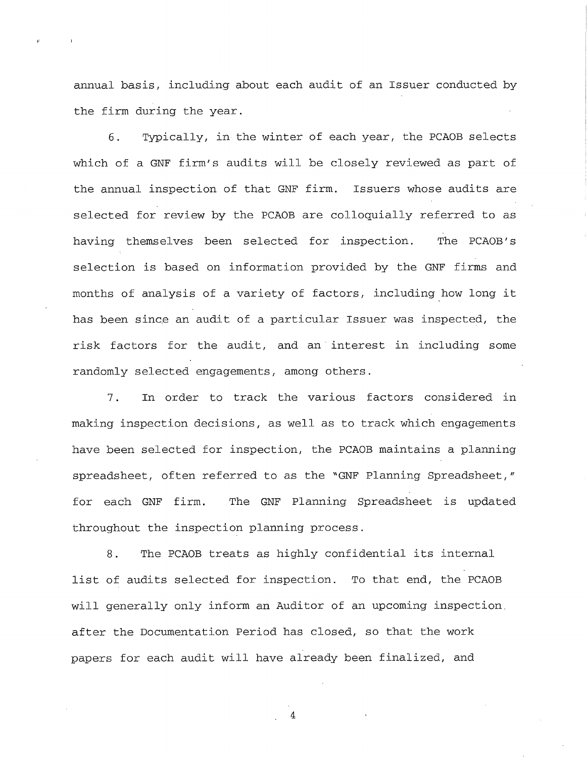annual basis, including about each audit of an Issuer conducted by the firm during the year.

6. Typically, in the winter of each year, the PCAOB selects which of a GNF firm's audits will be closely reviewed as part of the annual inspection of that GNF firm. Issuers whose audits are selected for review by the PCAOB are colloquially referred to as having themselves been selected for inspection. The PCAOB's selection is based on information provided by the GNF firms and months of analysis of a variety of factors, including how long it has been since an audit of a particular Issuer was inspected, the risk factors for the audit, and an interest in including some randomly selected engagements, among others.

7. In order to track the various factors considered in making inspection decisions, as well as to track which engagements have been selected for inspection, the PCAOB maintains a planning spreadsheet, often referred to as the "GNF Planning Spreadsheet," for each GNF firm. The GNF Planning Spreadsheet is updated throughout the inspection planning process.

8. The PCAOB treats as highly confidential its internal list of audits selected for inspection. To that end, the PCAOB will generally only inform an Auditor of an upcoming inspection after the Documentation Period has closed, so that the work papers for each audit will have already been finalized, and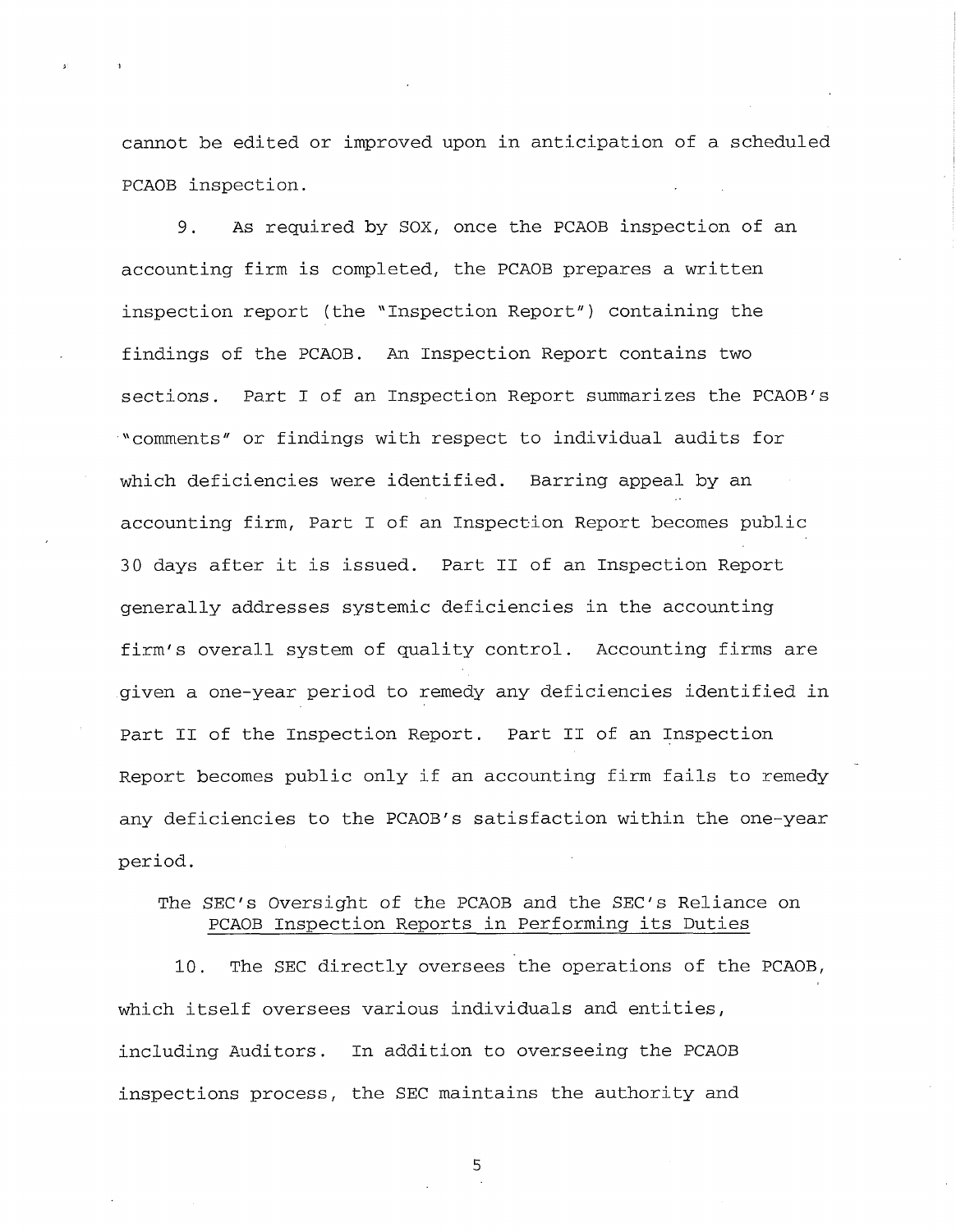cannot be edited or improved upon in anticipation of a scheduled PCAOB inspection.

9. As required by SOX, once the PCAOB inspection of an accounting firm is completed, the PCAOB prepares a written inspection report (the "Inspection Report") containing the findings of the PCAOB. An Inspection Report contains two sections. Part I of an Inspection Report summarizes the PCAOB's "comments" or findings with respect to individual audits for which deficiencies were identified. Barring appeal by an accounting firm, Part I of an Inspection Report becomes public 30 days after it is issued. Part II of an Inspection Report generally addresses systemic deficiencies in the accounting firm's overall system of quality control. Accounting firms are given a one-year period to remedy any deficiencies identified in Part II of the Inspection Report. Part II of an Inspection Report becomes public only if an accounting firm fails to remedy any deficiencies to the PCAOB's satisfaction within the one-year period.

The SEC's Oversight of the PCAOB and the SEC's Reliance on <u>PCAOB Inspection Reports in Performing its Duties</u>

10. The SEC directly oversees the operations of the PCAOB, which itself oversees various individuals and entities, including Auditors. In addition to overseeing the PCAOB inspections process, the SEC maintains the authority and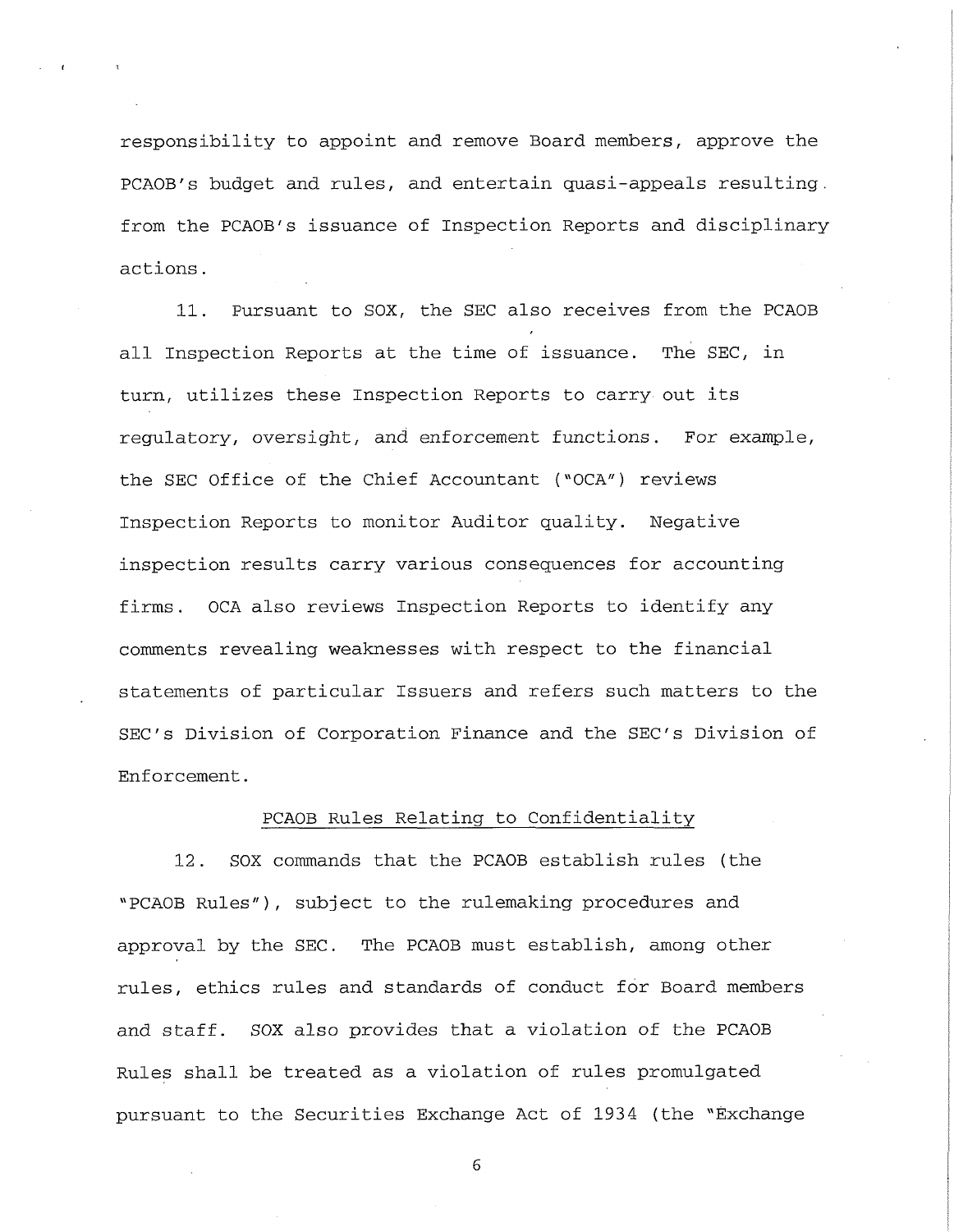responsibility to appoint and remove Board members, approve the PCAOB's budget and rules, and entertain quasi-appeals resulting from the PCAOB's issuance of Inspection Reports and disciplinary actions.

11. Pursuant to SOX, the SEC also receives from the PCAOB all Inspection Reports at the time of issuance. The SEC, in turn, utilizes these Inspection Reports to carry out its regulatory, oversight, and enforcement functions. For example, the SEC Office of the Chief Accountant ("OCA") reviews Inspection Reports to monitor Auditor quality. Negative inspection results carry various consequences for accounting firms. OCA also reviews Inspection Reports to identify any comments revealing weaknesses with respect to the financial statements of particular Issuers and refers such matters to the SEC's Division of Corporation Finance and the SEC's Division of Enforcement.

PCAOB Rules Relating to Confidentiality

12. SOX commands that the PCAOB establish rules (the "PCAOB Rules"), subject to the rulemaking procedures and approval by the SEC. The PCAOB must establish, among other rules, ethics rules and standards of conduct for Board members and staff. SOX also provides that a violation of the PCAOB Rules shall be treated as a violation of rules promulgated pursuant to the Securities Exchange Act of 1934 (the "Exchange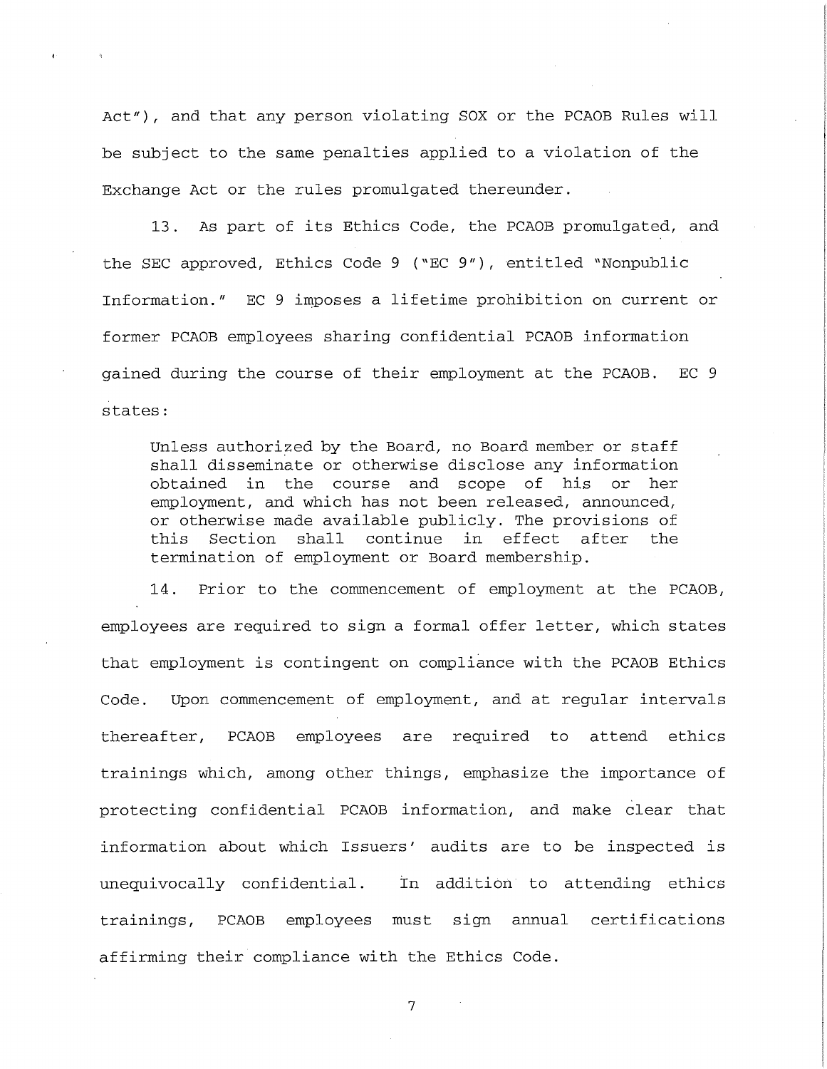Act"), and that any person violating SOX or the PCAOB Rules will be subject to the same penalties applied to a violation of the Exchange Act or the rules promulgated thereunder.

13. As part of its Ethics Code, the PCAOB promulgated, and the SEC approved, Ethics Code 9 ("EC 9"), entitled "Nonpublic Information." EC 9 imposes a lifetime prohibition on current or former PCAOB employees sharing confidential PCAOB information gained during the course of their employment at the PCAOB. EC 9 states:

> Unless authorized by the Board, no Board member or staff shall disseminate or otherwise disclose any information obtained in the course and scope of his or her employment, and which has not been released, announced, or otherwise made available publicly. The provisions of this Section shall continue in effect after the termination of employment or Board membership.

14. Prior to the commencement of employment at the PCAOB, employees are required to sign a formal offer letter, which states that employment is contingent on compliance with the PCAOB Ethics Code. Upon commencement of employment, and at regular intervals thereafter, PCAOB employees are required to attend ethics trainings which, among other things, emphasize the importance of protecting confidential PCAOB information, and make clear that information about which Issuers' audits are to be inspected is unequivocally confidential. In addition to attending ethics trainings, PCAOB employees must sign annual certifications affirming their compliance with the Ethics Code.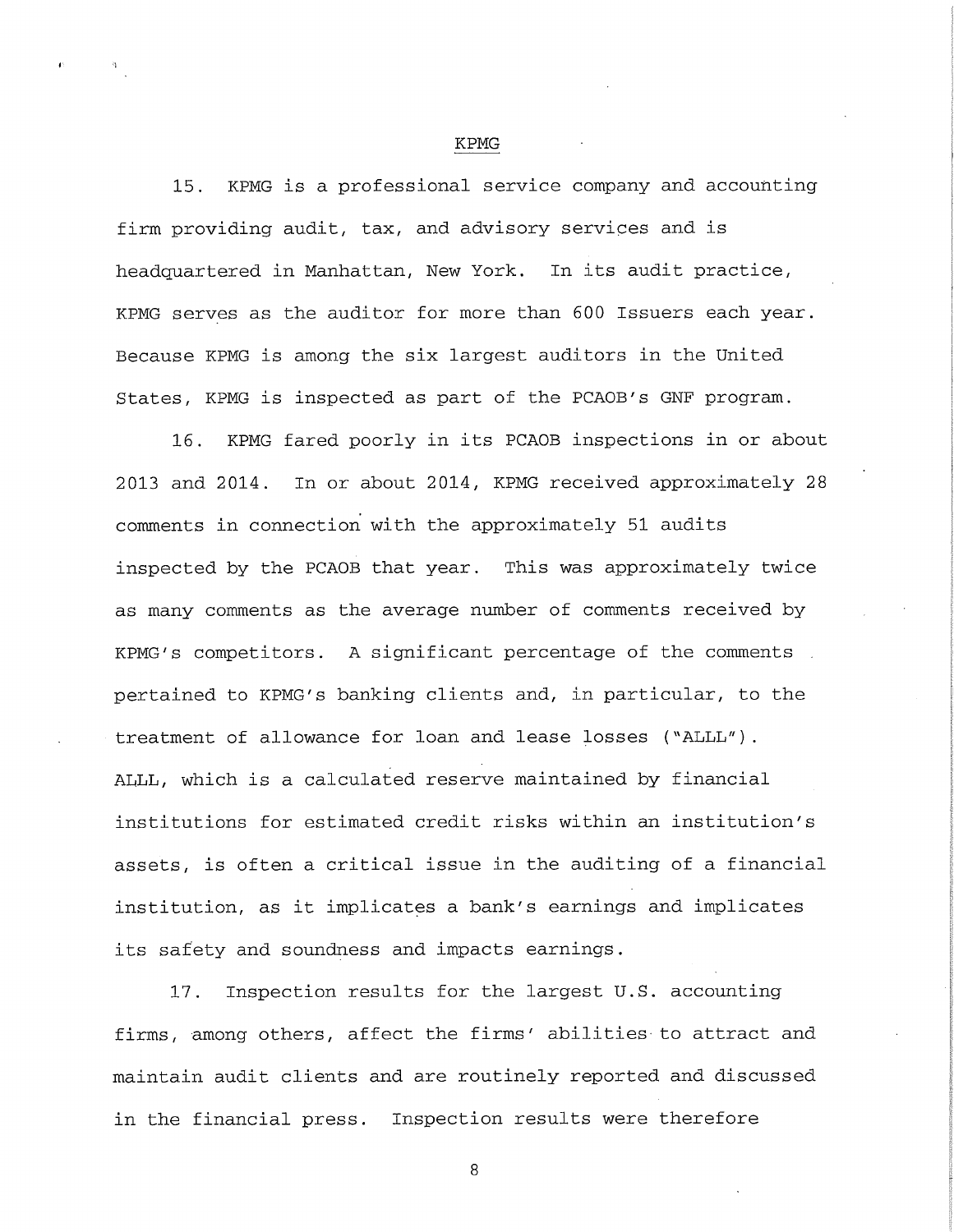## KPMG

15. KPMG is a professional service company and accounting firm providing audit, tax, and advisory services and is headquartered in Manhattan, New York. In its audit practice, KPMG serves as the auditor for more than 600 Issuers each year. Because KPMG is among the six largest auditors in the United States, KPMG is inspected as part of the PCAOB's GNF program.

16. KPMG fared poorly in its PCAOB inspections in or about 2013 and 2014. In or about 2014, KPMG received approximately 28 comments in connection with the approximately 51 audits inspected by the PCAOB that year. This was approximately twice as many comments as the average number of comments received by KPMG's competitors. A significant percentage of the comments pertained to KPMG's banking clients and, in particular, to the treatment of allowance for loan and lease losses ("ALLL"). ALLL, which is a calculated reserve maintained by financial institutions for estimated credit risks within an institution's assets, is often a critical issue in the auditing of a financial institution, as it implicates a bank's earnings and implicates its safety and soundness and impacts earnings.

17. Inspection results for the largest U.S. accounting firms, among others, affect the firms' abilities to attract and maintain audit clients and are routinely reported and discussed in the financial press. Inspection results were therefore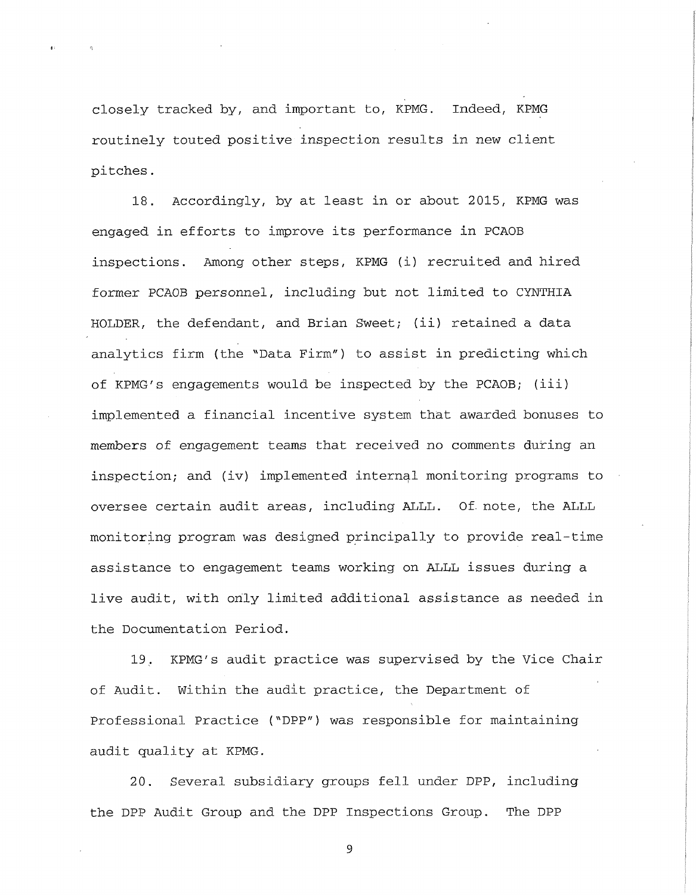closely tracked by, and important to, KPMG. Indeed, KPMG routinely touted positive inspection results in new client pitches.

18. Accordingly, by at least in or about 2015, KPMG was engaged in efforts to improve its performance in PCAOB inspections. Among other steps, KPMG (i) recruited and hired former PCAOB personnel, including but not limited to CYNTHIA HOLDER, the defendant, and Brian Sweet; (ii) retained a data analytics firm (the "Data Firm") to assist in predicting which of KPMG's engagements would be inspected by the PCAOB; (iii) implemented a financial incentive system that awarded bonuses to members of engagement teams that received no comments during an inspection; and (iv) implemented internal monitoring programs to oversee certain audit areas, including ALLL. Of note, the ALLL monitoring program was designed principally to provide real-time assistance to engagement teams working on ALLL issues during a live audit, with only limited additional assistance as needed in the Documentation Period.

19. KPMG's audit practice was supervised by the Vice Chair of Audit. Within the audit practice, the Department of Professional Practice ("DPP") was responsible for maintaining audit quality at KPMG.

20. Several subsidiary groups fell under DPP, including the DPP Audit Group and the DPP Inspections Group. The DPP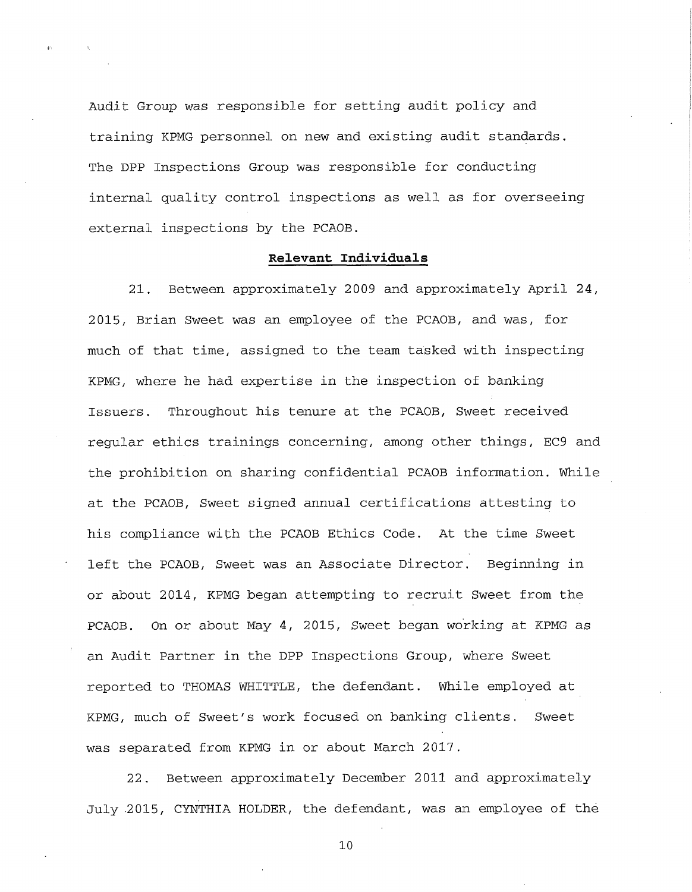Audit Group was responsible for setting audit policy and training KPMG personnel on new and existing audit standards. The DPP Inspections Group was responsible for conducting internal quality control inspections as well as for overseeing external inspections by the PCAOB.

**Relevant Individuals**

21. Between approximately 2009 and approximately April 24, 2015, Brian Sweet was an employee of the PCAOB, and was, for much of that time, assigned to the team tasked with inspecting KPMG, where he had expertise in the inspection of banking Issuers. Throughout his tenure at the PCAOB, Sweet received regular ethics trainings concerning, among other things, EC9 and the prohibition on sharing confidential PCAOB information. While at the PCAOB, Sweet signed annual certifications attesting to his compliance with the PCAOB Ethics Code. At the time Sweet left the PCAOB, Sweet was an Associate Director. Beginning in or about 2014, KPMG began attempting to recruit Sweet from the PCAOB. On or about May 4, 2015, Sweet began working at KPMG as an Audit Partner in the DPP Inspections Group, where Sweet reported to THOMAS WHITTLE, the defendant. While employed at KPMG, much of Sweet's work focused on banking clients. Sweet was separated from KPMG in or about March 2017.

22. Between approximately December 2011 and approximately July 2015, CYNTHIA HOLDER, the defendant, was an employee of the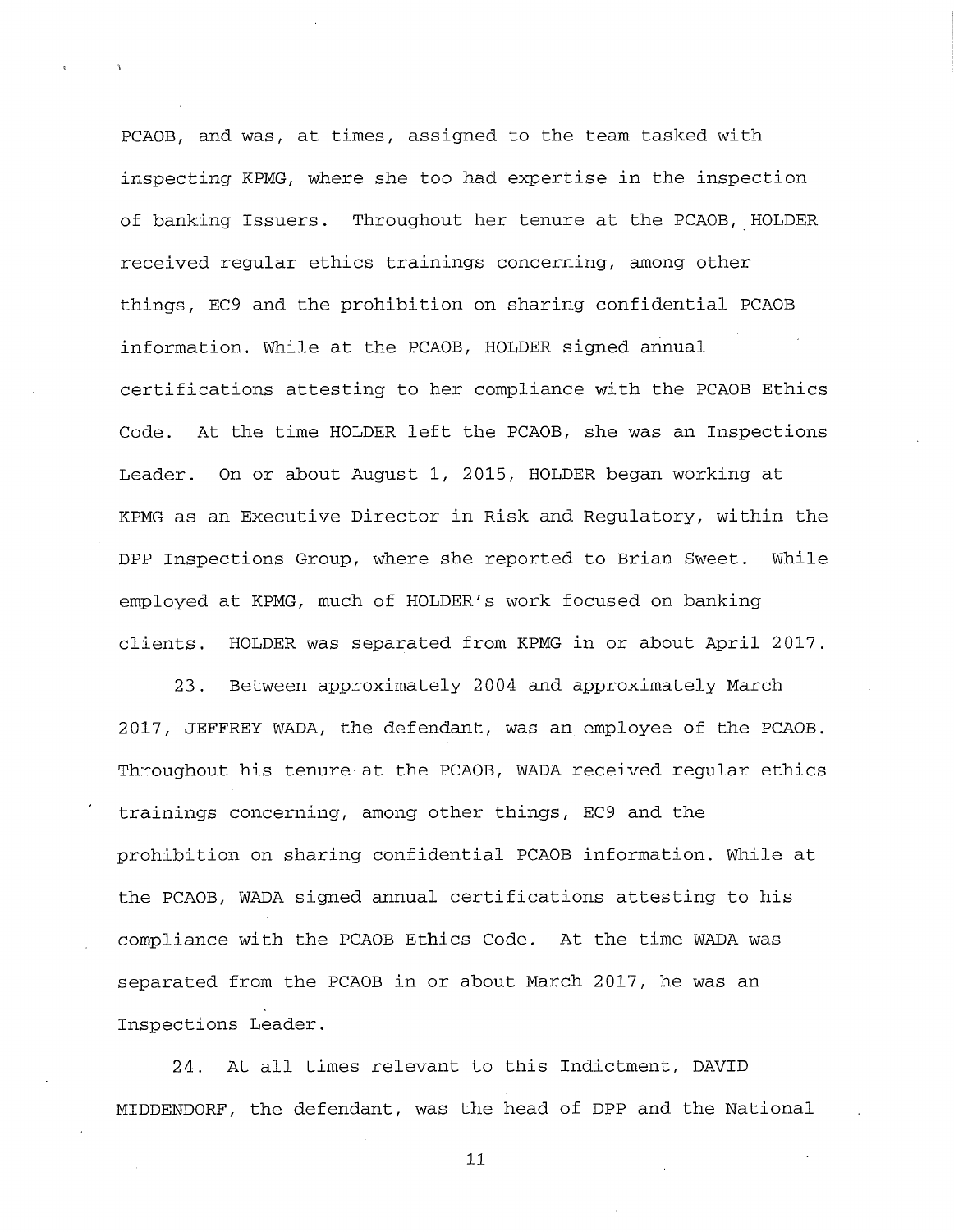PCAOB, and was, at times, assigned to the team tasked with inspecting KPMG, where she too had expertise in the inspection of banking Issuers. Throughout her tenure at the PCAOB, HOLDER received regular ethics trainings concerning, among other things, EC9 and the prohibition on sharing confidential PCAOB information. While at the PCAOB, HOLDER signed annual certifications attesting to her compliance with the PCAOB Ethics Code. At the time HOLDER left the PCAOB, she was an Inspections Leader. On or about August 1, 2015, HOLDER began working at KPMG as an Executive Director in Risk and Regulatory, within the DPP Inspections Group, where she reported to Brian Sweet. While employed at KPMG, much of HOLDER's work focused on banking clients. HOLDER was separated from KPMG in or about April 2017.

23. Between approximately 2004 and approximately March 2017, JEFFREY WADA, the defendant, was an employee of the PCAOB. Throughout his tenure at the PCAOB, WADA received regular ethics trainings concerning, among other things, EC9 and the prohibition on sharing confidential PCAOB information. While at the PCAOB, WADA signed annual certifications attesting to his compliance with the PCAOB Ethics Code. At the time WADA was separated from the PCAOB in or about March 2017, he was an Inspections Leader.

24. At all times relevant to this Indictment, DAVID MIDDENDORF, the defendant, was the head of DPP and the National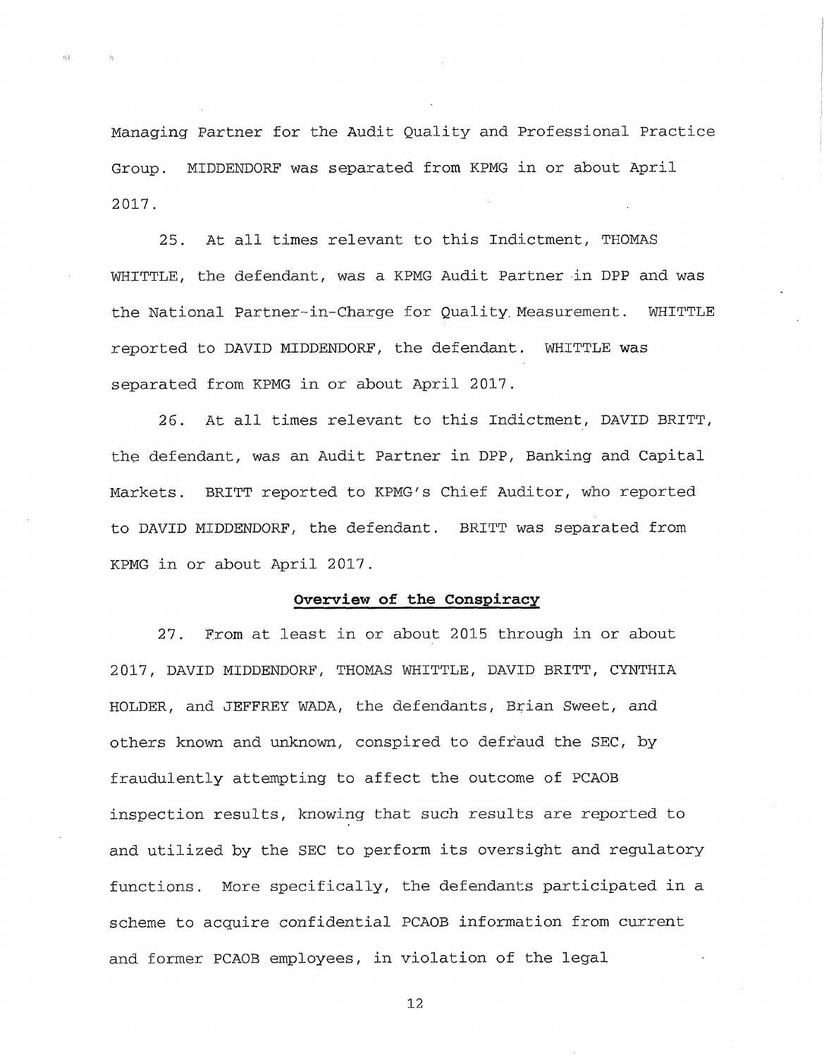Managing Partner for the Audit Quality and Professional Practice Group. MIDDENDORF was separated from KPMG in or about April 2017.

25. At all times relevant to this Indictment, THOMAS WHITTLE, the defendant, was a KPMG Audit Partner in DPP and was the National Partner-in-Charge for Quality Measurement. WHITTLE reported to DAVID MIDDENDORF, the defendant. WHITTLE was separated from KPMG in or about April 2017.

26. At all times relevant to this Indictment, DAVID BRITT, the defendant, was an Audit Partner in DPP, Banking and Capital Markets. BRITT reported to KPMG's Chief Auditor, who reported to DAVID MIDDENDORF, the defendant. BRITT was separated from KPMG in or about April 2017.

**Overview of the Conspiracy**

27. From at least in or about 2015 through in or about 2017, DAVID MIDDENDORF, THOMAS WHITTLE, DAVID BRITT, CYNTHIA HOLDER, and JEFFREY WADA, the defendants, Brian Sweet, and others known and unknown, conspired to defraud the SEC, by fraudulently attempting to affect the outcome of PCAOB inspection results, knowing that such results are reported to and utilized by the SEC to perform its oversight and regulatory functions. More specifically, the defendants participated in a scheme to acquire confidential PCAOB information from current and former PCAOB employees, in violation of the legal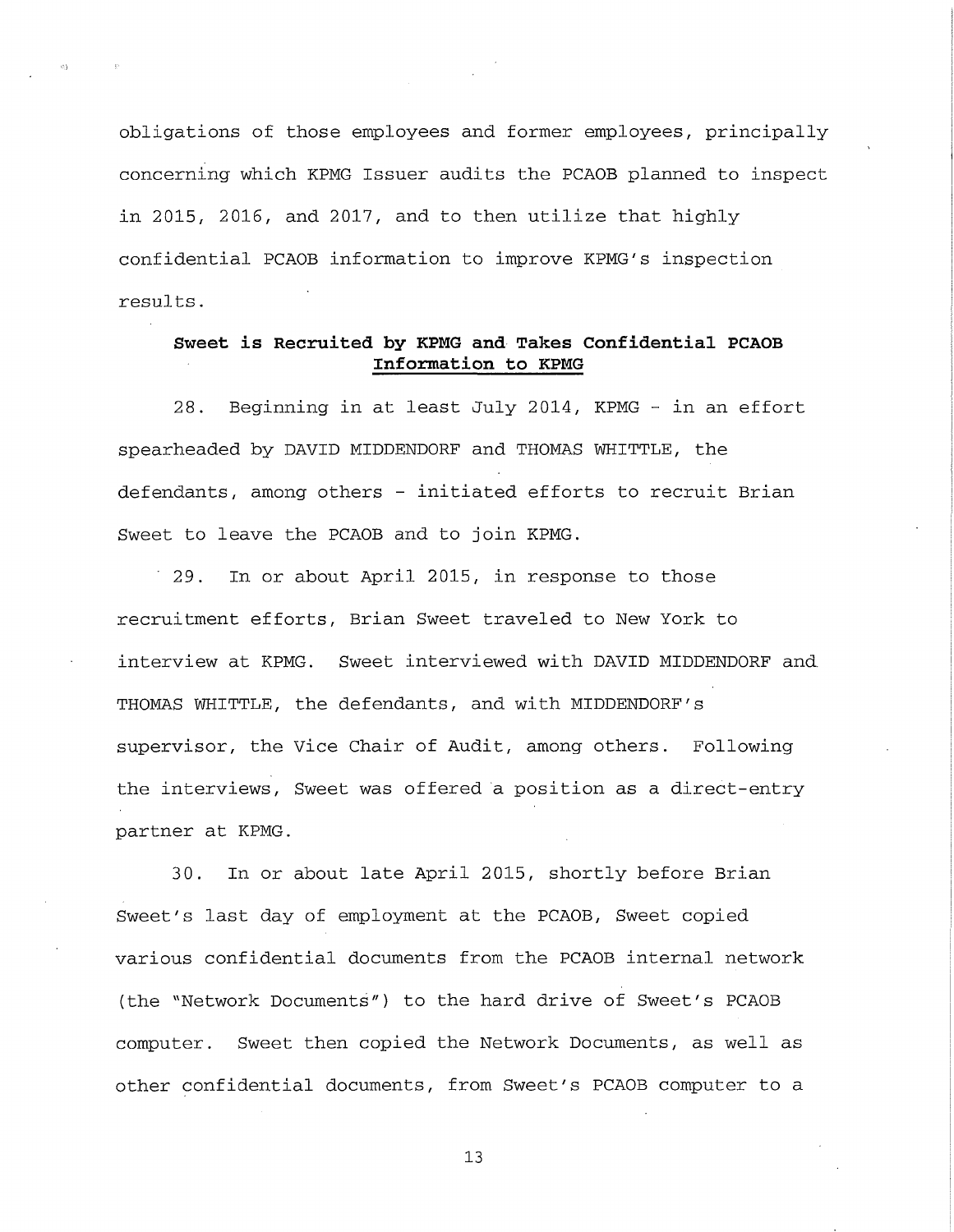obligations of those employees and former employees, principally concerning which KPMG Issuer audits the PCAOB planned to inspect in 2015, 2016, and 2017, and to then utilize that highly confidential PCAOB information to improve KPMG's inspection results.

**Sweet is Recruited by KPMG and Takes Confidential PCAOB Information to KPMG**

28. Beginning in at least July 2014, KPMG - in an effort spearheaded by DAVID MIDDENDORF and THOMAS WHITTLE, the defendants, among others - initiated efforts to recruit Brian Sweet to leave the PCAOB and to join KPMG.

29. In or about April 2015, in response to those recruitment efforts, Brian Sweet traveled to New York to interview at KPMG. Sweet interviewed with DAVID MIDDENDORF and THOMAS WHITTLE, the defendants, and with MIDDENDORF's supervisor, the Vice Chair of Audit, among others. Following the interviews, Sweet was offered a position as a direct-entry partner at KPMG.

30. In or about late April 2015, shortly before Brian Sweet's last day of employment at the PCAOB, Sweet copied various confidential documents from the PCAOB internal network (the "Network Documents") to the hard drive of Sweet's PCAOB computer. Sweet then copied the Network Documents, as well as other confidential documents, from Sweet's PCAOB computer to a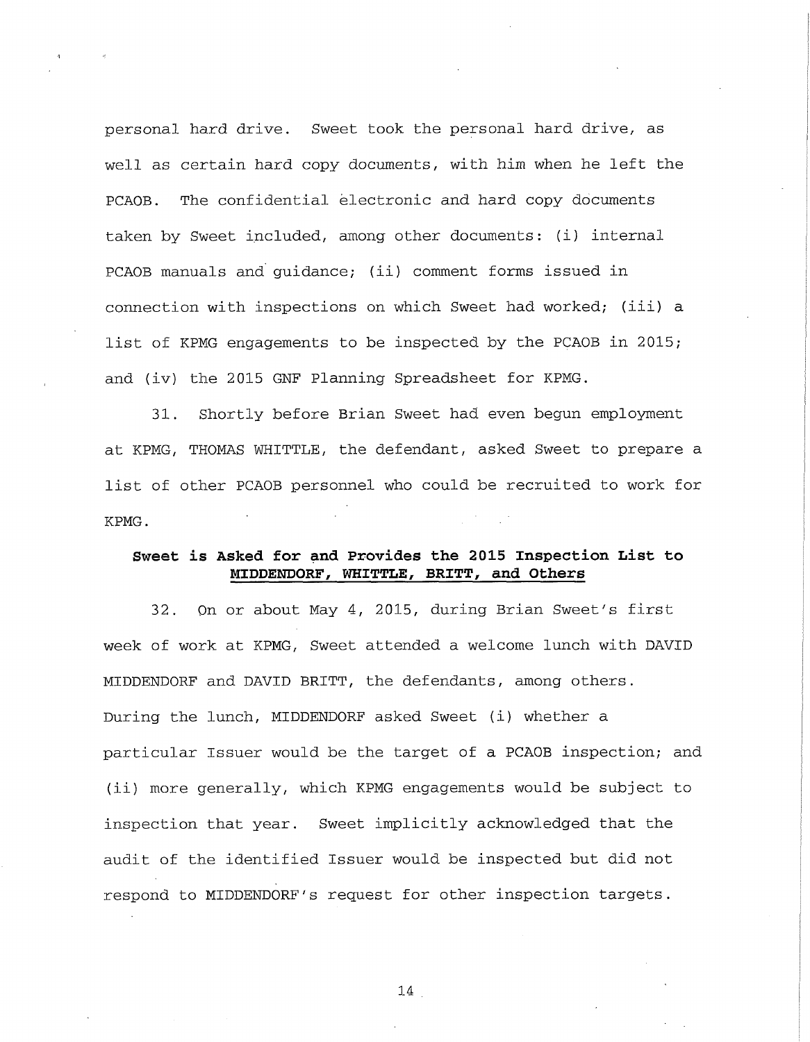personal hard drive. Sweet took the personal hard drive, as well as certain hard copy documents, with him when he left the PCAOB. The confidential electronic and hard copy documents taken by Sweet included, among other documents: (i) internal PCAOB manuals and guidance; (ii) comment forms issued in connection with inspections on which Sweet had worked; (iii) a list of KPMG engagements to be inspected by the PCAOB in 2015; and (iv) the 2015 GNF Planning Spreadsheet for KPMG.

31. Shortly before Brian Sweet had even begun employment at KPMG, THOMAS WHITTLE, the defendant, asked Sweet to prepare a list of other PCAOB personnel who could be recruited to work for KPMG.

**Sweet is Asked for and Provides the 2015 Inspection List to <u>MIDDENDORF, WHITTLE, BRITT, and Others</u>**

32. On or about May 4, 2015, during Brian Sweet's first week of work at KPMG, Sweet attended a welcome lunch with DAVID MIDDENDORF and DAVID BRITT, the defendants, among others. During the lunch, MIDDENDORF asked Sweet (i) whether a particular Issuer would be the target of a PCAOB inspection; and (ii) more generally, which KPMG engagements would be subject to inspection that year. Sweet implicitly acknowledged that the audit of the identified Issuer would be inspected but did not respond to MIDDENDORF's request for other inspection targets.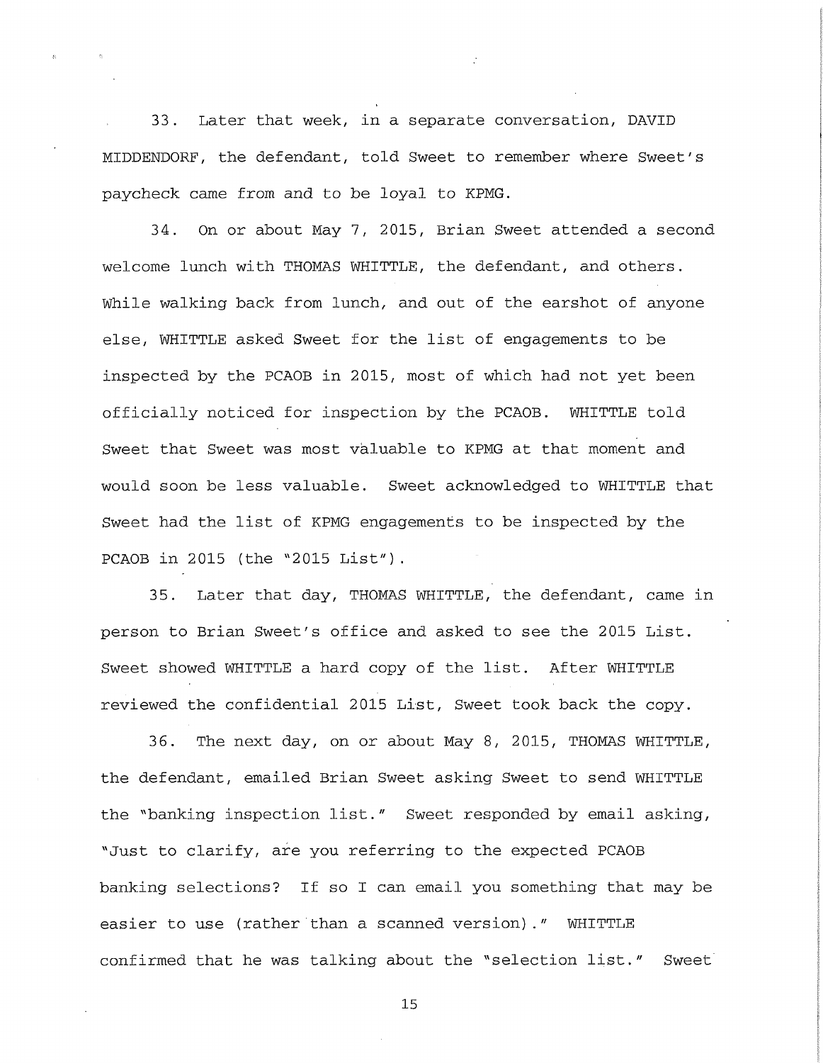33. Later that week, in a separate conversation, DAVID MIDDENDORF, the defendant, told Sweet to remember where Sweet's paycheck came from and to be loyal to KPMG.

34. On or about May 7, 2015, Brian Sweet attended a second welcome lunch with THOMAS WHITTLE, the defendant, and others. While walking back from lunch, and out of the earshot of anyone else, WHITTLE asked Sweet for the list of engagements to be inspected by the PCAOB in 2015, most of which had not yet been officially noticed for inspection by the PCAOB. WHITTLE told Sweet that Sweet was most valuable to KPMG at that moment and would soon be less valuable. Sweet acknowledged to WHITTLE that Sweet had the list of KPMG engagements to be inspected by the PCAOB in 2015 (the "2015 List").

35. Later that day, THOMAS WHITTLE, the defendant, came in person to Brian Sweet's office and asked to see the 2015 List. Sweet showed WHITTLE a hard copy of the list. After WHITTLE reviewed the confidential 2015 List, Sweet took back the copy.

36. The next day, on or about May 8, 2015, THOMAS WHITTLE, the defendant, emailed Brian Sweet asking Sweet to send WHITTLE the "banking inspection list." Sweet responded by email asking, "Just to clarify, are you referring to the expected PCAOB banking selections? If so I can email you something that may be easier to use (rather than a scanned version)." WHITTLE confirmed that he was talking about the "selection list." Sweet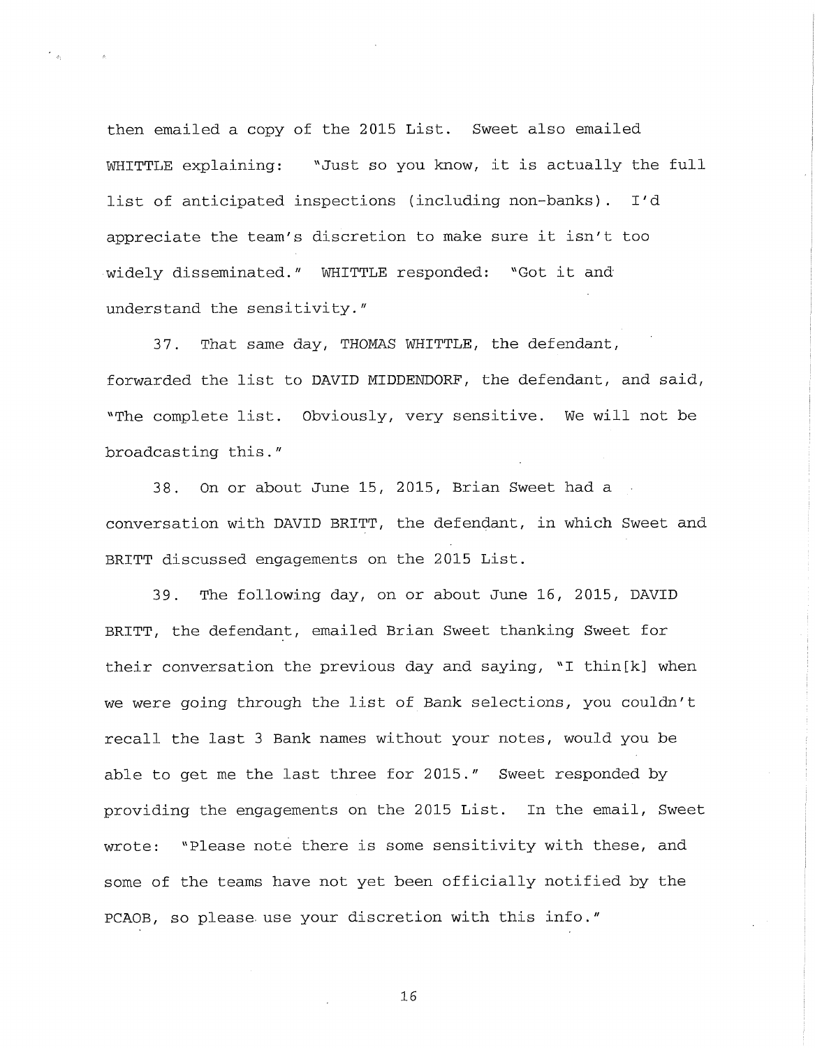then emailed a copy of the 2015 List. Sweet also emailed WHITTLE explaining: "Just so you know, it is actually the full list of anticipated inspections (including non-banks). I'd appreciate the team's discretion to make sure it isn't too widely disseminated." WHITTLE responded: "Got it and understand the sensitivity."

37. That same day, THOMAS WHITTLE, the defendant, forwarded the list to DAVID MIDDENDORF, the defendant, and said, "The complete list. Obviously, very sensitive. We will not be broadcasting this."

38. On or about June 15, 2015, Brian Sweet had a conversation with DAVID BRITT, the defendant, in which Sweet and BRITT discussed engagements on the 2015 List.

39. The following day, on or about June 16, 2015, DAVID BRITT, the defendant, emailed Brian Sweet thanking Sweet for their conversation the previous day and saying, "I thin[k] when we were going through the list of Bank selections, you couldn't recall the last 3 Bank names without your notes, would you be able to get me the last three for 2015." Sweet responded by providing the engagements on the 2015 List. In the email, Sweet wrote: "Please note there is some sensitivity with these, and some of the teams have not yet been officially notified by the PCAOB, so please use your discretion with this info."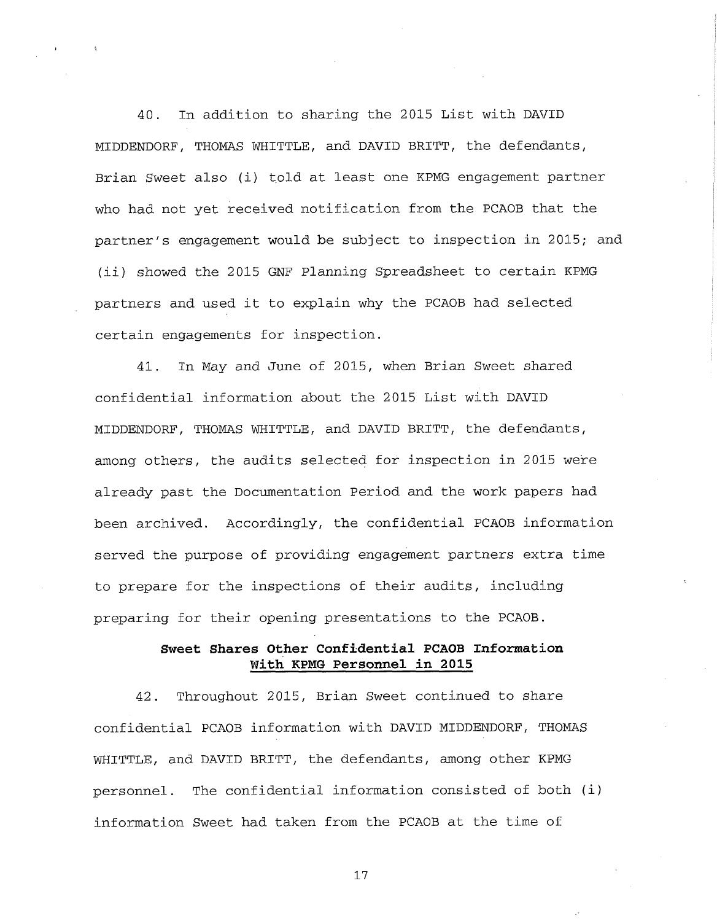40. In addition to sharing the 2015 List with DAVID MIDDENDORF, THOMAS WHITTLE, and DAVID BRITT, the defendants, Brian Sweet also (i) told at least one KPMG engagement partner who had not yet received notification from the PCAOB that the partner's engagement would be subject to inspection in 2015; and (ii) showed the 2015 GNF Planning Spreadsheet to certain KPMG partners and used it to explain why the PCAOB had selected certain engagements for inspection.

41. In May and June of 2015, when Brian Sweet shared confidential information about the 2015 List with DAVID MIDDENDORF, THOMAS WHITTLE, and DAVID BRITT, the defendants, among others, the audits selected for inspection in 2015 were already past the Documentation Period and the work papers had been archived. Accordingly, the confidential PCAOB information served the purpose of providing engagement partners extra time to prepare for the inspections of their audits, including preparing for their opening presentations to the PCAOB.

**Sweet Shares Other Confidential PCAOB Information With KPMG Personnel in 2015**

42. Throughout 2015, Brian Sweet continued to share confidential PCAOB information with DAVID MIDDENDORF, THOMAS WHITTLE, and DAVID BRITT, the defendants, among other KPMG personnel. The confidential information consisted of both (i) information Sweet had taken from the PCAOB at the time of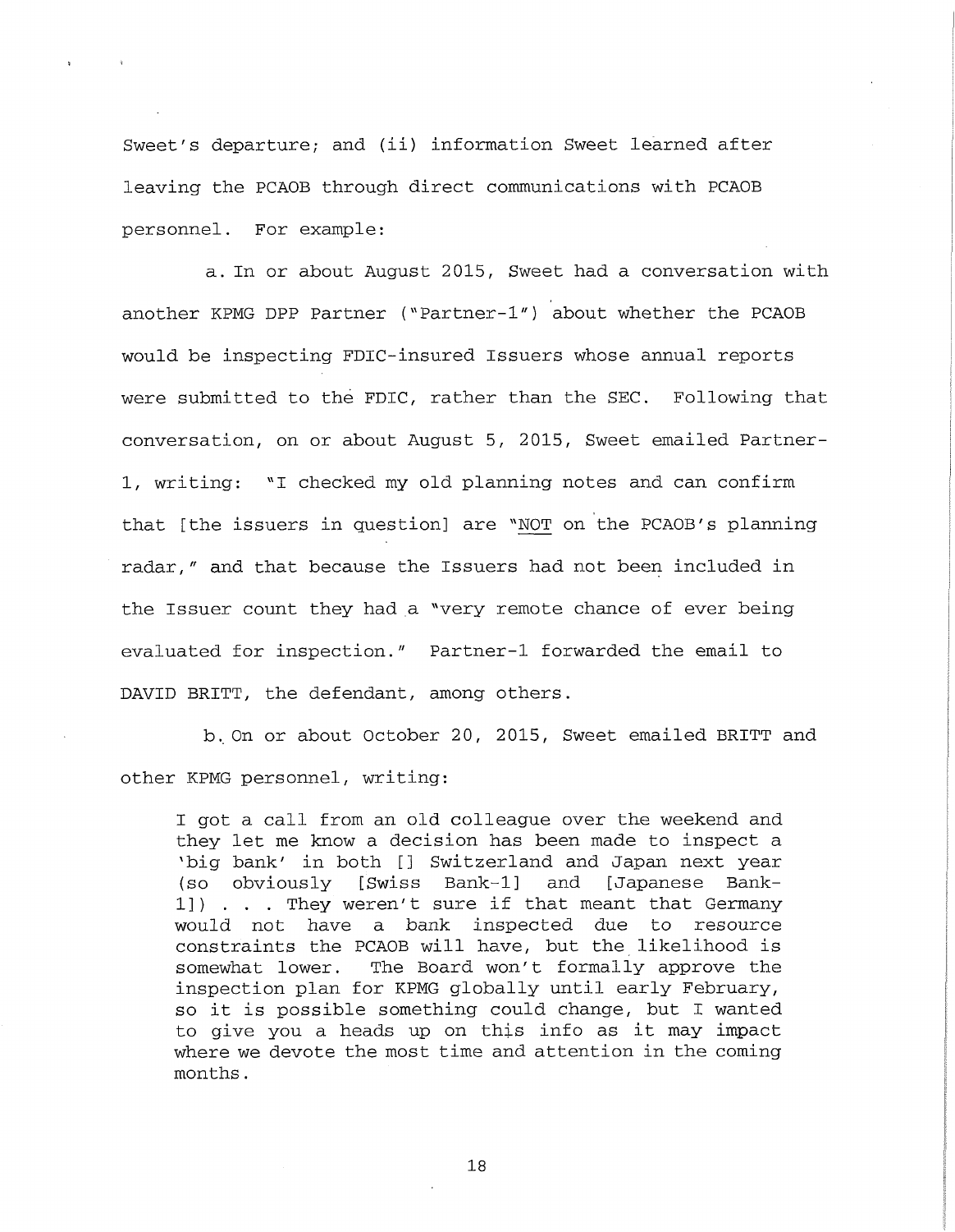Sweet's departure; and (ii) information Sweet learned after leaving the PCAOB through direct communications with PCAOB personnel. For example:

a. In or about August 2015, Sweet had a conversation with another KPMG DPP Partner ("Partner-1") about whether the PCAOB would be inspecting FDIC-insured Issuers whose annual reports were submitted to the FDIC, rather than the SEC. Following that conversation, on or about August 5, 2015, Sweet emailed Partner-1, writing: "I checked my old planning notes and can confirm that [the issuers in question] are "<u>NOT</u> on the PCAOB's planning radar," and that because the Issuers had not been included in the Issuer count they had a "very remote chance of ever being evaluated for inspection." Partner-1 forwarded the email to DAVID BRITT, the defendant, among others.

b. On or about October 20, 2015, Sweet emailed BRITT and other KPMG personnel, writing:

> I got a call from an old colleague over the weekend and they let me know a decision has been made to inspect a 'big bank' in both [] Switzerland and Japan next year (so obviously [Swiss Bank-1] and [Japanese Bank-1]) . . . They weren't sure if that meant that Germany would not have a bank inspected due to resource constraints the PCAOB will have, but the likelihood is somewhat lower. The Board won't formally approve the inspection plan for KPMG globally until early February, so it is possible something could change, but I wanted to give you a heads up on this info as it may impact where we devote the most time and attention in the coming months.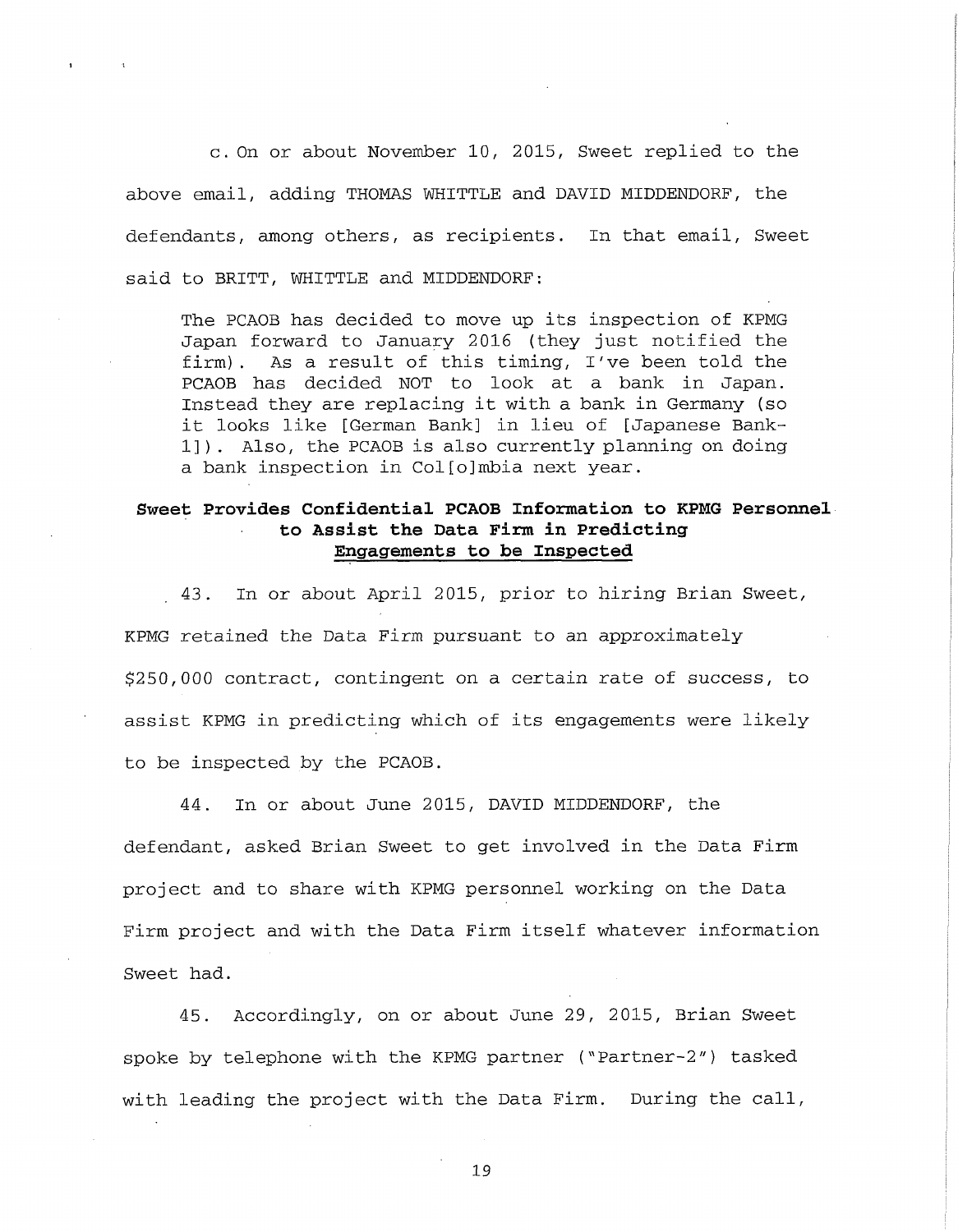c. On or about November 10, 2015, Sweet replied to the above email, adding THOMAS WHITTLE and DAVID MIDDENDORF, the defendants, among others, as recipients. In that email, Sweet said to BRITT, WHITTLE and MIDDENDORF:

> The PCAOB has decided to move up its inspection of KPMG Japan forward to January 2016 (they just notified the firm). As a result of this timing, I've been told the PCAOB has decided NOT to look at a bank in Japan. Instead they are replacing it with a bank in Germany (so it looks like [German Bank] in lieu of [Japanese Bank-1]). Also, the PCAOB is also currently planning on doing a bank inspection in Col[o]mbia next year.

**Sweet Provides Confidential PCAOB Information to KPMG Personnel to Assist the Data Firm in Predicting Engagements to be Inspected**

43. In or about April 2015, prior to hiring Brian Sweet, KPMG retained the Data Firm pursuant to an approximately $250,000 contract, contingent on a certain rate of success, to assist KPMG in predicting which of its engagements were likely to be inspected by the PCAOB.

44. In or about June 2015, DAVID MIDDENDORF, the defendant, asked Brian Sweet to get involved in the Data Firm project and to share with KPMG personnel working on the Data Firm project and with the Data Firm itself whatever information Sweet had.

45. Accordingly, on or about June 29, 2015, Brian Sweet spoke by telephone with the KPMG partner ("Partner-2") tasked with leading the project with the Data Firm. During the call,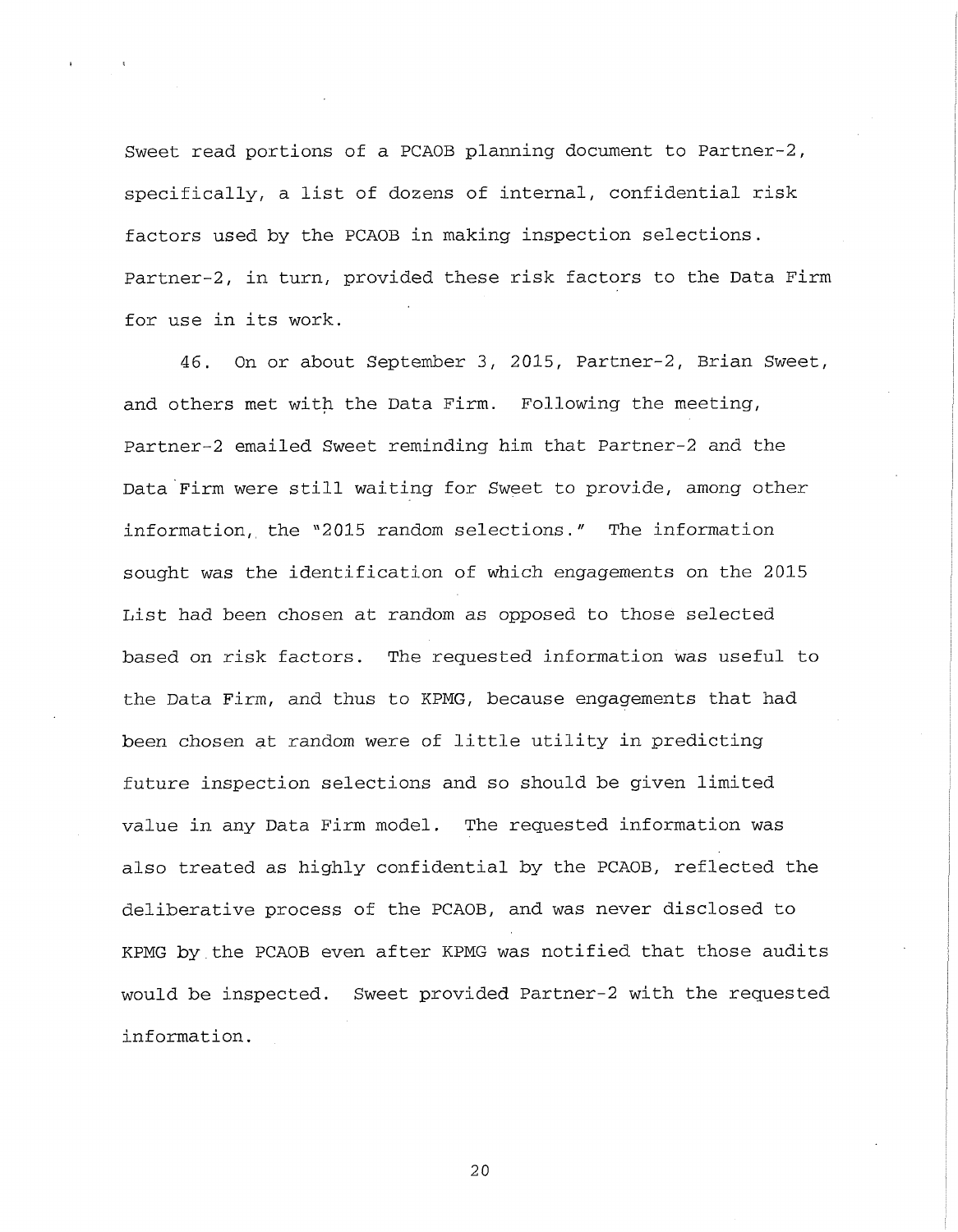Sweet read portions of a PCAOB planning document to Partner-2, specifically, a list of dozens of internal, confidential risk factors used by the PCAOB in making inspection selections. Partner-2, in turn, provided these risk factors to the Data Firm for use in its work.

46. On or about September 3, 2015, Partner-2, Brian Sweet, and others met with the Data Firm. Following the meeting, Partner-2 emailed Sweet reminding him that Partner-2 and the Data Firm were still waiting for Sweet to provide, among other information, the "2015 random selections." The information sought was the identification of which engagements on the 2015 List had been chosen at random as opposed to those selected based on risk factors. The requested information was useful to the Data Firm, and thus to KPMG, because engagements that had been chosen at random were of little utility in predicting future inspection selections and so should be given limited value in any Data Firm model. The requested information was also treated as highly confidential by the PCAOB, reflected the deliberative process of the PCAOB, and was never disclosed to KPMG by the PCAOB even after KPMG was notified that those audits would be inspected. Sweet provided Partner-2 with the requested information.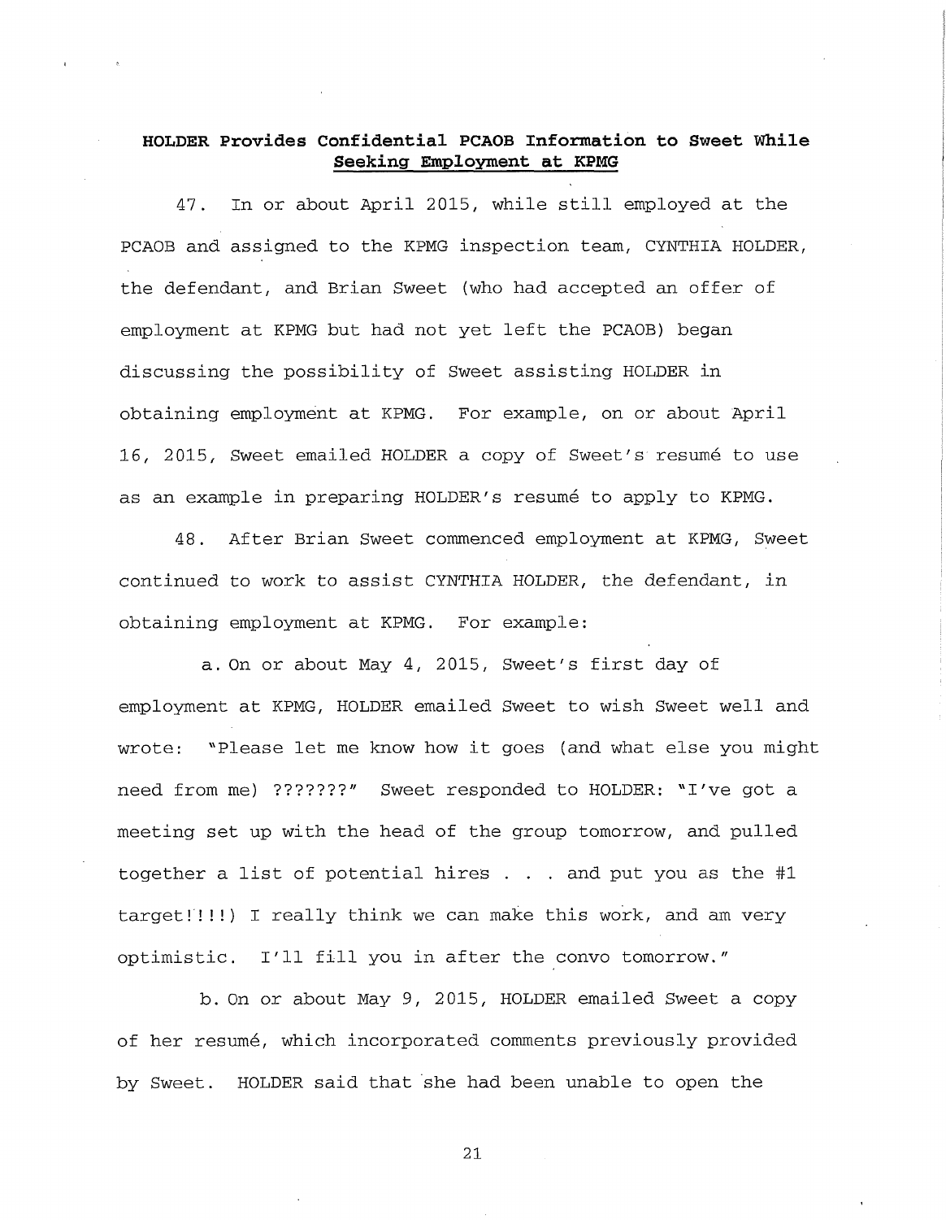**HOLDER Provides Confidential PCAOB Information to Sweet While Seeking Employment at KPMG**

47. In or about April 2015, while still employed at the PCAOB and assigned to the KPMG inspection team, CYNTHIA HOLDER, the defendant, and Brian Sweet (who had accepted an offer of employment at KPMG but had not yet left the PCAOB) began discussing the possibility of Sweet assisting HOLDER in obtaining employment at KPMG. For example, on or about April 16, 2015, Sweet emailed HOLDER a copy of Sweet's resumé to use as an example in preparing HOLDER's resumé to apply to KPMG.

48. After Brian Sweet commenced employment at KPMG, Sweet continued to work to assist CYNTHIA HOLDER, the defendant, in obtaining employment at KPMG. For example:

a. On or about May 4, 2015, Sweet's first day of employment at KPMG, HOLDER emailed Sweet to wish Sweet well and wrote: "Please let me know how it goes (and what else you might need from me) ???????" Sweet responded to HOLDER: "I've got a meeting set up with the head of the group tomorrow, and pulled together a list of potential hires . . . and put you as the #1 target!!!!) I really think we can make this work, and am very optimistic. I'll fill you in after the convo tomorrow."

b. On or about May 9, 2015, HOLDER emailed Sweet a copy of her resumé, which incorporated comments previously provided by Sweet. HOLDER said that she had been unable to open the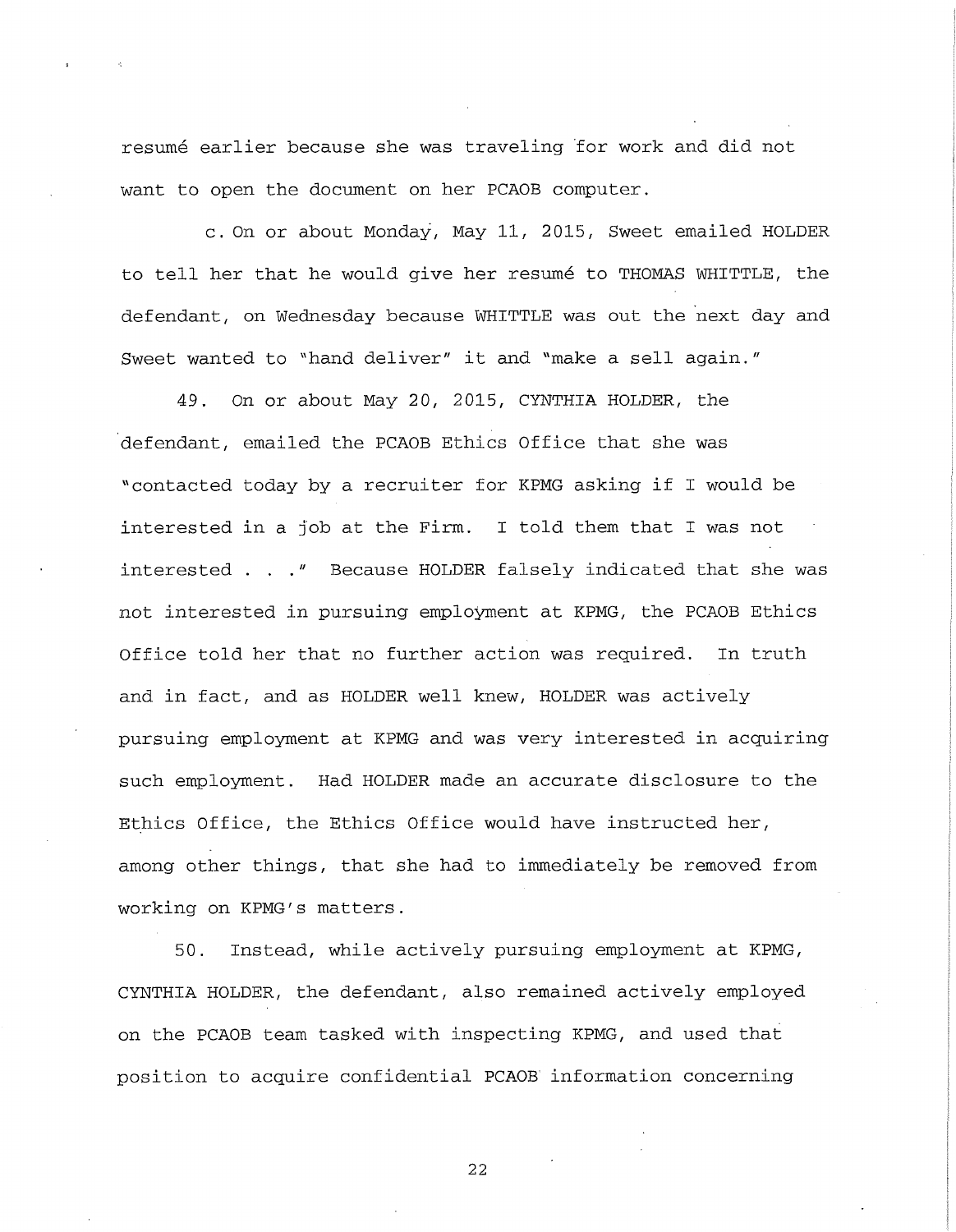resumé earlier because she was traveling for work and did not want to open the document on her PCAOB computer.

c. On or about Monday, May 11, 2015, Sweet emailed HOLDER to tell her that he would give her resumé to THOMAS WHITTLE, the defendant, on Wednesday because WHITTLE was out the next day and Sweet wanted to "hand deliver" it and "make a sell again."

49. On or about May 20, 2015, CYNTHIA HOLDER, the defendant, emailed the PCAOB Ethics Office that she was "contacted today by a recruiter for KPMG asking if I would be interested in a job at the Firm. I told them that I was not interested . . ." Because HOLDER falsely indicated that she was not interested in pursuing employment at KPMG, the PCAOB Ethics Office told her that no further action was required. In truth and in fact, and as HOLDER well knew, HOLDER was actively pursuing employment at KPMG and was very interested in acquiring such employment. Had HOLDER made an accurate disclosure to the Ethics Office, the Ethics Office would have instructed her, among other things, that she had to immediately be removed from working on KPMG's matters.

50. Instead, while actively pursuing employment at KPMG, CYNTHIA HOLDER, the defendant, also remained actively employed on the PCAOB team tasked with inspecting KPMG, and used that position to acquire confidential PCAOB information concerning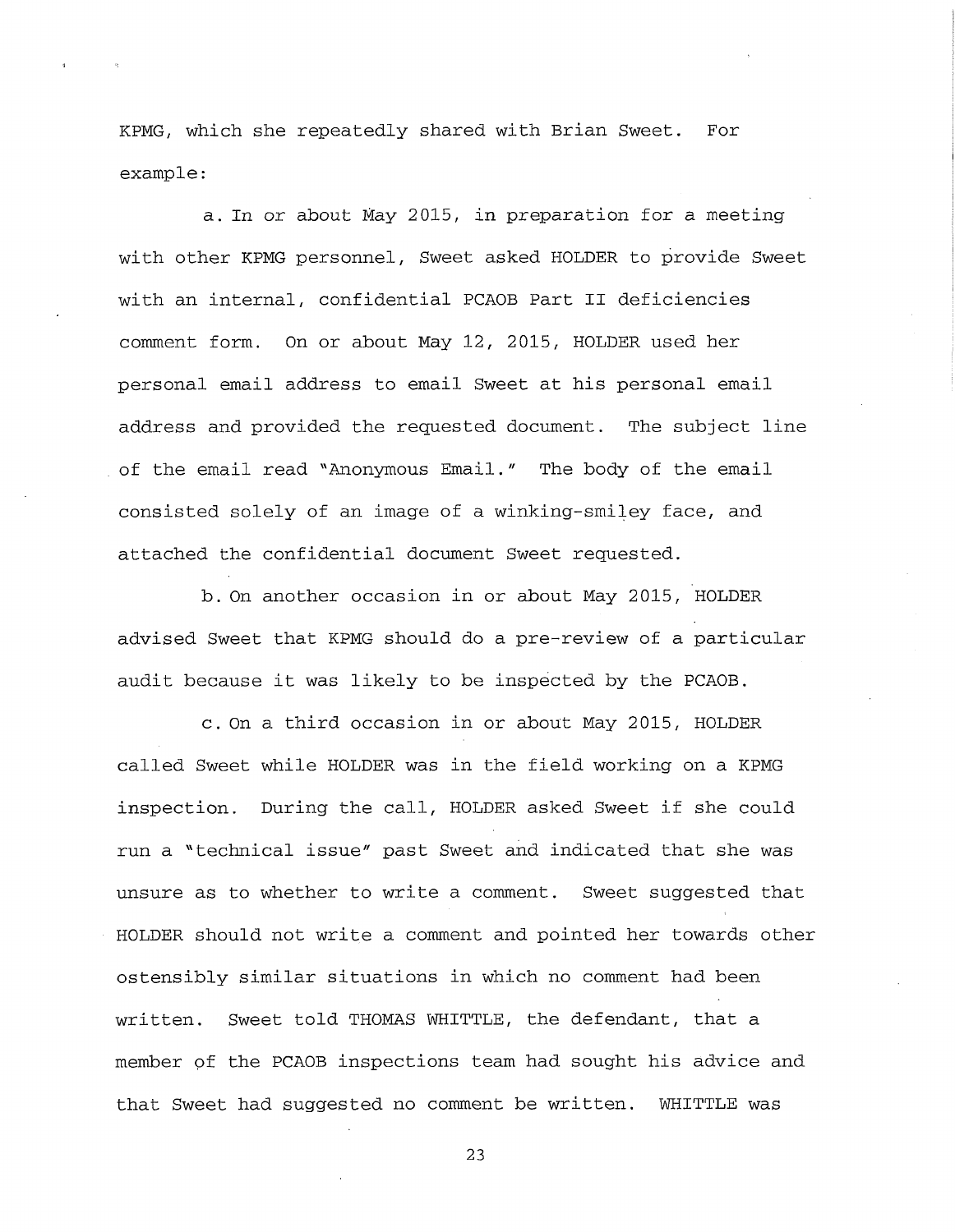KPMG, which she repeatedly shared with Brian Sweet. For example:

a. In or about May 2015, in preparation for a meeting with other KPMG personnel, Sweet asked HOLDER to provide Sweet with an internal, confidential PCAOB Part II deficiencies comment form. On or about May 12, 2015, HOLDER used her personal email address to email Sweet at his personal email address and provided the requested document. The subject line of the email read "Anonymous Email." The body of the email consisted solely of an image of a winking-smiley face, and attached the confidential document Sweet requested.

b. On another occasion in or about May 2015, HOLDER advised Sweet that KPMG should do a pre-review of a particular audit because it was likely to be inspected by the PCAOB.

c. On a third occasion in or about May 2015, HOLDER called Sweet while HOLDER was in the field working on a KPMG inspection. During the call, HOLDER asked Sweet if she could run a "technical issue" past Sweet and indicated that she was unsure as to whether to write a comment. Sweet suggested that HOLDER should not write a comment and pointed her towards other ostensibly similar situations in which no comment had been written. Sweet told THOMAS WHITTLE, the defendant, that a member of the PCAOB inspections team had sought his advice and that Sweet had suggested no comment be written. WHITTLE was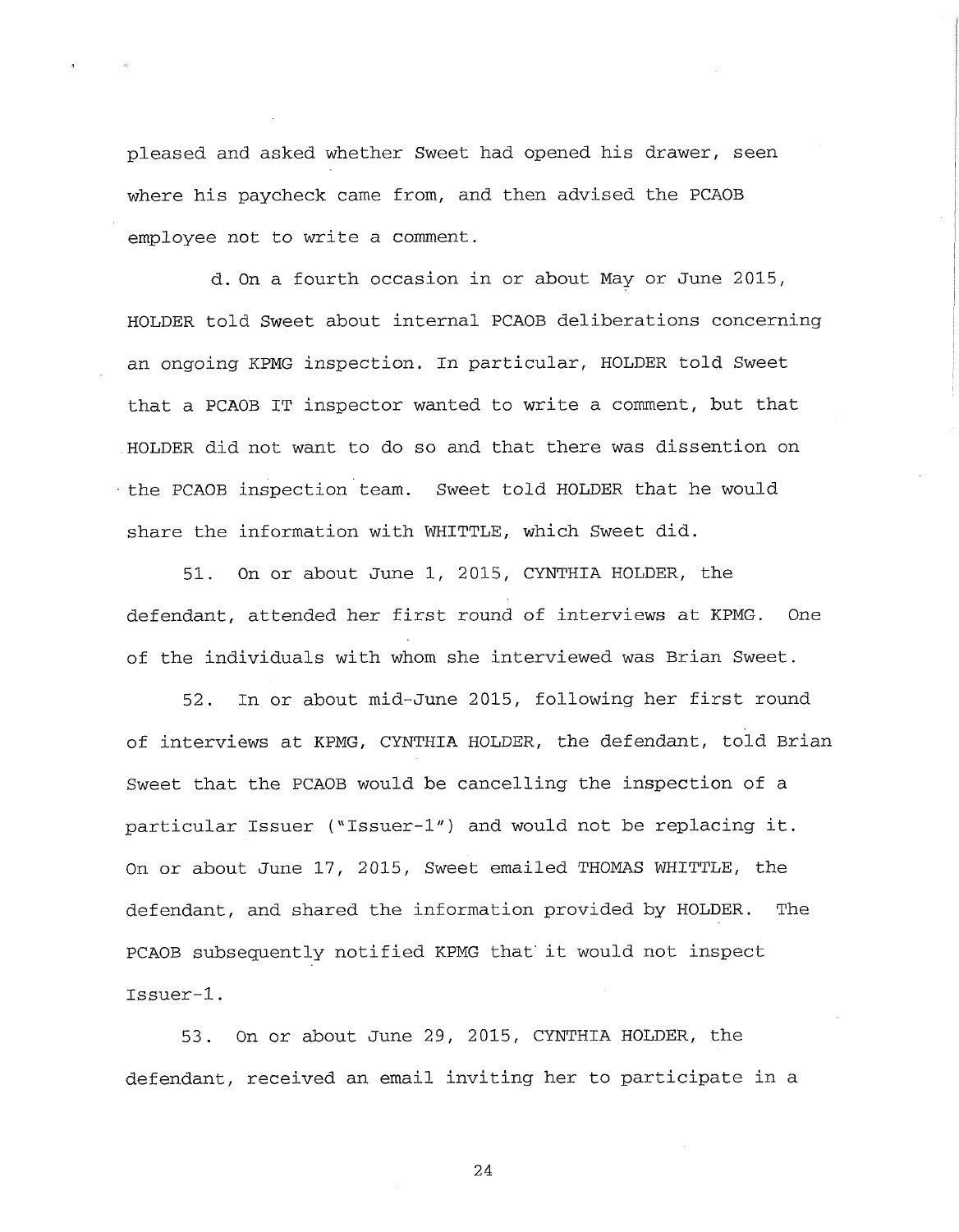pleased and asked whether Sweet had opened his drawer, seen where his paycheck came from, and then advised the PCAOB employee not to write a comment.

d. On a fourth occasion in or about May or June 2015, HOLDER told Sweet about internal PCAOB deliberations concerning an ongoing KPMG inspection. In particular, HOLDER told Sweet that a PCAOB IT inspector wanted to write a comment, but that HOLDER did not want to do so and that there was dissention on the PCAOB inspection team. Sweet told HOLDER that he would share the information with WHITTLE, which Sweet did.

51. On or about June 1, 2015, CYNTHIA HOLDER, the defendant, attended her first round of interviews at KPMG. One of the individuals with whom she interviewed was Brian Sweet.

52. In or about mid-June 2015, following her first round of interviews at KPMG, CYNTHIA HOLDER, the defendant, told Brian Sweet that the PCAOB would be cancelling the inspection of a particular Issuer ("Issuer-1") and would not be replacing it. On or about June 17, 2015, Sweet emailed THOMAS WHITTLE, the defendant, and shared the information provided by HOLDER. The PCAOB subsequently notified KPMG that it would not inspect Issuer-1.

53. On or about June 29, 2015, CYNTHIA HOLDER, the defendant, received an email inviting her to participate in a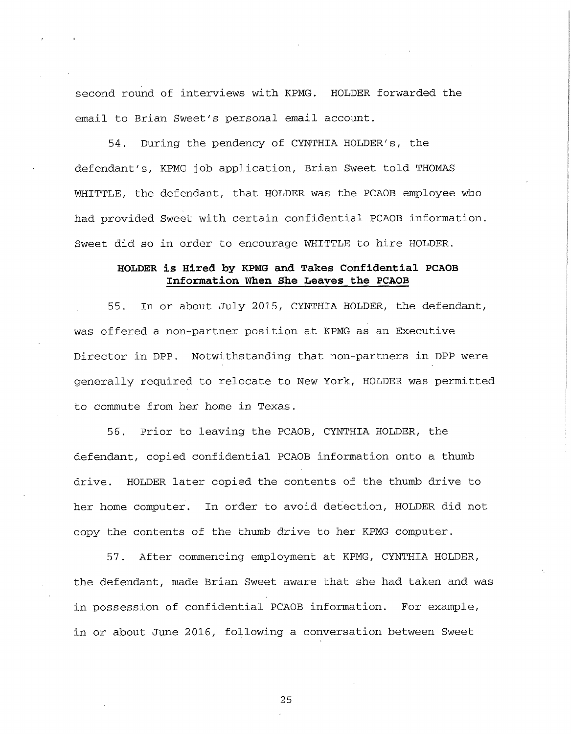second round of interviews with KPMG. HOLDER forwarded the email to Brian Sweet's personal email account.

54. During the pendency of CYNTHIA HOLDER's, the defendant's, KPMG job application, Brian Sweet told THOMAS WHITTLE, the defendant, that HOLDER was the PCAOB employee who had provided Sweet with certain confidential PCAOB information. Sweet did so in order to encourage WHITTLE to hire HOLDER.

**HOLDER is Hired by KPMG and Takes Confidential PCAOB <u>Information When She Leaves the PCAOB</u>**

55. In or about July 2015, CYNTHIA HOLDER, the defendant, was offered a non-partner position at KPMG as an Executive Director in DPP. Notwithstanding that non-partners in DPP were generally required to relocate to New York, HOLDER was permitted to commute from her home in Texas.

56. Prior to leaving the PCAOB, CYNTHIA HOLDER, the defendant, copied confidential PCAOB information onto a thumb drive. HOLDER later copied the contents of the thumb drive to her home computer. In order to avoid detection, HOLDER did not copy the contents of the thumb drive to her KPMG computer.

57. After commencing employment at KPMG, CYNTHIA HOLDER, the defendant, made Brian Sweet aware that she had taken and was in possession of confidential PCAOB information. For example, in or about June 2016, following a conversation between Sweet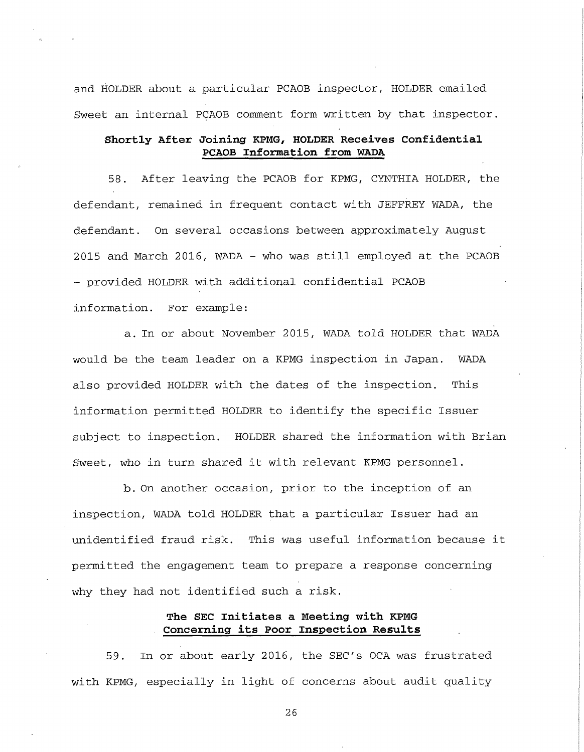and HOLDER about a particular PCAOB inspector, HOLDER emailed Sweet an internal PCAOB comment form written by that inspector.

**Shortly After Joining KPMG, HOLDER Receives Confidential PCAOB Information from WADA**

58. After leaving the PCAOB for KPMG, CYNTHIA HOLDER, the defendant, remained in frequent contact with JEFFREY WADA, the defendant. On several occasions between approximately August 2015 and March 2016, WADA – who was still employed at the PCAOB – provided HOLDER with additional confidential PCAOB information. For example:

a. In or about November 2015, WADA told HOLDER that WADA would be the team leader on a KPMG inspection in Japan. WADA also provided HOLDER with the dates of the inspection. This information permitted HOLDER to identify the specific Issuer subject to inspection. HOLDER shared the information with Brian Sweet, who in turn shared it with relevant KPMG personnel.

b. On another occasion, prior to the inception of an inspection, WADA told HOLDER that a particular Issuer had an unidentified fraud risk. This was useful information because it permitted the engagement team to prepare a response concerning why they had not identified such a risk.

**The SEC Initiates a Meeting with KPMG Concerning its Poor Inspection Results**

59. In or about early 2016, the SEC's OCA was frustrated with KPMG, especially in light of concerns about audit quality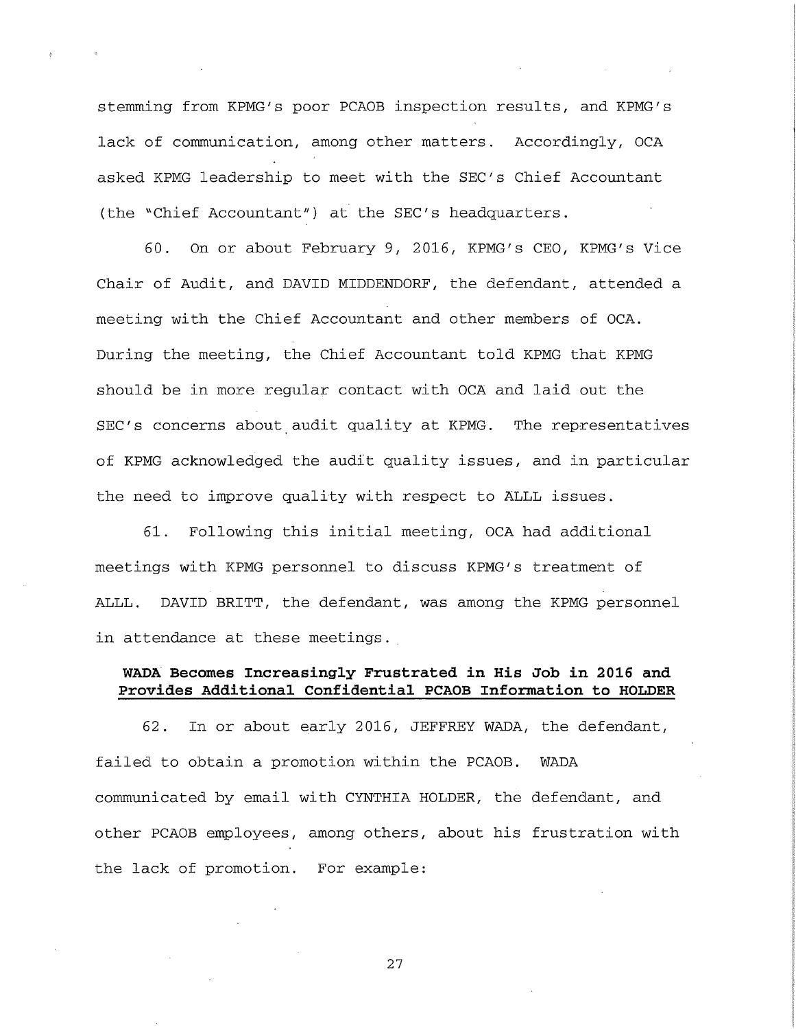stemming from KPMG's poor PCAOB inspection results, and KPMG's lack of communication, among other matters. Accordingly, OCA asked KPMG leadership to meet with the SEC's Chief Accountant (the "Chief Accountant") at the SEC's headquarters.

60. On or about February 9, 2016, KPMG's CEO, KPMG's Vice Chair of Audit, and DAVID MIDDENDORF, the defendant, attended a meeting with the Chief Accountant and other members of OCA. During the meeting, the Chief Accountant told KPMG that KPMG should be in more regular contact with OCA and laid out the SEC's concerns about audit quality at KPMG. The representatives of KPMG acknowledged the audit quality issues, and in particular the need to improve quality with respect to ALLL issues.

61. Following this initial meeting, OCA had additional meetings with KPMG personnel to discuss KPMG's treatment of ALLL. DAVID BRITT, the defendant, was among the KPMG personnel in attendance at these meetings.

**WADA Becomes Increasingly Frustrated in His Job in 2016 and Provides Additional Confidential PCAOB Information to HOLDER**

62. In or about early 2016, JEFFREY WADA, the defendant, failed to obtain a promotion within the PCAOB. WADA communicated by email with CYNTHIA HOLDER, the defendant, and other PCAOB employees, among others, about his frustration with the lack of promotion. For example: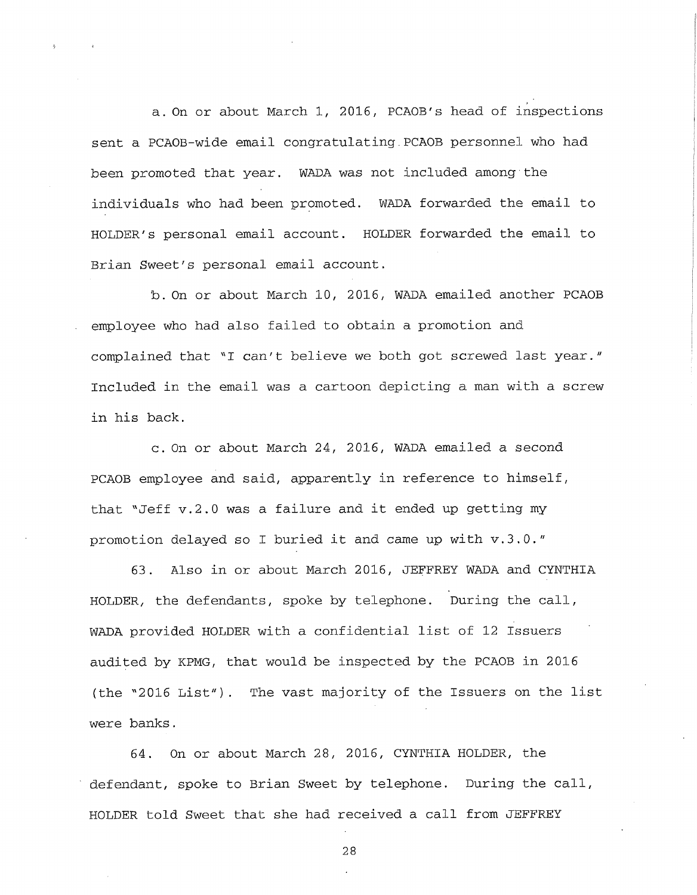a. On or about March 1, 2016, PCAOB's head of inspections sent a PCAOB-wide email congratulating PCAOB personnel who had been promoted that year. WADA was not included among the individuals who had been promoted. WADA forwarded the email to HOLDER's personal email account. HOLDER forwarded the email to Brian Sweet's personal email account.

b. On or about March 10, 2016, WADA emailed another PCAOB employee who had also failed to obtain a promotion and complained that "I can't believe we both got screwed last year." Included in the email was a cartoon depicting a man with a screw in his back.

c. On or about March 24, 2016, WADA emailed a second PCAOB employee and said, apparently in reference to himself, that "Jeff v.2.0 was a failure and it ended up getting my promotion delayed so I buried it and came up with v.3.0."

63. Also in or about March 2016, JEFFREY WADA and CYNTHIA HOLDER, the defendants, spoke by telephone. During the call, WADA provided HOLDER with a confidential list of 12 Issuers audited by KPMG, that would be inspected by the PCAOB in 2016 (the "2016 List"). The vast majority of the Issuers on the list were banks.

64. On or about March 28, 2016, CYNTHIA HOLDER, the defendant, spoke to Brian Sweet by telephone. During the call, HOLDER told Sweet that she had received a call from JEFFREY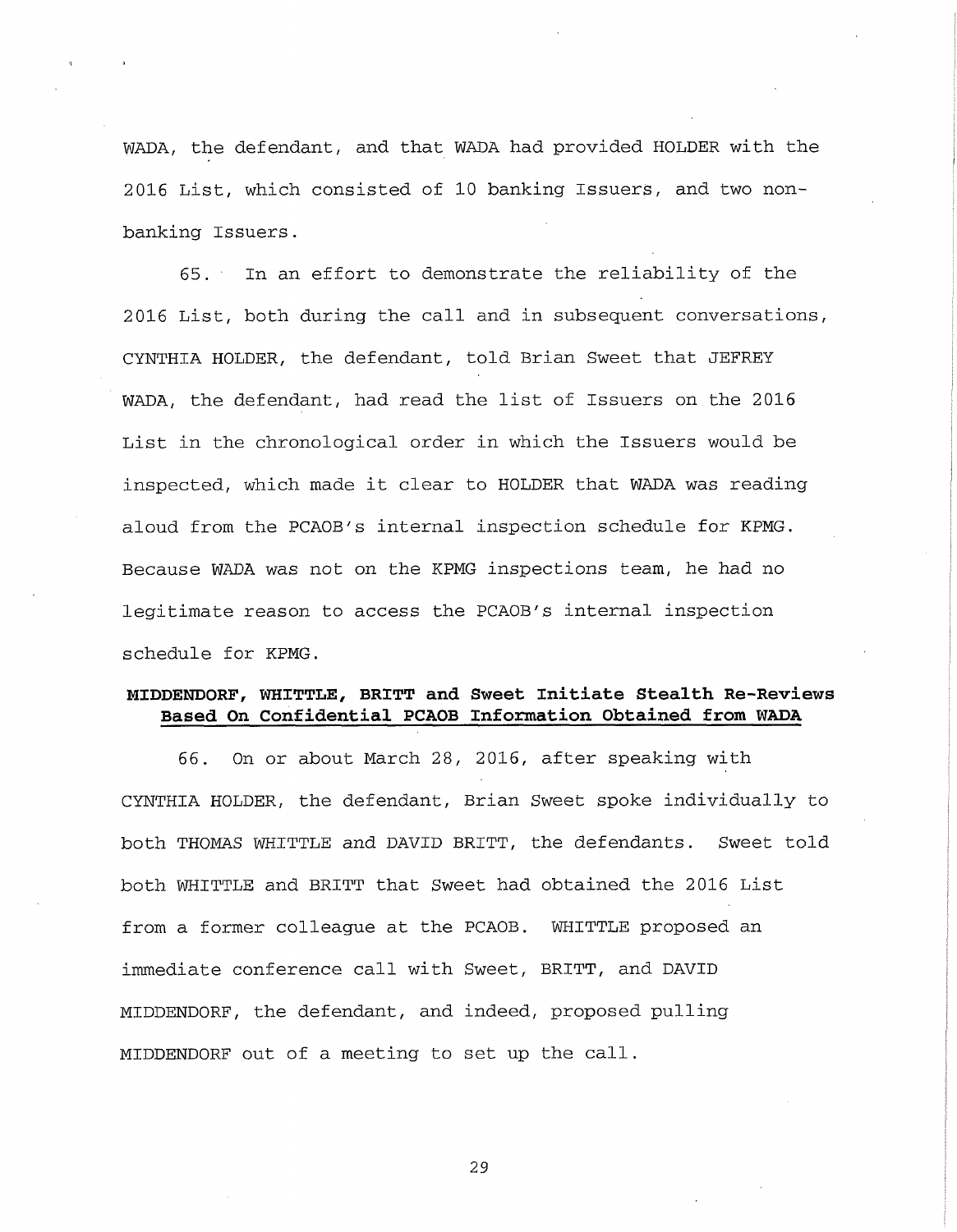WADA, the defendant, and that WADA had provided HOLDER with the 2016 List, which consisted of 10 banking Issuers, and two non-banking Issuers.

65. In an effort to demonstrate the reliability of the 2016 List, both during the call and in subsequent conversations, CYNTHIA HOLDER, the defendant, told Brian Sweet that JEFREY WADA, the defendant, had read the list of Issuers on the 2016 List in the chronological order in which the Issuers would be inspected, which made it clear to HOLDER that WADA was reading aloud from the PCAOB's internal inspection schedule for KPMG. Because WADA was not on the KPMG inspections team, he had no legitimate reason to access the PCAOB's internal inspection schedule for KPMG.

**MIDDENDORF, WHITTLE, BRITT and Sweet Initiate Stealth Re-Reviews Based On Confidential PCAOB Information Obtained from WADA**

66. On or about March 28, 2016, after speaking with CYNTHIA HOLDER, the defendant, Brian Sweet spoke individually to both THOMAS WHITTLE and DAVID BRITT, the defendants. Sweet told both WHITTLE and BRITT that Sweet had obtained the 2016 List from a former colleague at the PCAOB. WHITTLE proposed an immediate conference call with Sweet, BRITT, and DAVID MIDDENDORF, the defendant, and indeed, proposed pulling MIDDENDORF out of a meeting to set up the call.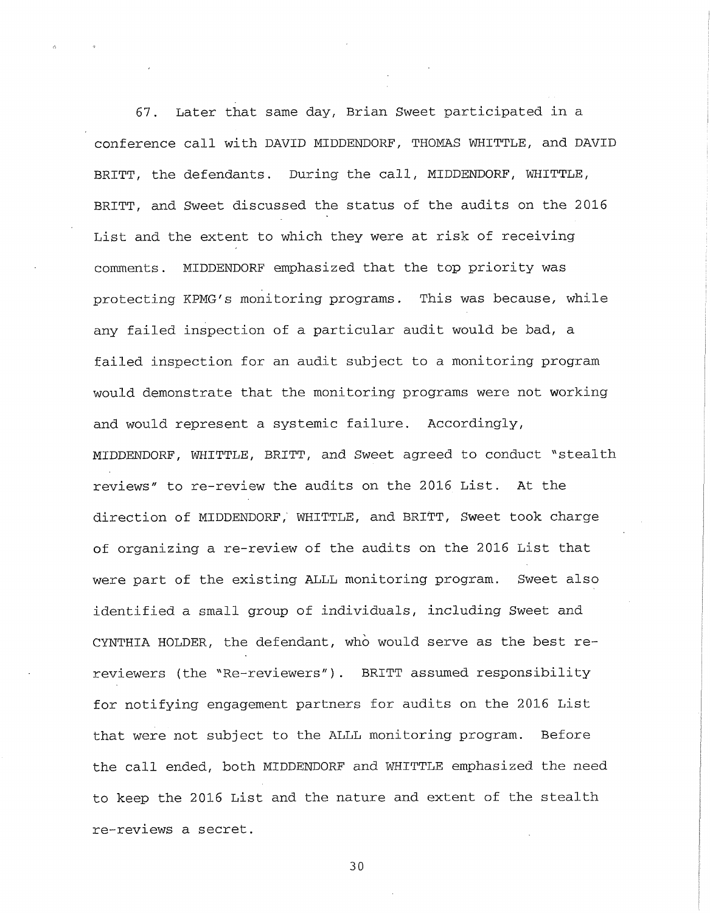67. Later that same day, Brian Sweet participated in a conference call with DAVID MIDDENDORF, THOMAS WHITTLE, and DAVID BRITT, the defendants. During the call, MIDDENDORF, WHITTLE, BRITT, and Sweet discussed the status of the audits on the 2016 List and the extent to which they were at risk of receiving comments. MIDDENDORF emphasized that the top priority was protecting KPMG's monitoring programs. This was because, while any failed inspection of a particular audit would be bad, a failed inspection for an audit subject to a monitoring program would demonstrate that the monitoring programs were not working and would represent a systemic failure. Accordingly, MIDDENDORF, WHITTLE, BRITT, and Sweet agreed to conduct "stealth reviews" to re-review the audits on the 2016 List. At the direction of MIDDENDORF, WHITTLE, and BRITT, Sweet took charge of organizing a re-review of the audits on the 2016 List that were part of the existing ALLL monitoring program. Sweet also identified a small group of individuals, including Sweet and CYNTHIA HOLDER, the defendant, who would serve as the best re-reviewers (the "Re-reviewers"). BRITT assumed responsibility for notifying engagement partners for audits on the 2016 List that were not subject to the ALLL monitoring program. Before the call ended, both MIDDENDORF and WHITTLE emphasized the need to keep the 2016 List and the nature and extent of the stealth re-reviews a secret.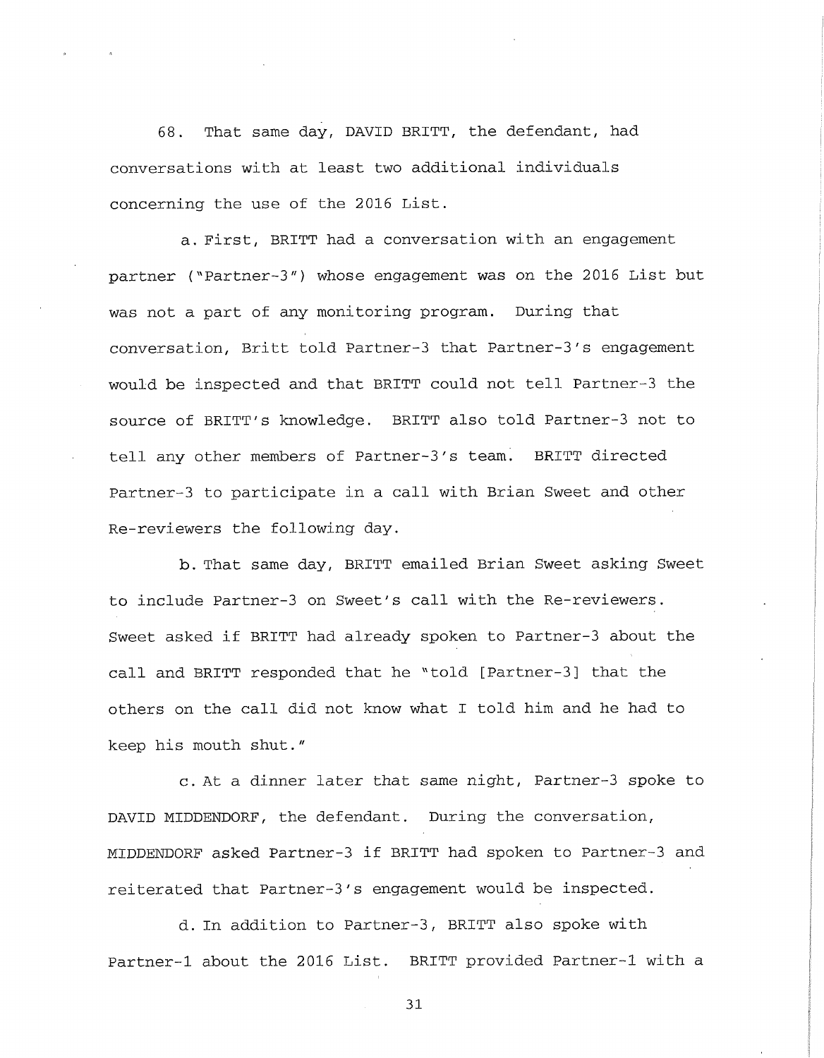68. That same day, DAVID BRITT, the defendant, had conversations with at least two additional individuals concerning the use of the 2016 List.

a. First, BRITT had a conversation with an engagement partner ("Partner-3") whose engagement was on the 2016 List but was not a part of any monitoring program. During that conversation, Britt told Partner-3 that Partner-3's engagement would be inspected and that BRITT could not tell Partner-3 the source of BRITT's knowledge. BRITT also told Partner-3 not to tell any other members of Partner-3's team. BRITT directed Partner-3 to participate in a call with Brian Sweet and other Re-reviewers the following day.

b. That same day, BRITT emailed Brian Sweet asking Sweet to include Partner-3 on Sweet's call with the Re-reviewers. Sweet asked if BRITT had already spoken to Partner-3 about the call and BRITT responded that he "told [Partner-3] that the others on the call did not know what I told him and he had to keep his mouth shut."

c. At a dinner later that same night, Partner-3 spoke to DAVID MIDDENDORF, the defendant. During the conversation, MIDDENDORF asked Partner-3 if BRITT had spoken to Partner-3 and reiterated that Partner-3's engagement would be inspected.

d. In addition to Partner-3, BRITT also spoke with Partner-1 about the 2016 List. BRITT provided Partner-1 with a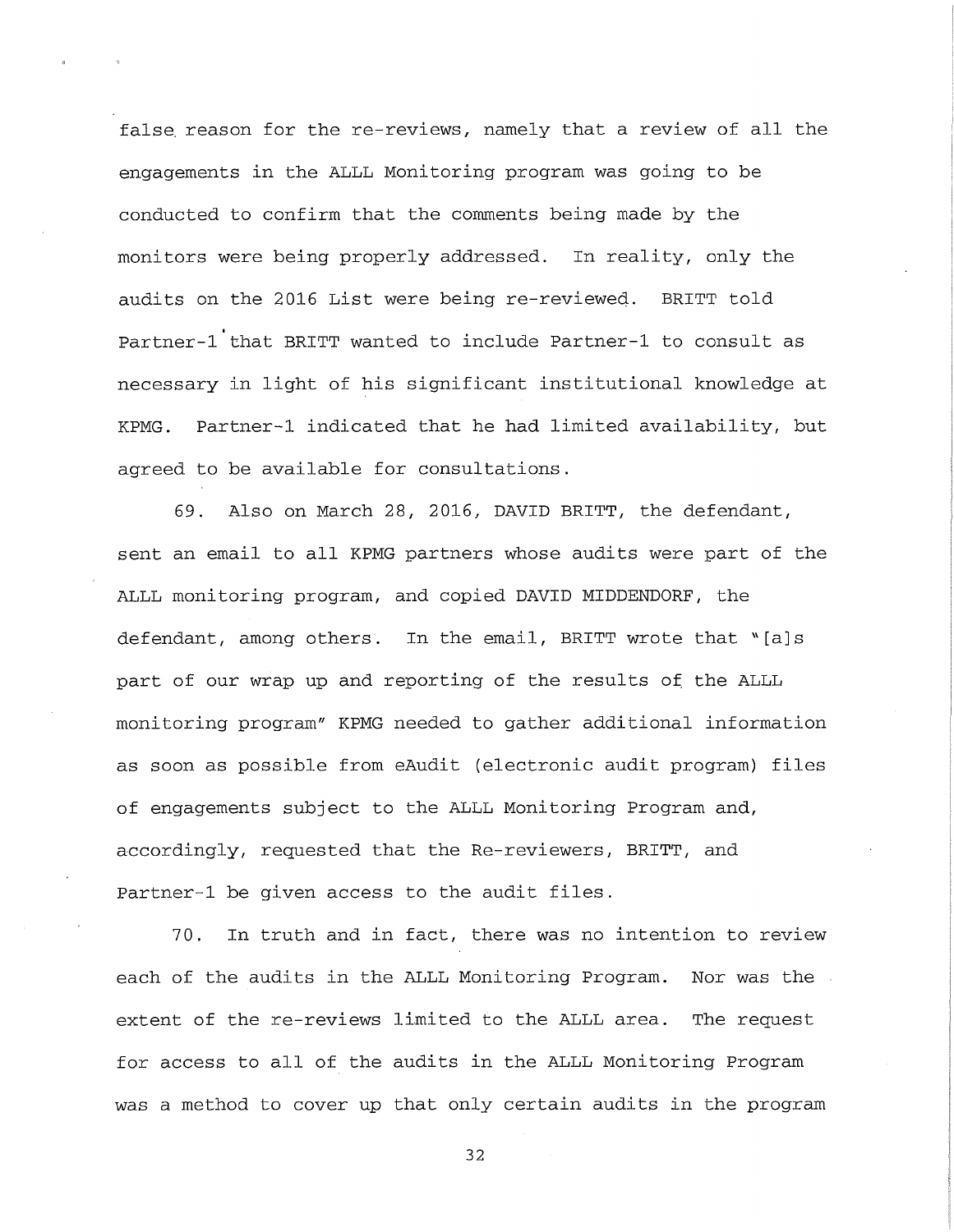false reason for the re-reviews, namely that a review of all the engagements in the ALLL Monitoring program was going to be conducted to confirm that the comments being made by the monitors were being properly addressed. In reality, only the audits on the 2016 List were being re-reviewed. BRITT told Partner-1 that BRITT wanted to include Partner-1 to consult as necessary in light of his significant institutional knowledge at KPMG. Partner-1 indicated that he had limited availability, but agreed to be available for consultations.

69. Also on March 28, 2016, DAVID BRITT, the defendant, sent an email to all KPMG partners whose audits were part of the ALLL monitoring program, and copied DAVID MIDDENDORF, the defendant, among others. In the email, BRITT wrote that "[a]s part of our wrap up and reporting of the results of the ALLL monitoring program" KPMG needed to gather additional information as soon as possible from eAudit (electronic audit program) files of engagements subject to the ALLL Monitoring Program and, accordingly, requested that the Re-reviewers, BRITT, and Partner-1 be given access to the audit files.

70. In truth and in fact, there was no intention to review each of the audits in the ALLL Monitoring Program. Nor was the extent of the re-reviews limited to the ALLL area. The request for access to all of the audits in the ALLL Monitoring Program was a method to cover up that only certain audits in the program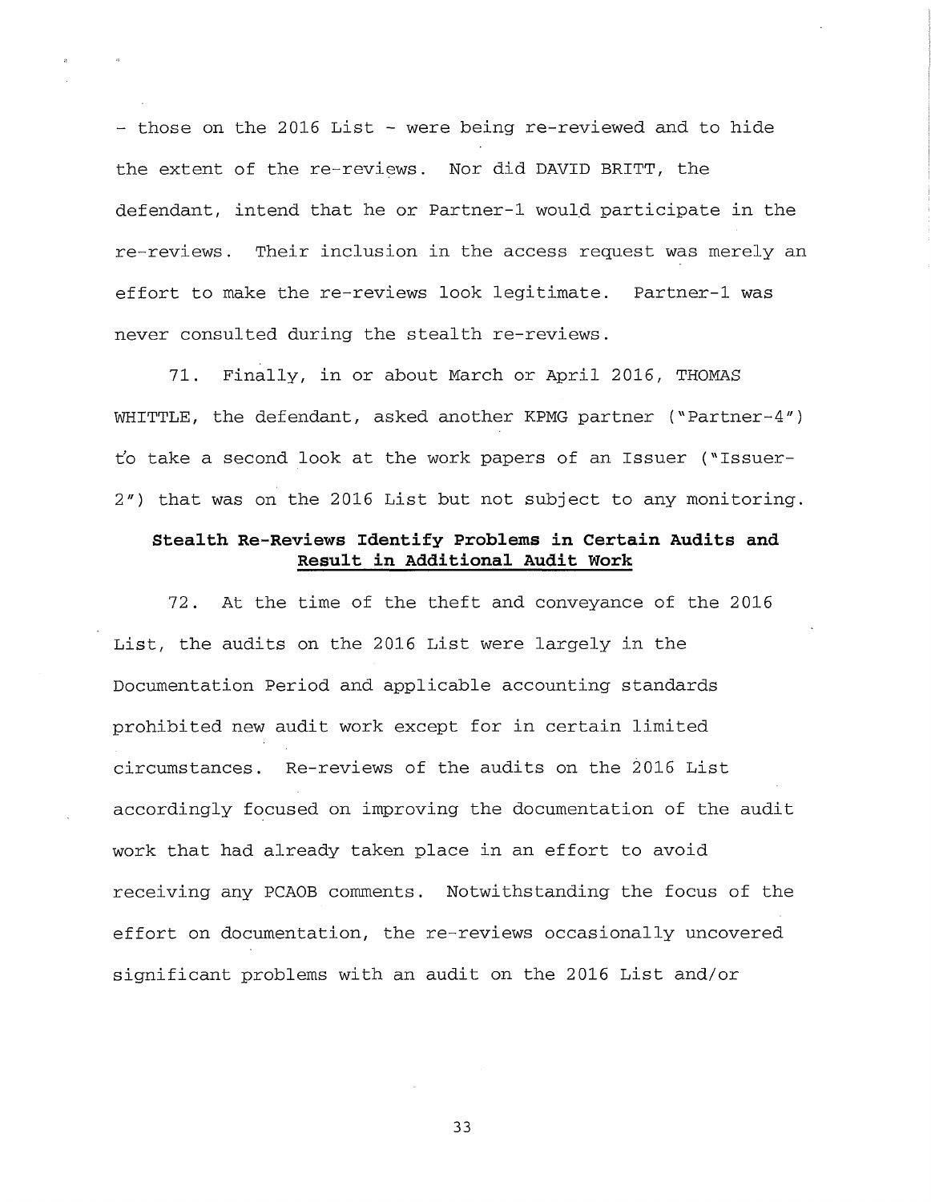– those on the 2016 List – were being re-reviewed and to hide the extent of the re-reviews. Nor did DAVID BRITT, the defendant, intend that he or Partner-1 would participate in the re-reviews. Their inclusion in the access request was merely an effort to make the re-reviews look legitimate. Partner-1 was never consulted during the stealth re-reviews.

71. Finally, in or about March or April 2016, THOMAS WHITTLE, the defendant, asked another KPMG partner ("Partner-4") to take a second look at the work papers of an Issuer ("Issuer-2") that was on the 2016 List but not subject to any monitoring.

**Stealth Re-Reviews Identify Problems in Certain Audits and Result in Additional Audit Work**

72. At the time of the theft and conveyance of the 2016 List, the audits on the 2016 List were largely in the Documentation Period and applicable accounting standards prohibited new audit work except for in certain limited circumstances. Re-reviews of the audits on the 2016 List accordingly focused on improving the documentation of the audit work that had already taken place in an effort to avoid receiving any PCAOB comments. Notwithstanding the focus of the effort on documentation, the re-reviews occasionally uncovered significant problems with an audit on the 2016 List and/or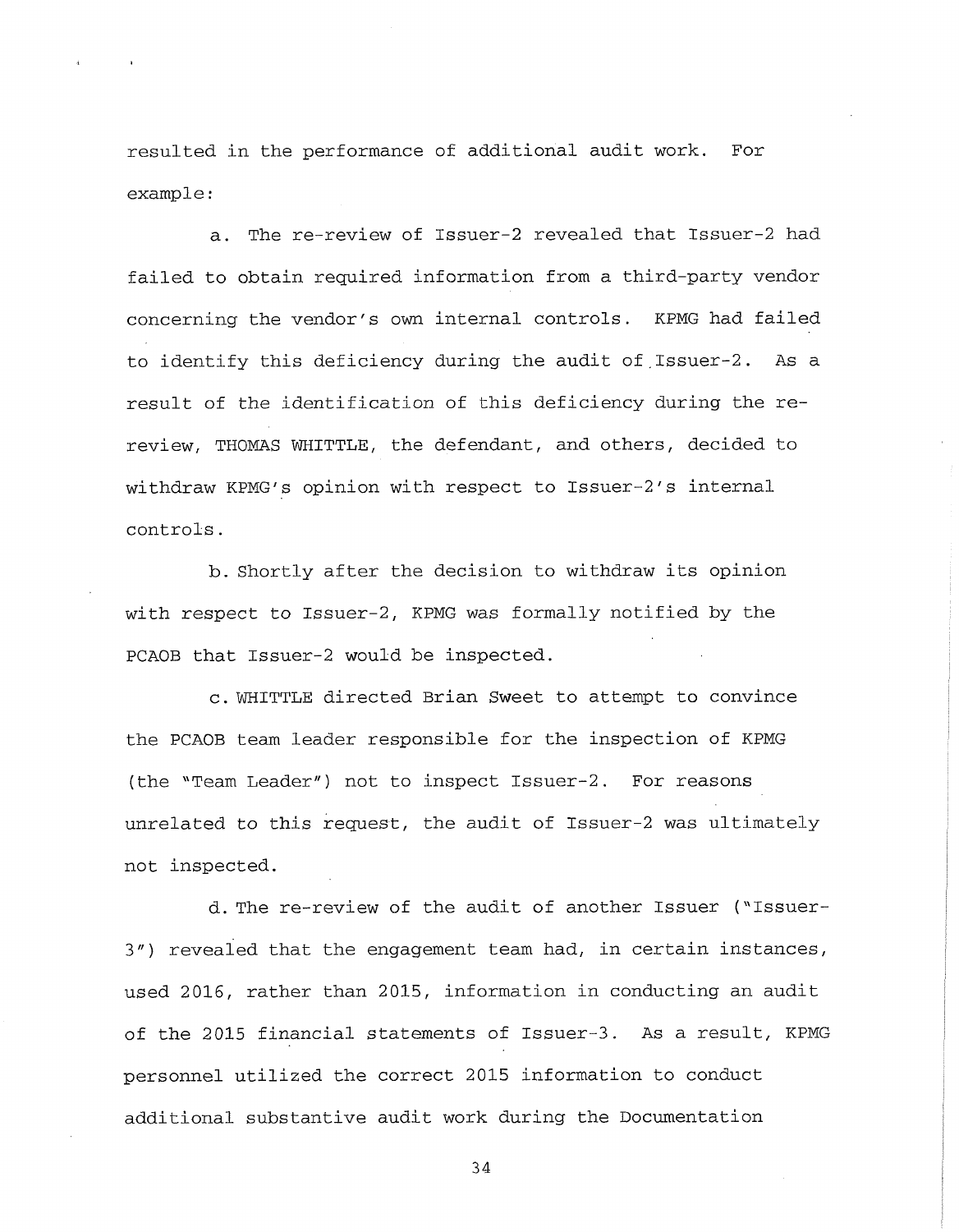resulted in the performance of additional audit work. For example:

a. The re-review of Issuer-2 revealed that Issuer-2 had failed to obtain required information from a third-party vendor concerning the vendor's own internal controls. KPMG had failed to identify this deficiency during the audit of Issuer-2. As a result of the identification of this deficiency during the re-review, THOMAS WHITTLE, the defendant, and others, decided to withdraw KPMG's opinion with respect to Issuer-2's internal controls.

b. Shortly after the decision to withdraw its opinion with respect to Issuer-2, KPMG was formally notified by the PCAOB that Issuer-2 would be inspected.

c. WHITTLE directed Brian Sweet to attempt to convince the PCAOB team leader responsible for the inspection of KPMG (the "Team Leader") not to inspect Issuer-2. For reasons unrelated to this request, the audit of Issuer-2 was ultimately not inspected.

d. The re-review of the audit of another Issuer ("Issuer-3") revealed that the engagement team had, in certain instances, used 2016, rather than 2015, information in conducting an audit of the 2015 financial statements of Issuer-3. As a result, KPMG personnel utilized the correct 2015 information to conduct additional substantive audit work during the Documentation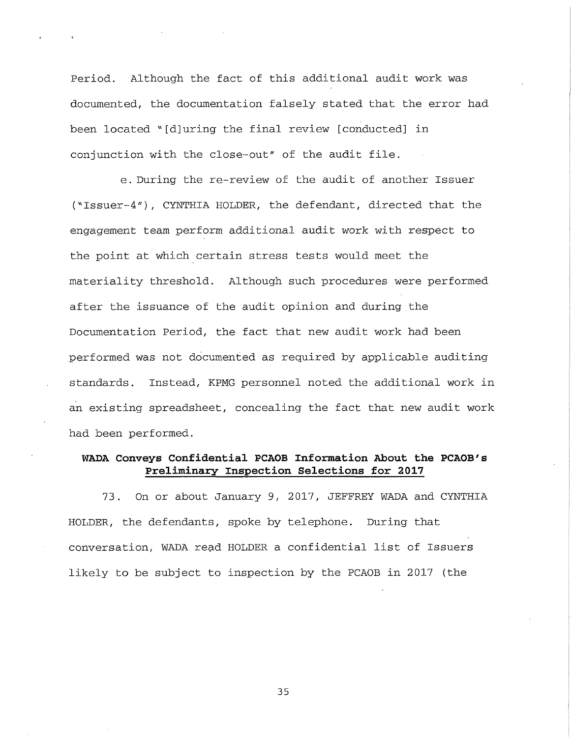Period. Although the fact of this additional audit work was documented, the documentation falsely stated that the error had been located "[d]uring the final review [conducted] in conjunction with the close-out" of the audit file.

e. During the re-review of the audit of another Issuer ("Issuer-4"), CYNTHIA HOLDER, the defendant, directed that the engagement team perform additional audit work with respect to the point at which certain stress tests would meet the materiality threshold. Although such procedures were performed after the issuance of the audit opinion and during the Documentation Period, the fact that new audit work had been performed was not documented as required by applicable auditing standards. Instead, KPMG personnel noted the additional work in an existing spreadsheet, concealing the fact that new audit work had been performed.

**WADA Conveys Confidential PCAOB Information About the PCAOB's <u>Preliminary Inspection Selections for 2017</u>**

73. On or about January 9, 2017, JEFFREY WADA and CYNTHIA HOLDER, the defendants, spoke by telephone. During that conversation, WADA read HOLDER a confidential list of Issuers likely to be subject to inspection by the PCAOB in 2017 (the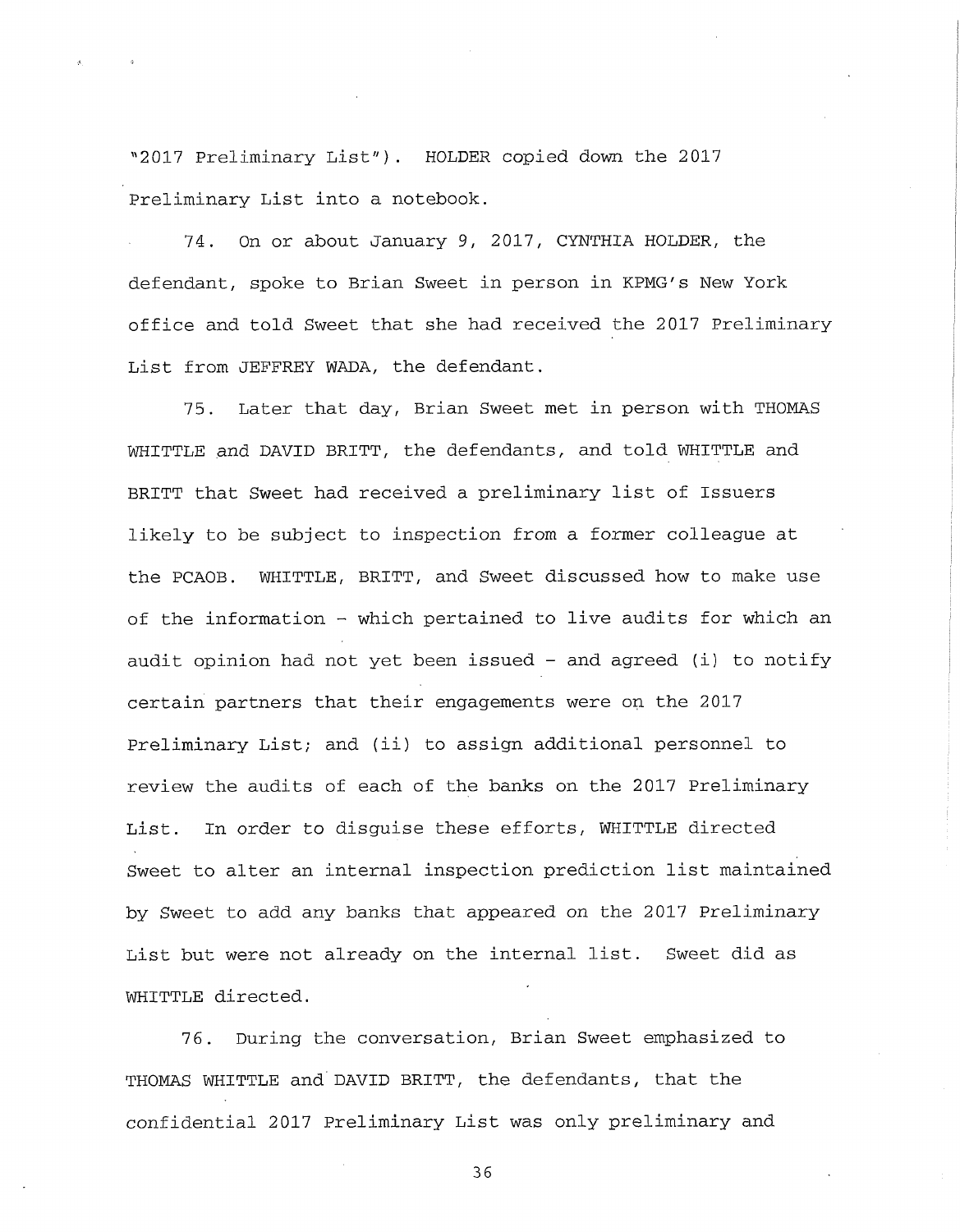"2017 Preliminary List"). HOLDER copied down the 2017 Preliminary List into a notebook.

74. On or about January 9, 2017, CYNTHIA HOLDER, the defendant, spoke to Brian Sweet in person in KPMG's New York office and told Sweet that she had received the 2017 Preliminary List from JEFFREY WADA, the defendant.

75. Later that day, Brian Sweet met in person with THOMAS WHITTLE and DAVID BRITT, the defendants, and told WHITTLE and BRITT that Sweet had received a preliminary list of Issuers likely to be subject to inspection from a former colleague at the PCAOB. WHITTLE, BRITT, and Sweet discussed how to make use of the information – which pertained to live audits for which an audit opinion had not yet been issued – and agreed (i) to notify certain partners that their engagements were on the 2017 Preliminary List; and (ii) to assign additional personnel to review the audits of each of the banks on the 2017 Preliminary List. In order to disguise these efforts, WHITTLE directed Sweet to alter an internal inspection prediction list maintained by Sweet to add any banks that appeared on the 2017 Preliminary List but were not already on the internal list. Sweet did as WHITTLE directed.

76. During the conversation, Brian Sweet emphasized to THOMAS WHITTLE and DAVID BRITT, the defendants, that the confidential 2017 Preliminary List was only preliminary and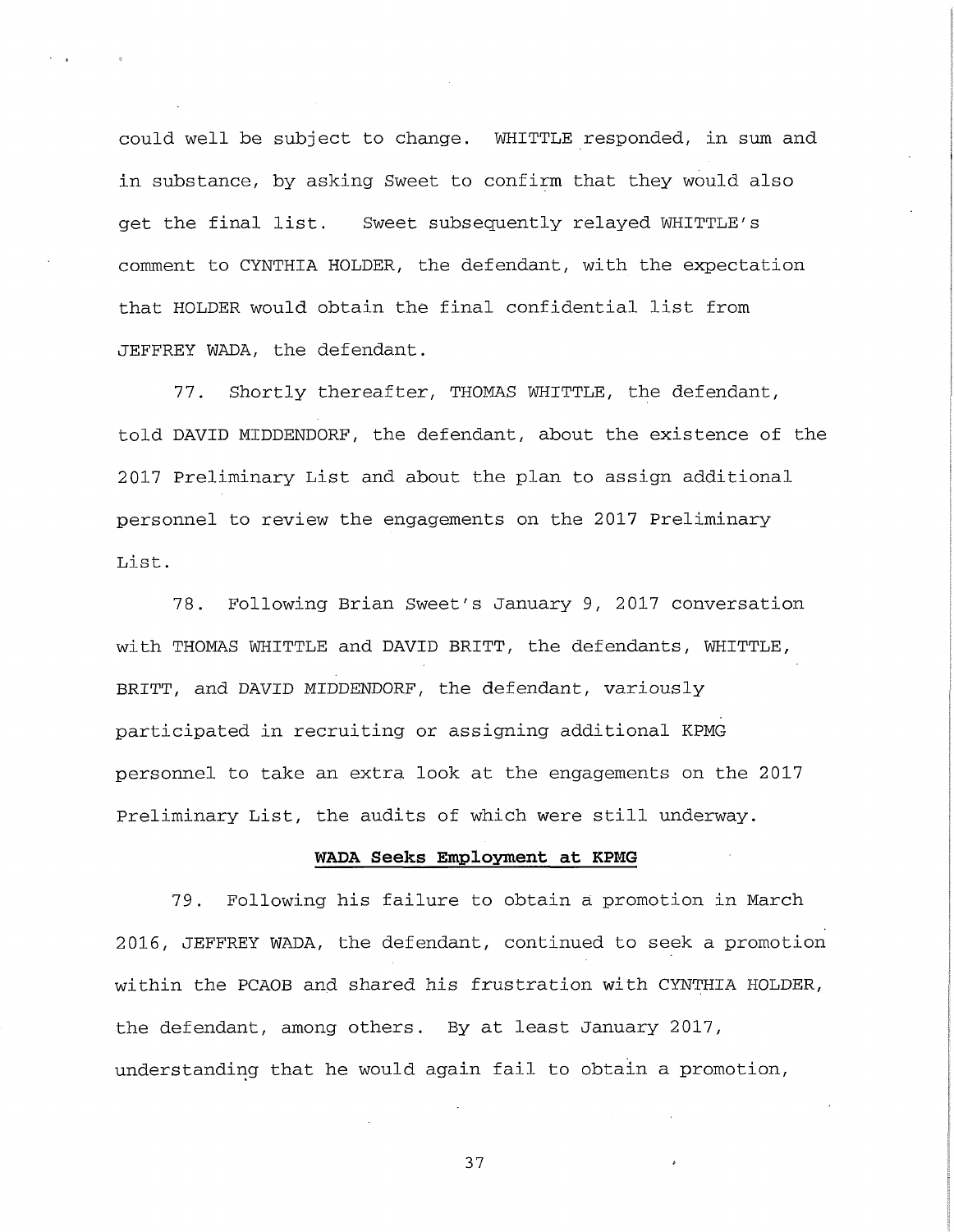could well be subject to change. WHITTLE responded, in sum and in substance, by asking Sweet to confirm that they would also get the final list. Sweet subsequently relayed WHITTLE's comment to CYNTHIA HOLDER, the defendant, with the expectation that HOLDER would obtain the final confidential list from JEFFREY WADA, the defendant.

77. Shortly thereafter, THOMAS WHITTLE, the defendant, told DAVID MIDDENDORF, the defendant, about the existence of the 2017 Preliminary List and about the plan to assign additional personnel to review the engagements on the 2017 Preliminary List.

78. Following Brian Sweet's January 9, 2017 conversation with THOMAS WHITTLE and DAVID BRITT, the defendants, WHITTLE, BRITT, and DAVID MIDDENDORF, the defendant, variously participated in recruiting or assigning additional KPMG personnel to take an extra look at the engagements on the 2017 Preliminary List, the audits of which were still underway.

**WADA Seeks Employment at KPMG**

79. Following his failure to obtain a promotion in March 2016, JEFFREY WADA, the defendant, continued to seek a promotion within the PCAOB and shared his frustration with CYNTHIA HOLDER, the defendant, among others. By at least January 2017, understanding that he would again fail to obtain a promotion,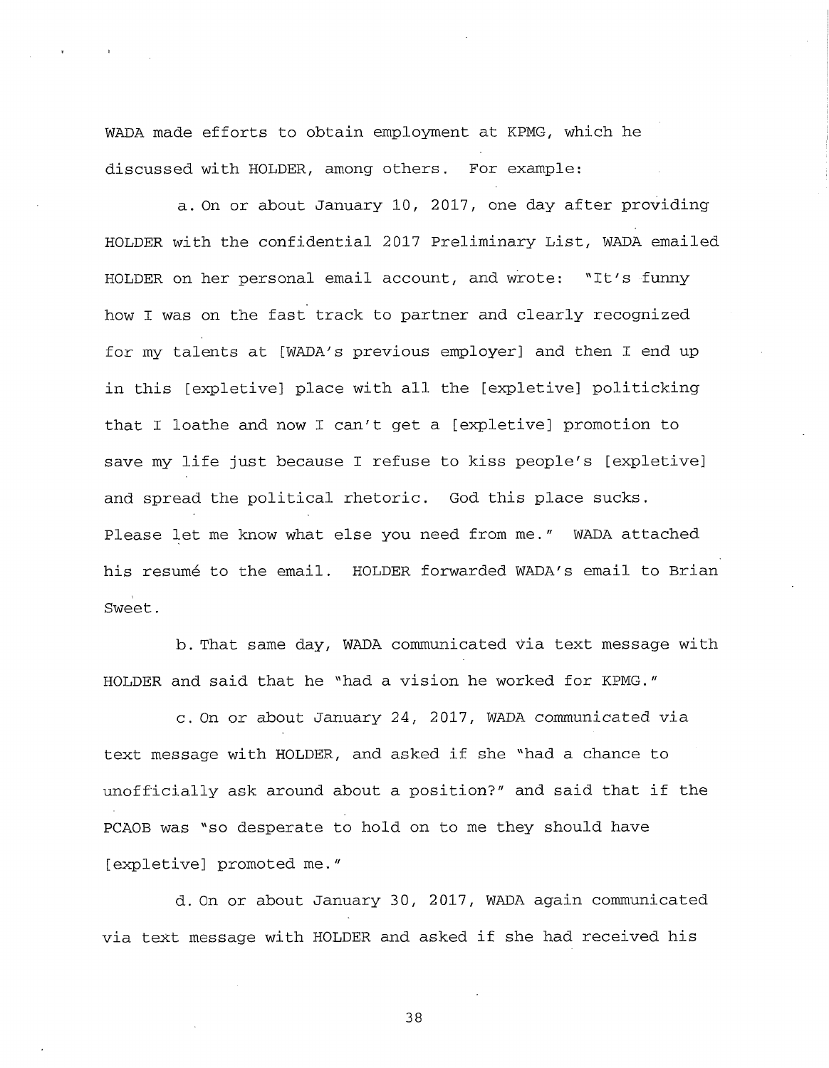WADA made efforts to obtain employment at KPMG, which he discussed with HOLDER, among others. For example:

a. On or about January 10, 2017, one day after providing HOLDER with the confidential 2017 Preliminary List, WADA emailed HOLDER on her personal email account, and wrote: "It's funny how I was on the fast track to partner and clearly recognized for my talents at [WADA's previous employer] and then I end up in this [expletive] place with all the [expletive] politicking that I loathe and now I can't get a [expletive] promotion to save my life just because I refuse to kiss people's [expletive] and spread the political rhetoric. God this place sucks. Please let me know what else you need from me." WADA attached his resumé to the email. HOLDER forwarded WADA's email to Brian Sweet.

b. That same day, WADA communicated via text message with HOLDER and said that he "had a vision he worked for KPMG."

c. On or about January 24, 2017, WADA communicated via text message with HOLDER, and asked if she "had a chance to unofficially ask around about a position?" and said that if the PCAOB was "so desperate to hold on to me they should have [expletive] promoted me."

d. On or about January 30, 2017, WADA again communicated via text message with HOLDER and asked if she had received his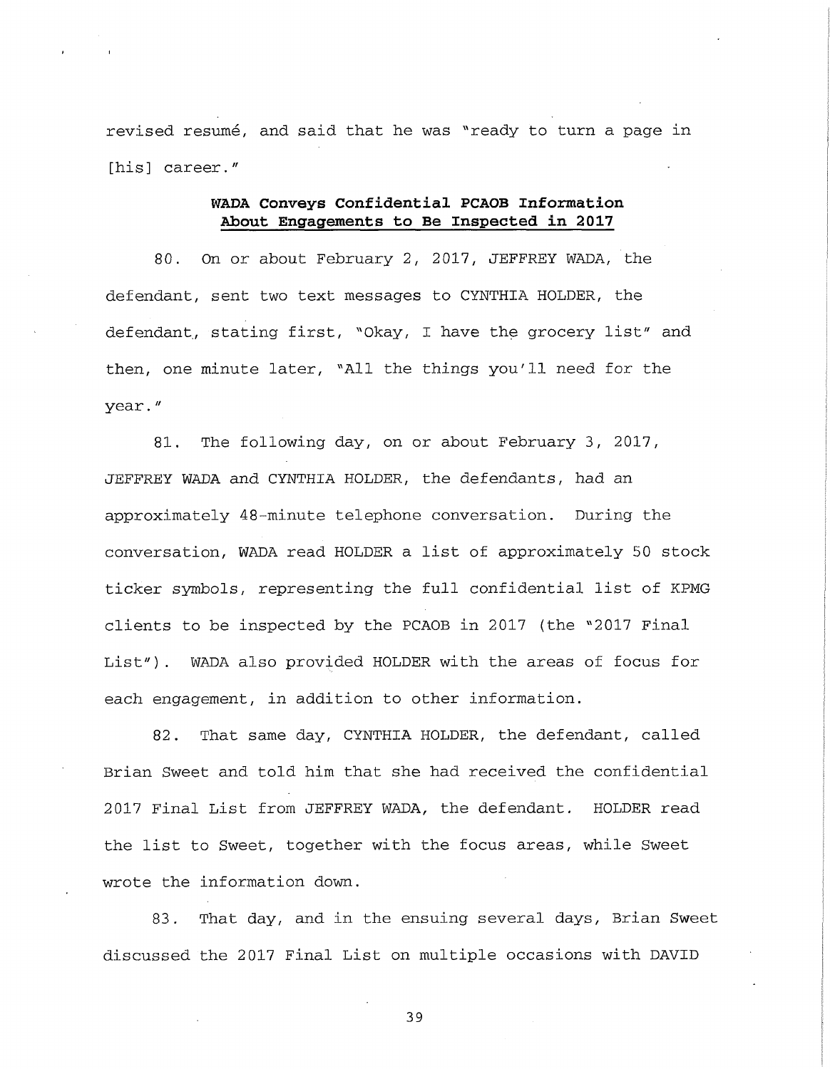revised resumé, and said that he was "ready to turn a page in [his] career."

**WADA Conveys Confidential PCAOB Information About Engagements to Be Inspected in 2017**

80. On or about February 2, 2017, JEFFREY WADA, the defendant, sent two text messages to CYNTHIA HOLDER, the defendant, stating first, "Okay, I have the grocery list" and then, one minute later, "All the things you'll need for the year."

81. The following day, on or about February 3, 2017, JEFFREY WADA and CYNTHIA HOLDER, the defendants, had an approximately 48-minute telephone conversation. During the conversation, WADA read HOLDER a list of approximately 50 stock ticker symbols, representing the full confidential list of KPMG clients to be inspected by the PCAOB in 2017 (the "2017 Final List"). WADA also provided HOLDER with the areas of focus for each engagement, in addition to other information.

82. That same day, CYNTHIA HOLDER, the defendant, called Brian Sweet and told him that she had received the confidential 2017 Final List from JEFFREY WADA, the defendant. HOLDER read the list to Sweet, together with the focus areas, while Sweet wrote the information down.

83. That day, and in the ensuing several days, Brian Sweet discussed the 2017 Final List on multiple occasions with DAVID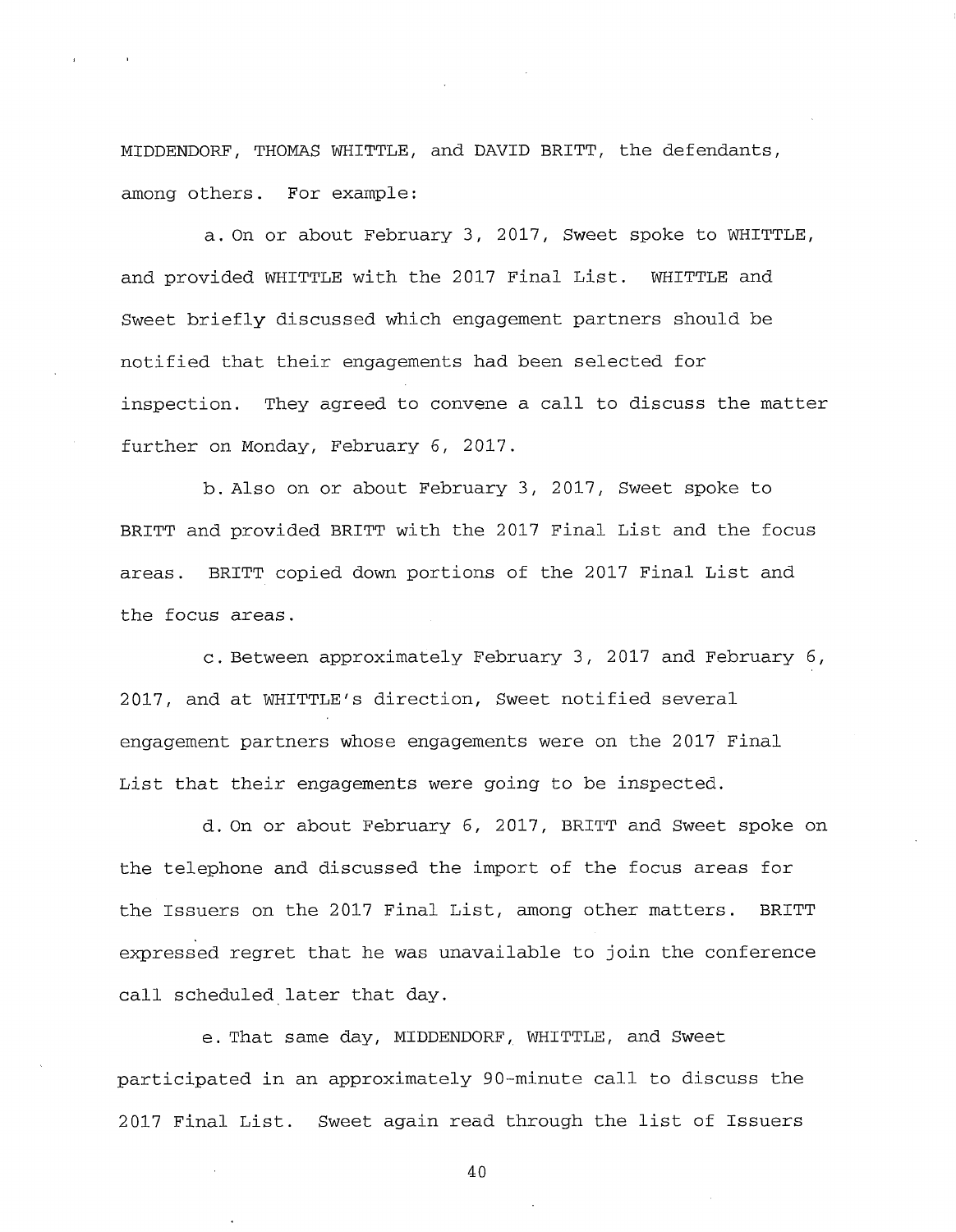MIDDENDORF, THOMAS WHITTLE, and DAVID BRITT, the defendants, among others. For example:

a. On or about February 3, 2017, Sweet spoke to WHITTLE, and provided WHITTLE with the 2017 Final List. WHITTLE and Sweet briefly discussed which engagement partners should be notified that their engagements had been selected for inspection. They agreed to convene a call to discuss the matter further on Monday, February 6, 2017.

b. Also on or about February 3, 2017, Sweet spoke to BRITT and provided BRITT with the 2017 Final List and the focus areas. BRITT copied down portions of the 2017 Final List and the focus areas.

c. Between approximately February 3, 2017 and February 6, 2017, and at WHITTLE's direction, Sweet notified several engagement partners whose engagements were on the 2017 Final List that their engagements were going to be inspected.

d. On or about February 6, 2017, BRITT and Sweet spoke on the telephone and discussed the import of the focus areas for the Issuers on the 2017 Final List, among other matters. BRITT expressed regret that he was unavailable to join the conference call scheduled later that day.

e. That same day, MIDDENDORF, WHITTLE, and Sweet participated in an approximately 90-minute call to discuss the 2017 Final List. Sweet again read through the list of Issuers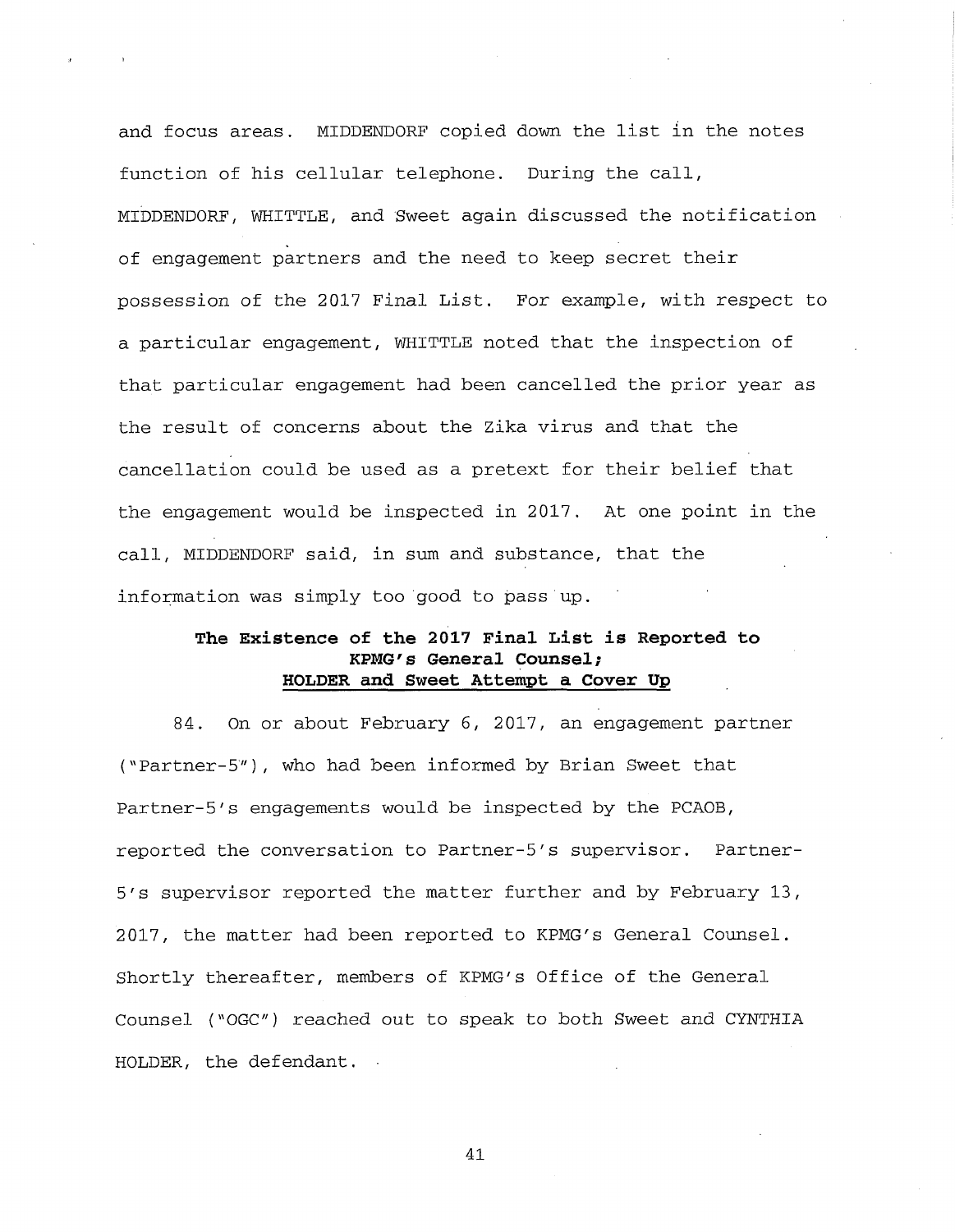and focus areas. MIDDENDORF copied down the list in the notes function of his cellular telephone. During the call, MIDDENDORF, WHITTLE, and Sweet again discussed the notification of engagement partners and the need to keep secret their possession of the 2017 Final List. For example, with respect to a particular engagement, WHITTLE noted that the inspection of that particular engagement had been cancelled the prior year as the result of concerns about the Zika virus and that the cancellation could be used as a pretext for their belief that the engagement would be inspected in 2017. At one point in the call, MIDDENDORF said, in sum and substance, that the information was simply too good to pass up.

**The Existence of the 2017 Final List is Reported to KPMG's General Counsel; <u>HOLDER and Sweet Attempt a Cover Up</u>**

84. On or about February 6, 2017, an engagement partner ("Partner-5"), who had been informed by Brian Sweet that Partner-5's engagements would be inspected by the PCAOB, reported the conversation to Partner-5's supervisor. Partner-5's supervisor reported the matter further and by February 13, 2017, the matter had been reported to KPMG's General Counsel. Shortly thereafter, members of KPMG's Office of the General Counsel ("OGC") reached out to speak to both Sweet and CYNTHIA HOLDER, the defendant.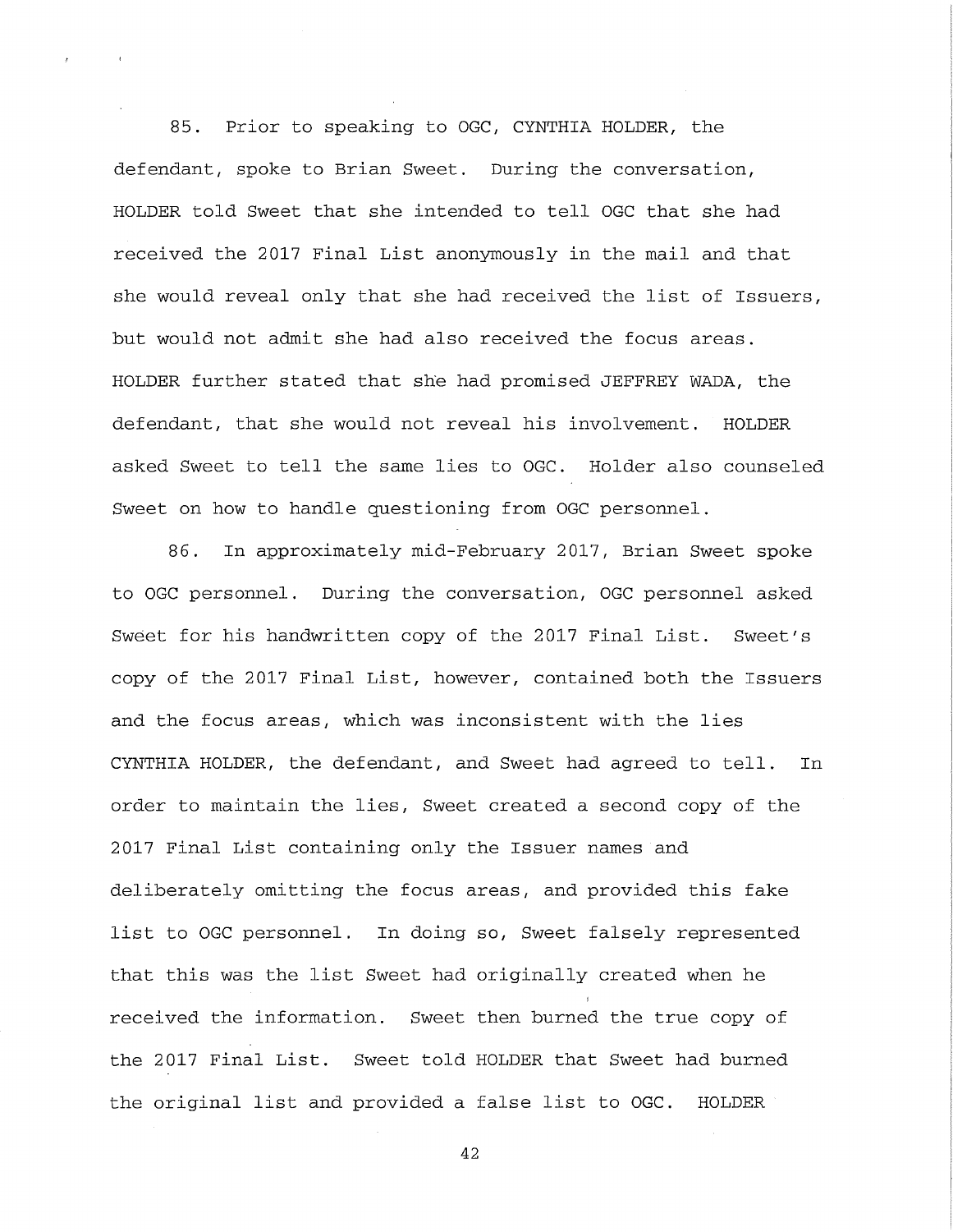85. Prior to speaking to OGC, CYNTHIA HOLDER, the defendant, spoke to Brian Sweet. During the conversation, HOLDER told Sweet that she intended to tell OGC that she had received the 2017 Final List anonymously in the mail and that she would reveal only that she had received the list of Issuers, but would not admit she had also received the focus areas. HOLDER further stated that she had promised JEFFREY WADA, the defendant, that she would not reveal his involvement. HOLDER asked Sweet to tell the same lies to OGC. Holder also counseled Sweet on how to handle questioning from OGC personnel.

86. In approximately mid-February 2017, Brian Sweet spoke to OGC personnel. During the conversation, OGC personnel asked Sweet for his handwritten copy of the 2017 Final List. Sweet's copy of the 2017 Final List, however, contained both the Issuers and the focus areas, which was inconsistent with the lies CYNTHIA HOLDER, the defendant, and Sweet had agreed to tell. In order to maintain the lies, Sweet created a second copy of the 2017 Final List containing only the Issuer names and deliberately omitting the focus areas, and provided this fake list to OGC personnel. In doing so, Sweet falsely represented that this was the list Sweet had originally created when he received the information. Sweet then burned the true copy of the 2017 Final List. Sweet told HOLDER that Sweet had burned the original list and provided a false list to OGC. HOLDER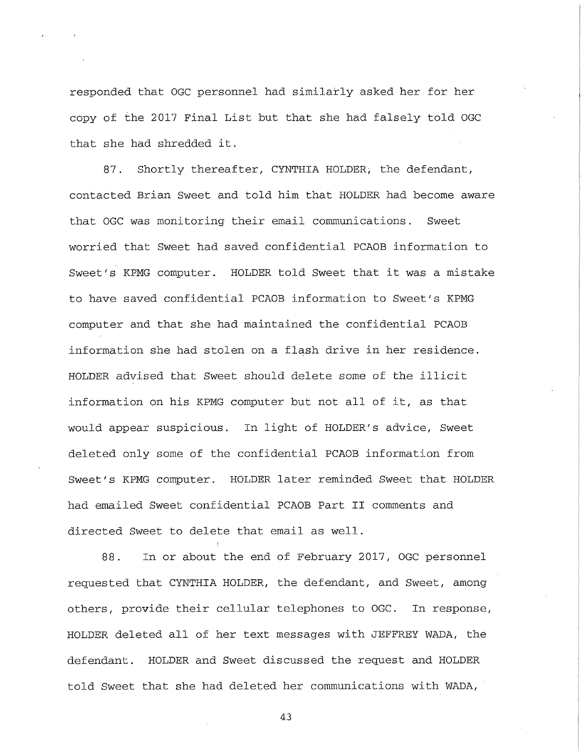responded that OGC personnel had similarly asked her for her copy of the 2017 Final List but that she had falsely told OGC that she had shredded it.

87. Shortly thereafter, CYNTHIA HOLDER, the defendant, contacted Brian Sweet and told him that HOLDER had become aware that OGC was monitoring their email communications. Sweet worried that Sweet had saved confidential PCAOB information to Sweet's KPMG computer. HOLDER told Sweet that it was a mistake to have saved confidential PCAOB information to Sweet's KPMG computer and that she had maintained the confidential PCAOB information she had stolen on a flash drive in her residence. HOLDER advised that Sweet should delete some of the illicit information on his KPMG computer but not all of it, as that would appear suspicious. In light of HOLDER's advice, Sweet deleted only some of the confidential PCAOB information from Sweet's KPMG computer. HOLDER later reminded Sweet that HOLDER had emailed Sweet confidential PCAOB Part II comments and directed Sweet to delete that email as well.

88. In or about the end of February 2017, OGC personnel requested that CYNTHIA HOLDER, the defendant, and Sweet, among others, provide their cellular telephones to OGC. In response, HOLDER deleted all of her text messages with JEFFREY WADA, the defendant. HOLDER and Sweet discussed the request and HOLDER told Sweet that she had deleted her communications with WADA,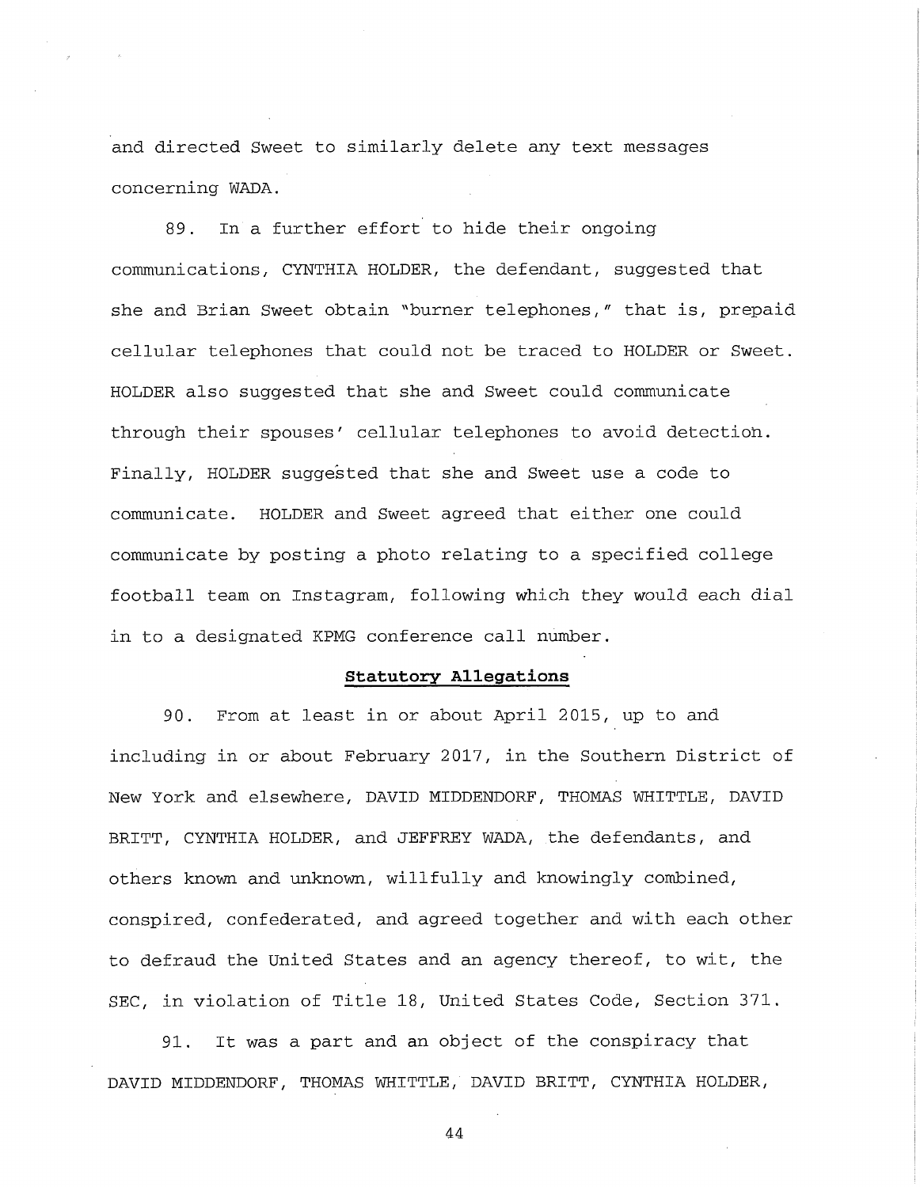and directed Sweet to similarly delete any text messages concerning WADA.

89. In a further effort to hide their ongoing communications, CYNTHIA HOLDER, the defendant, suggested that she and Brian Sweet obtain "burner telephones," that is, prepaid cellular telephones that could not be traced to HOLDER or Sweet. HOLDER also suggested that she and Sweet could communicate through their spouses' cellular telephones to avoid detection. Finally, HOLDER suggested that she and Sweet use a code to communicate. HOLDER and Sweet agreed that either one could communicate by posting a photo relating to a specified college football team on Instagram, following which they would each dial in to a designated KPMG conference call number.

**Statutory Allegations**

90. From at least in or about April 2015, up to and including in or about February 2017, in the Southern District of New York and elsewhere, DAVID MIDDENDORF, THOMAS WHITTLE, DAVID BRITT, CYNTHIA HOLDER, and JEFFREY WADA, the defendants, and others known and unknown, willfully and knowingly combined, conspired, confederated, and agreed together and with each other to defraud the United States and an agency thereof, to wit, the SEC, in violation of Title 18, United States Code, Section 371.

91. It was a part and an object of the conspiracy that DAVID MIDDENDORF, THOMAS WHITTLE, DAVID BRITT, CYNTHIA HOLDER,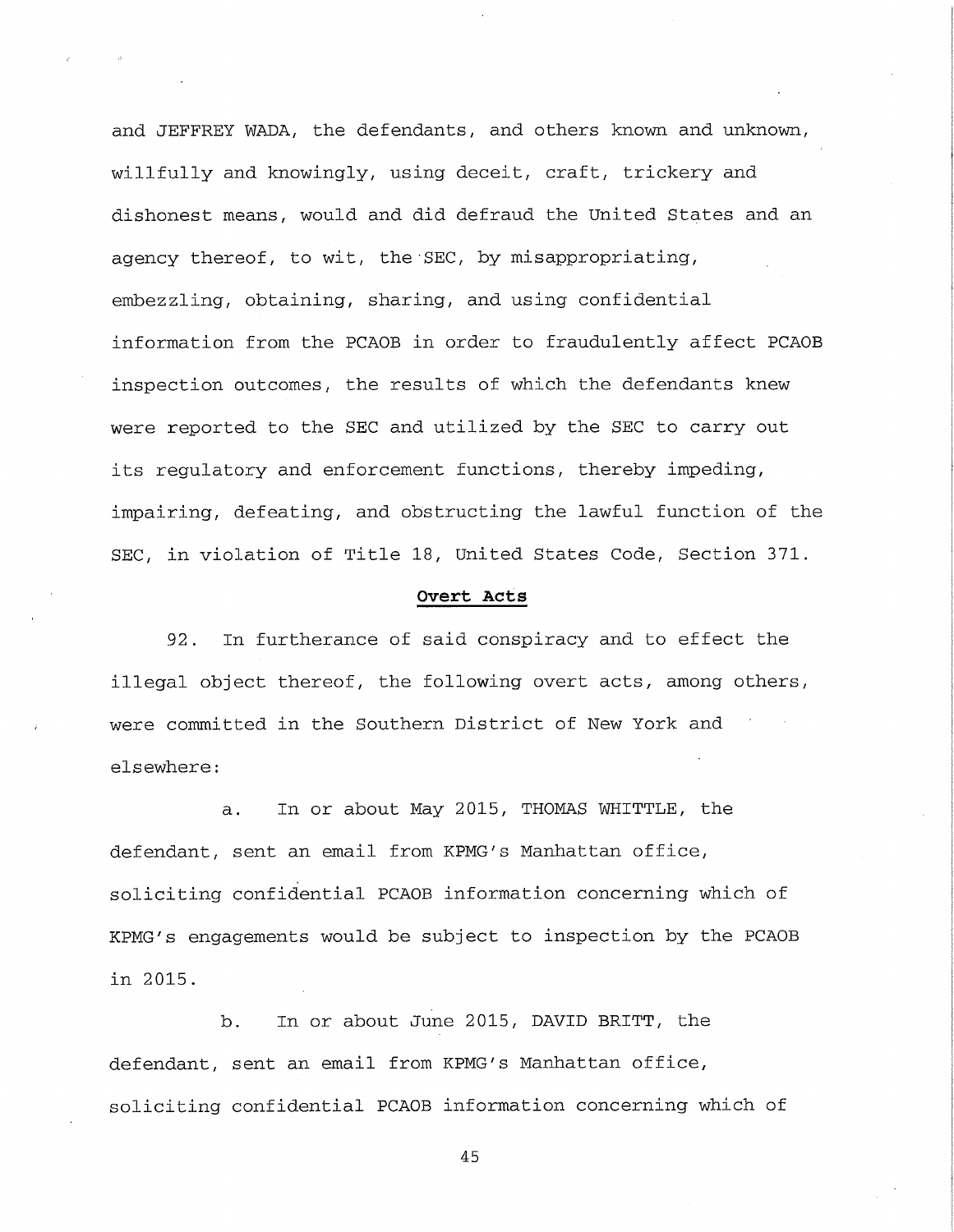and JEFFREY WADA, the defendants, and others known and unknown, willfully and knowingly, using deceit, craft, trickery and dishonest means, would and did defraud the United States and an agency thereof, to wit, the SEC, by misappropriating, embezzling, obtaining, sharing, and using confidential information from the PCAOB in order to fraudulently affect PCAOB inspection outcomes, the results of which the defendants knew were reported to the SEC and utilized by the SEC to carry out its regulatory and enforcement functions, thereby impeding, impairing, defeating, and obstructing the lawful function of the SEC, in violation of Title 18, United States Code, Section 371.

**Overt Acts**

92. In furtherance of said conspiracy and to effect the illegal object thereof, the following overt acts, among others, were committed in the Southern District of New York and elsewhere:

a. In or about May 2015, THOMAS WHITTLE, the defendant, sent an email from KPMG's Manhattan office, soliciting confidential PCAOB information concerning which of KPMG's engagements would be subject to inspection by the PCAOB in 2015.

b. In or about June 2015, DAVID BRITT, the defendant, sent an email from KPMG's Manhattan office, soliciting confidential PCAOB information concerning which of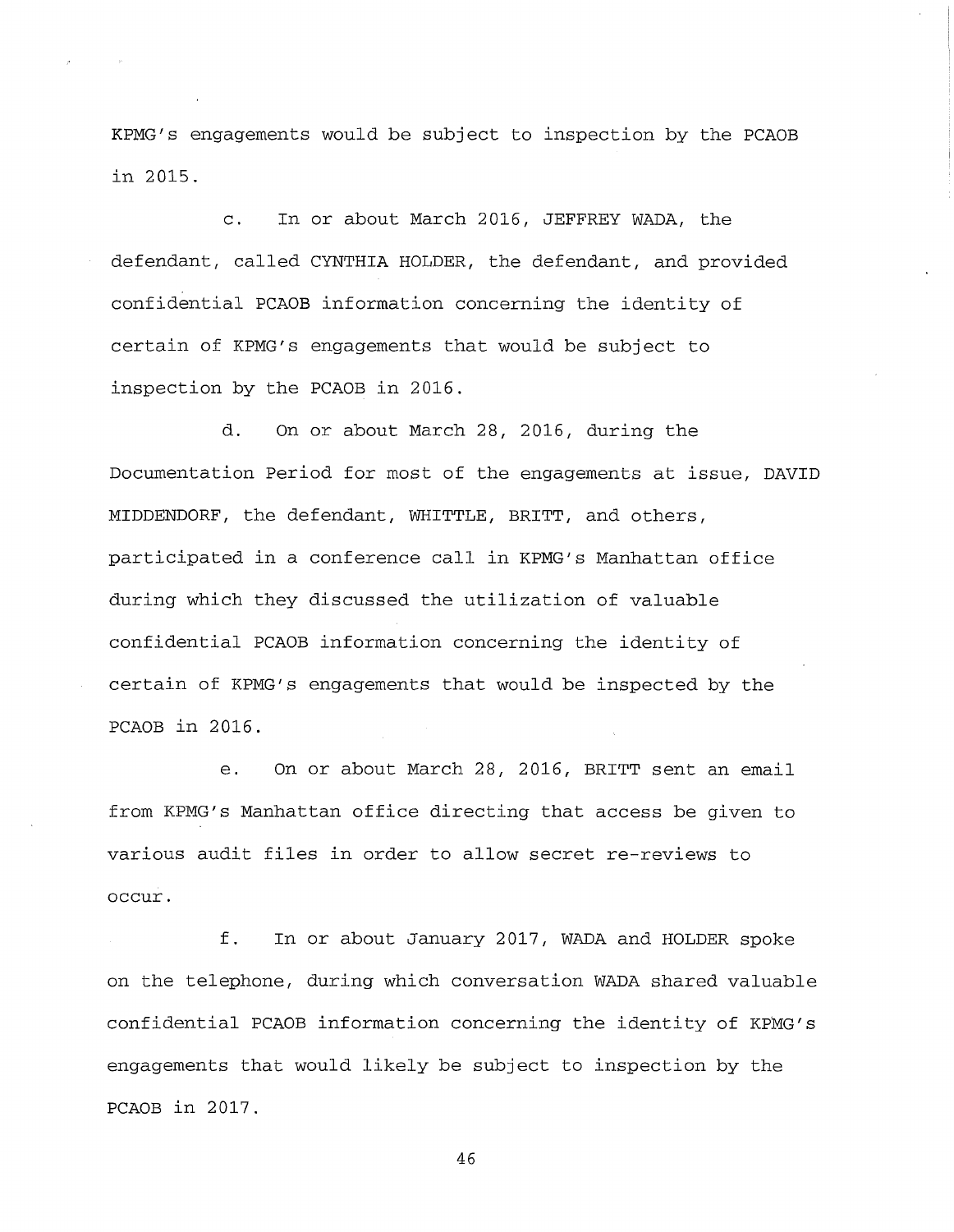KPMG's engagements would be subject to inspection by the PCAOB in 2015.

c. In or about March 2016, JEFFREY WADA, the defendant, called CYNTHIA HOLDER, the defendant, and provided confidential PCAOB information concerning the identity of certain of KPMG's engagements that would be subject to inspection by the PCAOB in 2016.

d. On or about March 28, 2016, during the Documentation Period for most of the engagements at issue, DAVID MIDDENDORF, the defendant, WHITTLE, BRITT, and others, participated in a conference call in KPMG's Manhattan office during which they discussed the utilization of valuable confidential PCAOB information concerning the identity of certain of KPMG's engagements that would be inspected by the PCAOB in 2016.

e. On or about March 28, 2016, BRITT sent an email from KPMG's Manhattan office directing that access be given to various audit files in order to allow secret re-reviews to occur.

f. In or about January 2017, WADA and HOLDER spoke on the telephone, during which conversation WADA shared valuable confidential PCAOB information concerning the identity of KPMG's engagements that would likely be subject to inspection by the PCAOB in 2017.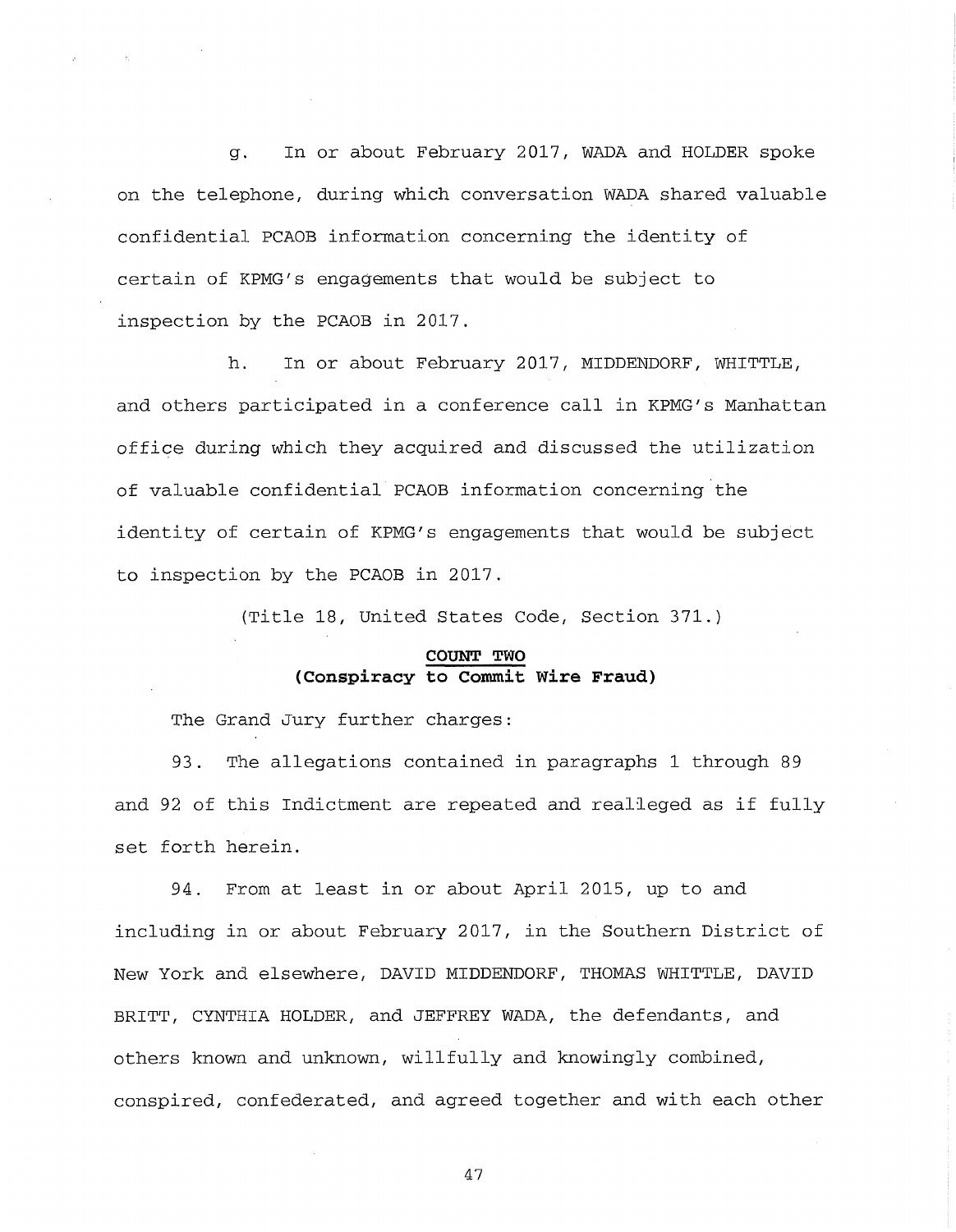g. In or about February 2017, WADA and HOLDER spoke on the telephone, during which conversation WADA shared valuable confidential PCAOB information concerning the identity of certain of KPMG's engagements that would be subject to inspection by the PCAOB in 2017.

h. In or about February 2017, MIDDENDORF, WHITTLE, and others participated in a conference call in KPMG's Manhattan office during which they acquired and discussed the utilization of valuable confidential PCAOB information concerning the identity of certain of KPMG's engagements that would be subject to inspection by the PCAOB in 2017.

(Title 18, United States Code, Section 371.)

## COUNT TWO
## (Conspiracy to Commit Wire Fraud)

The Grand Jury further charges:

93. The allegations contained in paragraphs 1 through 89 and 92 of this Indictment are repeated and realleged as if fully set forth herein.

94. From at least in or about April 2015, up to and including in or about February 2017, in the Southern District of New York and elsewhere, DAVID MIDDENDORF, THOMAS WHITTLE, DAVID BRITT, CYNTHIA HOLDER, and JEFFREY WADA, the defendants, and others known and unknown, willfully and knowingly combined, conspired, confederated, and agreed together and with each other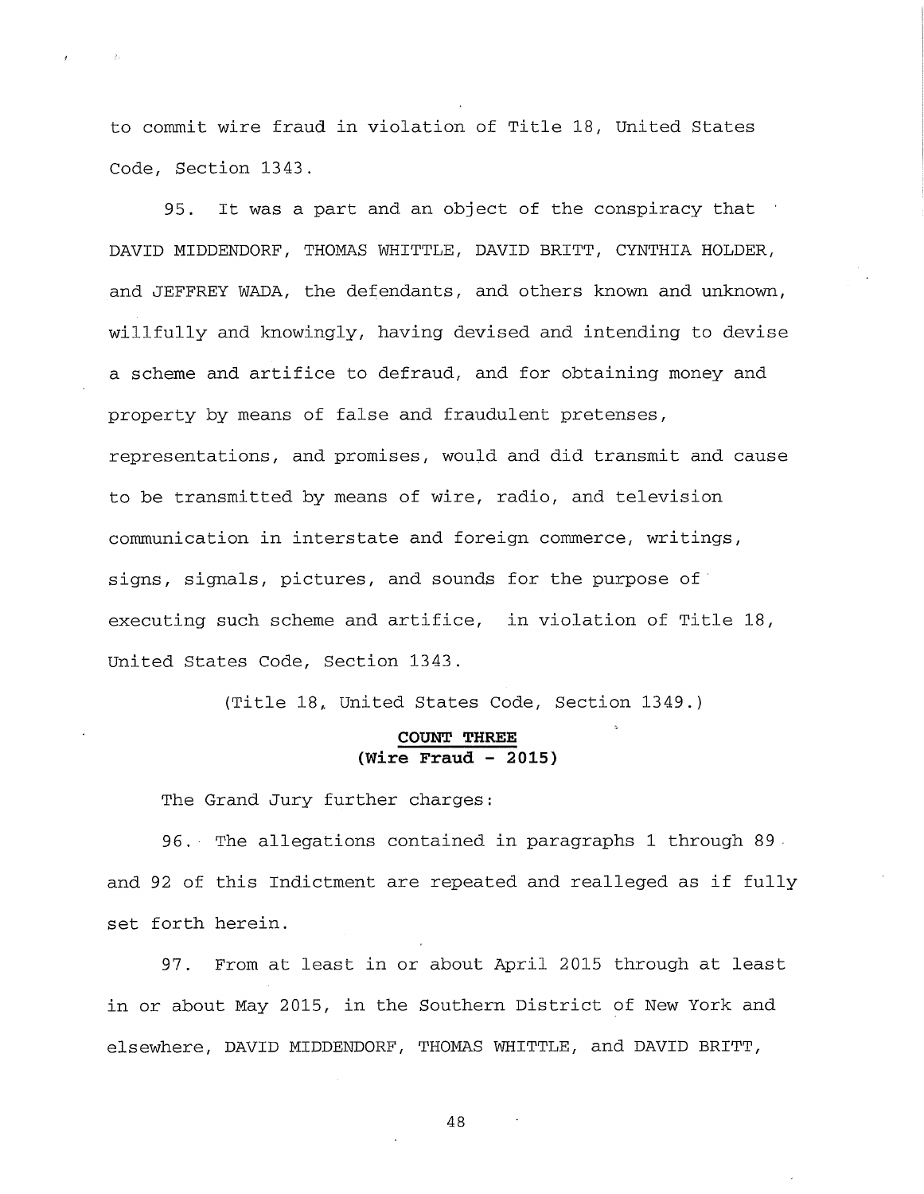to commit wire fraud in violation of Title 18, United States Code, Section 1343.

95. It was a part and an object of the conspiracy that DAVID MIDDENDORF, THOMAS WHITTLE, DAVID BRITT, CYNTHIA HOLDER, and JEFFREY WADA, the defendants, and others known and unknown, willfully and knowingly, having devised and intending to devise a scheme and artifice to defraud, and for obtaining money and property by means of false and fraudulent pretenses, representations, and promises, would and did transmit and cause to be transmitted by means of wire, radio, and television communication in interstate and foreign commerce, writings, signs, signals, pictures, and sounds for the purpose of executing such scheme and artifice, in violation of Title 18, United States Code, Section 1343.

(Title 18, United States Code, Section 1349.)

**COUNT THREE**
**(Wire Fraud - 2015)**

The Grand Jury further charges:

96. The allegations contained in paragraphs 1 through 89 and 92 of this Indictment are repeated and realleged as if fully set forth herein.

97. From at least in or about April 2015 through at least in or about May 2015, in the Southern District of New York and elsewhere, DAVID MIDDENDORF, THOMAS WHITTLE, and DAVID BRITT,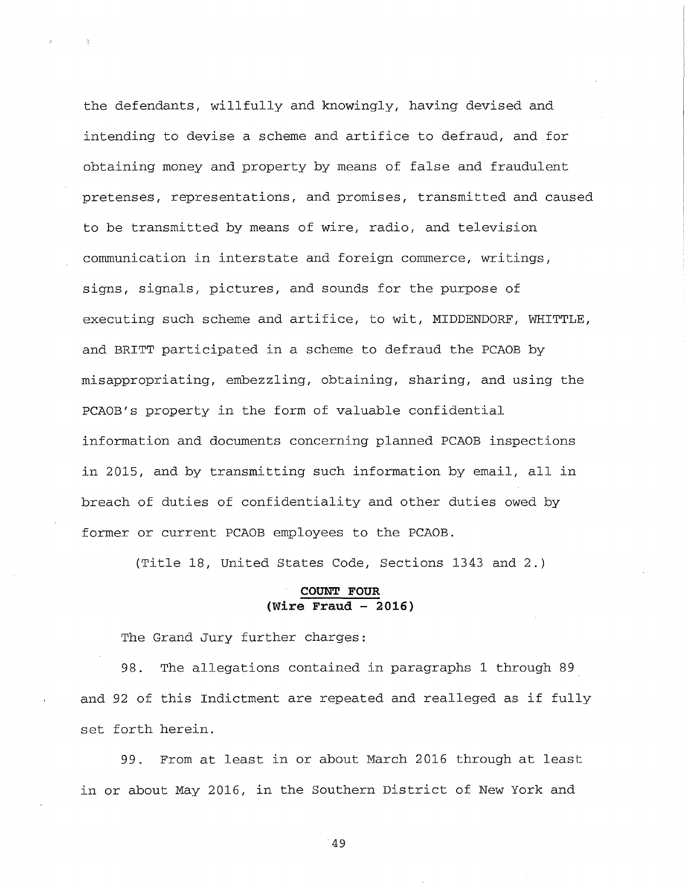the defendants, willfully and knowingly, having devised and intending to devise a scheme and artifice to defraud, and for obtaining money and property by means of false and fraudulent pretenses, representations, and promises, transmitted and caused to be transmitted by means of wire, radio, and television communication in interstate and foreign commerce, writings, signs, signals, pictures, and sounds for the purpose of executing such scheme and artifice, to wit, MIDDENDORF, WHITTLE, and BRITT participated in a scheme to defraud the PCAOB by misappropriating, embezzling, obtaining, sharing, and using the PCAOB's property in the form of valuable confidential information and documents concerning planned PCAOB inspections in 2015, and by transmitting such information by email, all in breach of duties of confidentiality and other duties owed by former or current PCAOB employees to the PCAOB.

(Title 18, United States Code, Sections 1343 and 2.)

**COUNT FOUR**
**(Wire Fraud - 2016)**

The Grand Jury further charges:

98. The allegations contained in paragraphs 1 through 89 and 92 of this Indictment are repeated and realleged as if fully set forth herein.

99. From at least in or about March 2016 through at least in or about May 2016, in the Southern District of New York and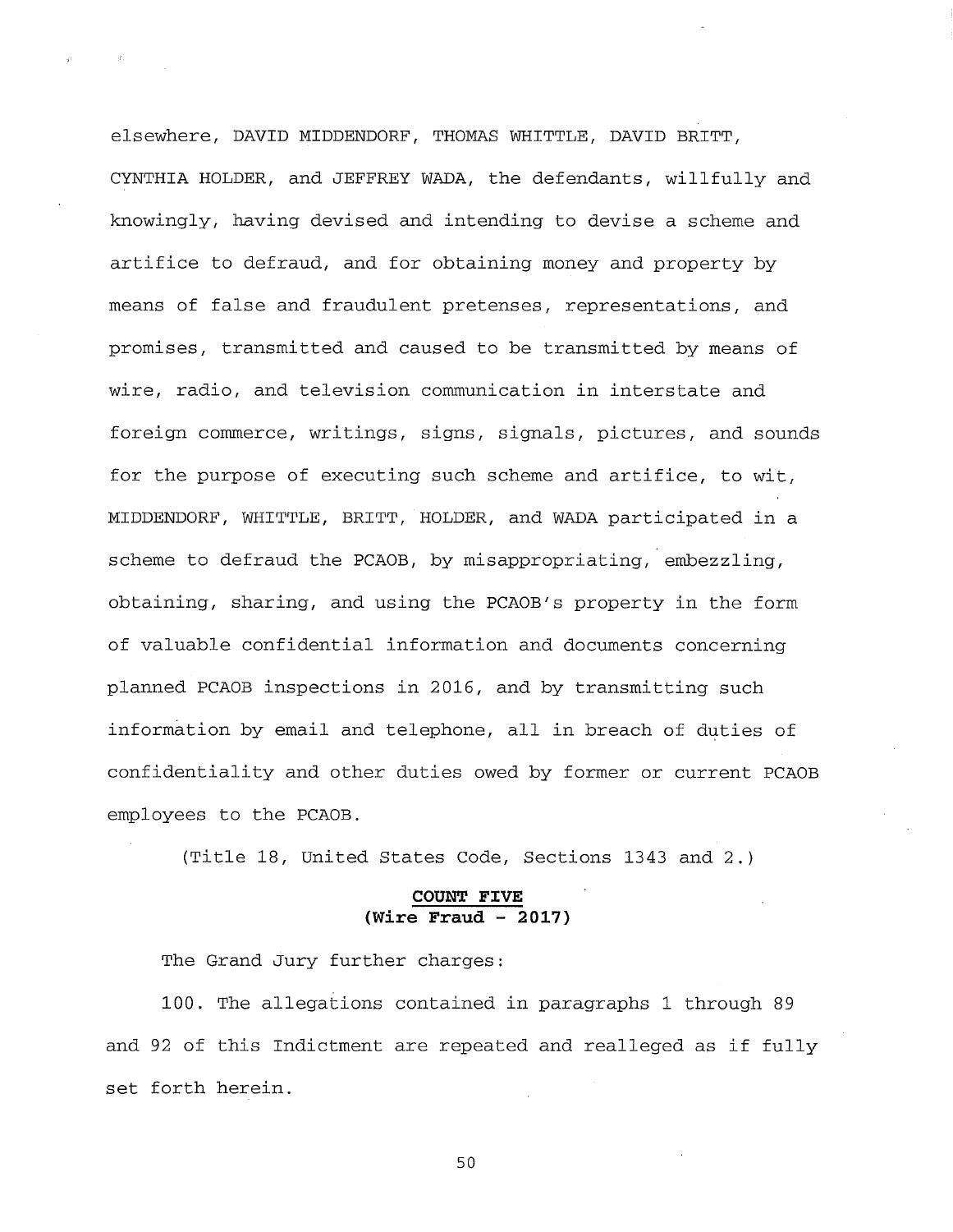elsewhere, DAVID MIDDENDORF, THOMAS WHITTLE, DAVID BRITT, CYNTHIA HOLDER, and JEFFREY WADA, the defendants, willfully and knowingly, having devised and intending to devise a scheme and artifice to defraud, and for obtaining money and property by means of false and fraudulent pretenses, representations, and promises, transmitted and caused to be transmitted by means of wire, radio, and television communication in interstate and foreign commerce, writings, signs, signals, pictures, and sounds for the purpose of executing such scheme and artifice, to wit, MIDDENDORF, WHITTLE, BRITT, HOLDER, and WADA participated in a scheme to defraud the PCAOB, by misappropriating, embezzling, obtaining, sharing, and using the PCAOB's property in the form of valuable confidential information and documents concerning planned PCAOB inspections in 2016, and by transmitting such information by email and telephone, all in breach of duties of confidentiality and other duties owed by former or current PCAOB employees to the PCAOB.

(Title 18, United States Code, Sections 1343 and 2.)

**COUNT FIVE**
**(Wire Fraud - 2017)**

The Grand Jury further charges:

100. The allegations contained in paragraphs 1 through 89 and 92 of this Indictment are repeated and realleged as if fully set forth herein.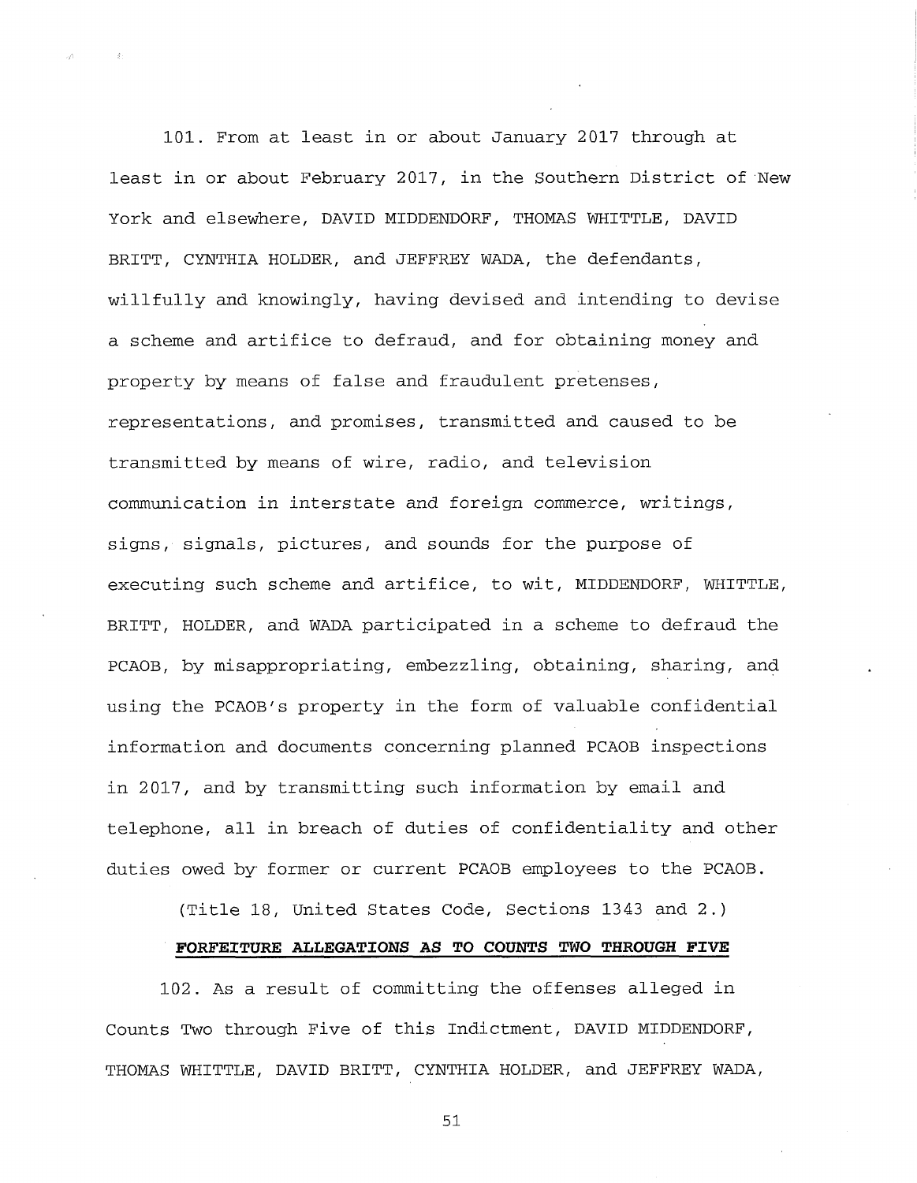101. From at least in or about January 2017 through at least in or about February 2017, in the Southern District of New York and elsewhere, DAVID MIDDENDORF, THOMAS WHITTLE, DAVID BRITT, CYNTHIA HOLDER, and JEFFREY WADA, the defendants, willfully and knowingly, having devised and intending to devise a scheme and artifice to defraud, and for obtaining money and property by means of false and fraudulent pretenses, representations, and promises, transmitted and caused to be transmitted by means of wire, radio, and television communication in interstate and foreign commerce, writings, signs, signals, pictures, and sounds for the purpose of executing such scheme and artifice, to wit, MIDDENDORF, WHITTLE, BRITT, HOLDER, and WADA participated in a scheme to defraud the PCAOB, by misappropriating, embezzling, obtaining, sharing, and using the PCAOB's property in the form of valuable confidential information and documents concerning planned PCAOB inspections in 2017, and by transmitting such information by email and telephone, all in breach of duties of confidentiality and other duties owed by former or current PCAOB employees to the PCAOB.

(Title 18, United States Code, Sections 1343 and 2.)

**FORFEITURE ALLEGATIONS AS TO COUNTS TWO THROUGH FIVE**

102. As a result of committing the offenses alleged in Counts Two through Five of this Indictment, DAVID MIDDENDORF, THOMAS WHITTLE, DAVID BRITT, CYNTHIA HOLDER, and JEFFREY WADA,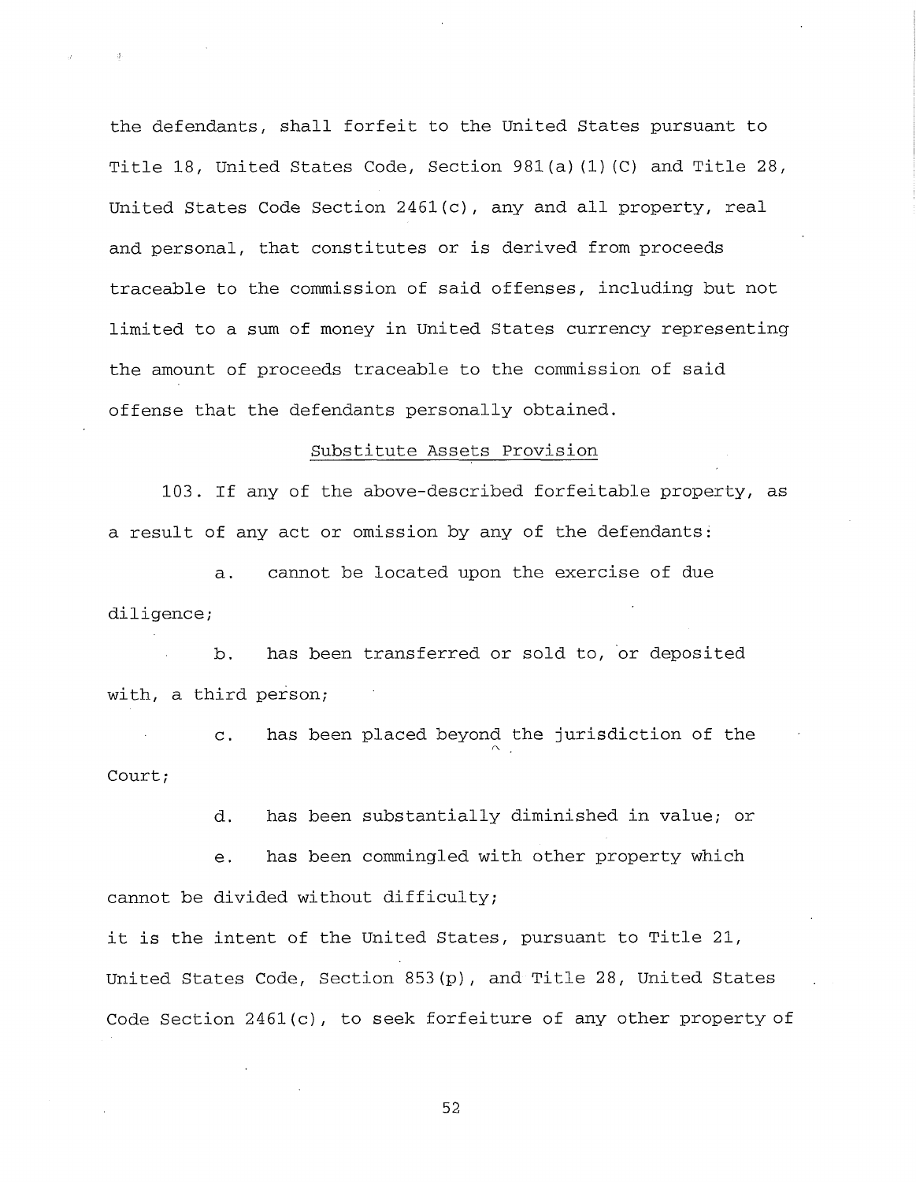the defendants, shall forfeit to the United States pursuant to Title 18, United States Code, Section 981(a)(1)(C) and Title 28, United States Code Section 2461(c), any and all property, real and personal, that constitutes or is derived from proceeds traceable to the commission of said offenses, including but not limited to a sum of money in United States currency representing the amount of proceeds traceable to the commission of said offense that the defendants personally obtained.

Substitute Assets Provision

103. If any of the above-described forfeitable property, as a result of any act or omission by any of the defendants:

a. cannot be located upon the exercise of due diligence;

b. has been transferred or sold to, or deposited with, a third person;

c. has been placed beyond the jurisdiction of the Court;

d. has been substantially diminished in value; or

e. has been commingled with other property which cannot be divided without difficulty;

it is the intent of the United States, pursuant to Title 21, United States Code, Section 853(p), and Title 28, United States Code Section 2461(c), to seek forfeiture of any other property of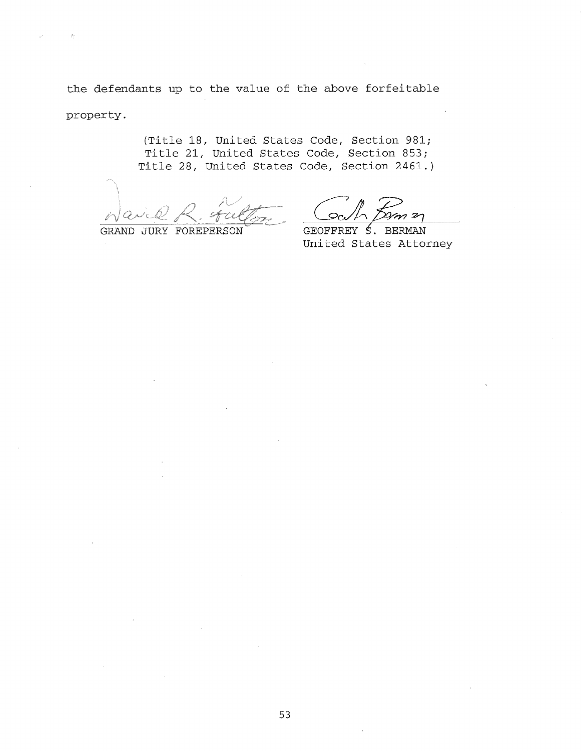the defendants up to the value of the above forfeitable property.

(Title 18, United States Code, Section 981;
Title 21, United States Code, Section 853;
Title 28, United States Code, Section 2461.)

GRAND JURY FOREPERSON

GEOFFREY S. BERMAN
United States Attorney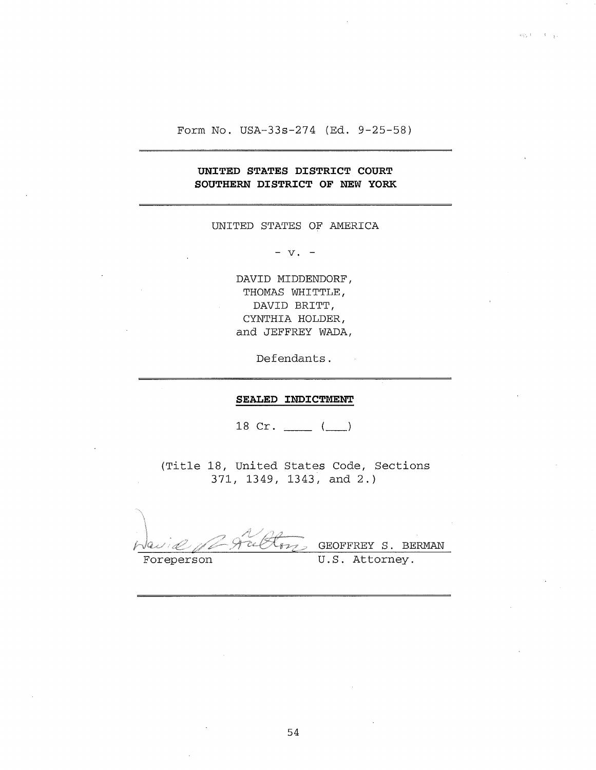Form No. USA-33s-274 (Ed. 9-25-58)

---

**UNITED STATES DISTRICT COURT**
**SOUTHERN DISTRICT OF NEW YORK**

---

UNITED STATES OF AMERICA

\- v. -

DAVID MIDDENDORF,
THOMAS WHITTLE,
DAVID BRITT,
CYNTHIA HOLDER,
and JEFFREY WADA,

Defendants.

---

**SEALED INDICTMENT**

18 Cr. ____ (___)

(Title 18, United States Code, Sections 371, 1349, 1343, and 2.)

David R. Sutton (signature)
Foreperson

GEOFFREY S. BERMAN
U.S. Attorney.